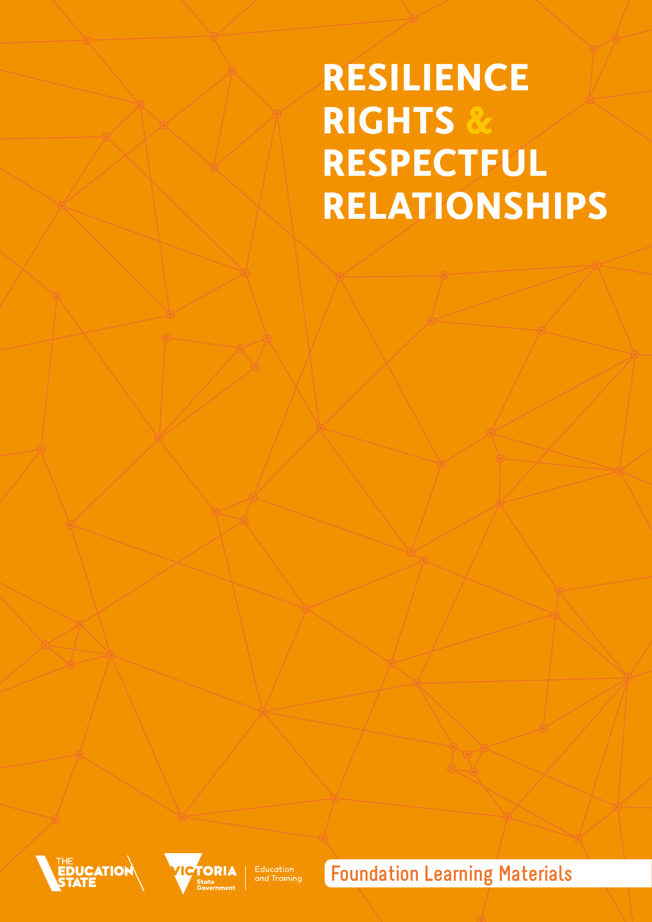# RESILIENCE RIGHTS & RESPECTFUL RELATIONSHIPS

THE EDUCATION STATE

VICTORIA State Government | Education and Training

Foundation Learning Materials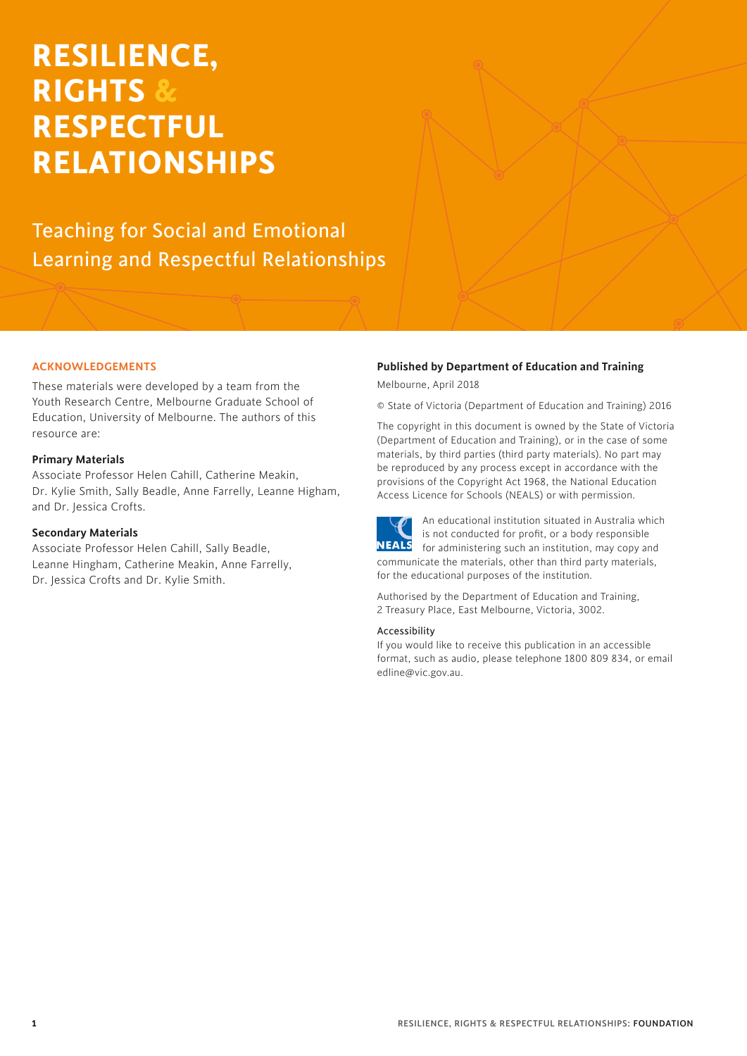# RESILIENCE, RIGHTS & RESPECTFUL RELATIONSHIPS

## Teaching for Social and Emotional Learning and Respectful Relationships

### ACKNOWLEDGEMENTS

These materials were developed by a team from the Youth Research Centre, Melbourne Graduate School of Education, University of Melbourne. The authors of this resource are:

**Primary Materials**
Associate Professor Helen Cahill, Catherine Meakin, Dr. Kylie Smith, Sally Beadle, Anne Farrelly, Leanne Higham, and Dr. Jessica Crofts.

**Secondary Materials**
Associate Professor Helen Cahill, Sally Beadle, Leanne Hingham, Catherine Meakin, Anne Farrelly, Dr. Jessica Crofts and Dr. Kylie Smith.

**Published by Department of Education and Training**

Melbourne, April 2018

© State of Victoria (Department of Education and Training) 2016

The copyright in this document is owned by the State of Victoria (Department of Education and Training), or in the case of some materials, by third parties (third party materials). No part may be reproduced by any process except in accordance with the provisions of the Copyright Act 1968, the National Education Access Licence for Schools (NEALS) or with permission.

An educational institution situated in Australia which is not conducted for profit, or a body responsible for administering such an institution, may copy and communicate the materials, other than third party materials, for the educational purposes of the institution.

Authorised by the Department of Education and Training, 2 Treasury Place, East Melbourne, Victoria, 3002.

Accessibility
If you would like to receive this publication in an accessible format, such as audio, please telephone 1800 809 834, or email edline@vic.gov.au.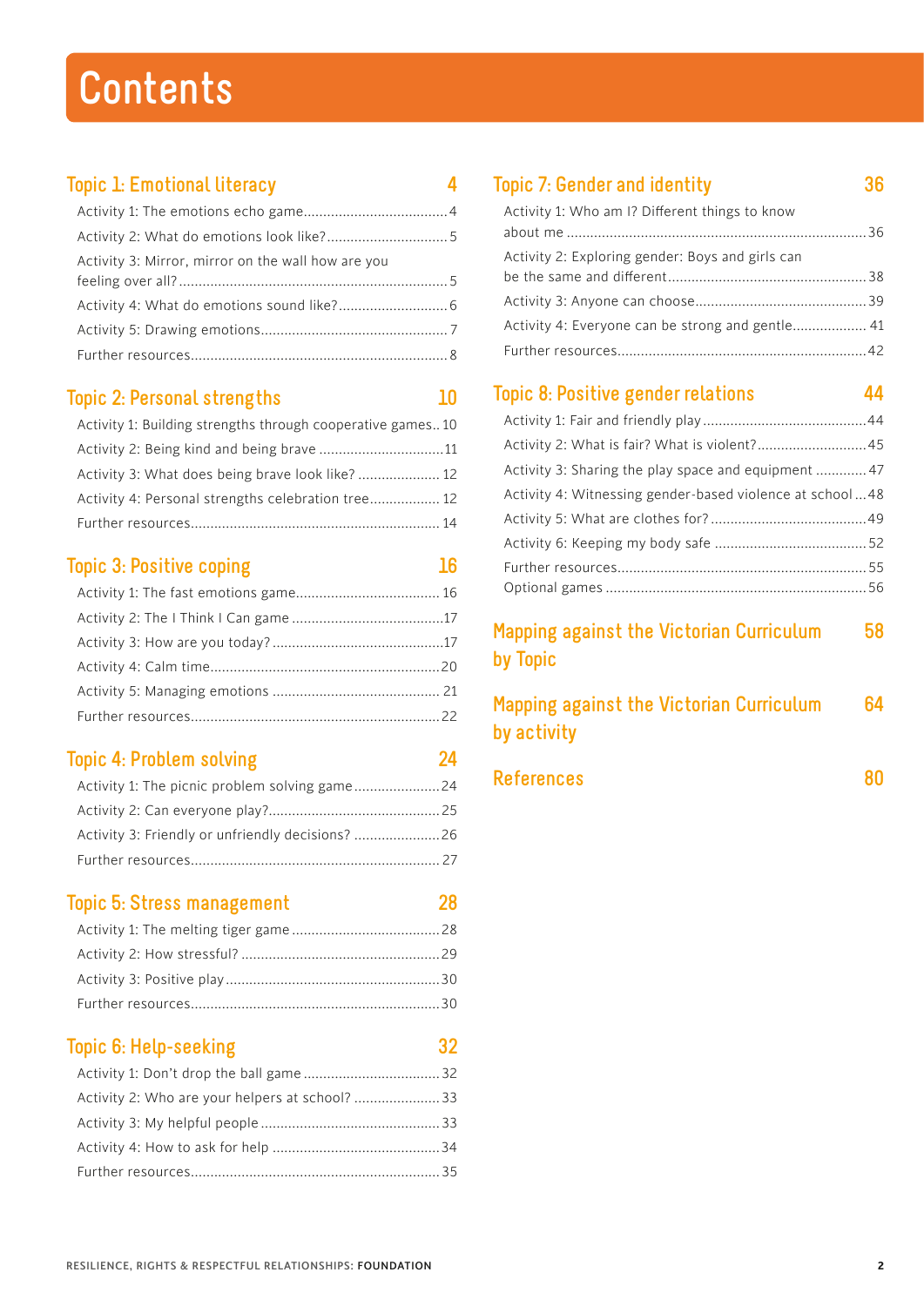# Contents

## Topic 1: Emotional literacy 4

- Activity 1: The emotions echo game....4
- Activity 2: What do emotions look like?....5
- Activity 3: Mirror, mirror on the wall how are you feeling over all?....5
- Activity 4: What do emotions sound like?....6
- Activity 5: Drawing emotions....7
- Further resources....8

## Topic 2: Personal strengths 10

- Activity 1: Building strengths through cooperative games..10
- Activity 2: Being kind and being brave ....11
- Activity 3: What does being brave look like? .... 12
- Activity 4: Personal strengths celebration tree.... 12
- Further resources.... 14

## Topic 3: Positive coping 16

- Activity 1: The fast emotions game.... 16
- Activity 2: The I Think I Can game ....17
- Activity 3: How are you today? ....17
- Activity 4: Calm time....20
- Activity 5: Managing emotions .... 21
- Further resources....22

## Topic 4: Problem solving 24

- Activity 1: The picnic problem solving game....24
- Activity 2: Can everyone play?....25
- Activity 3: Friendly or unfriendly decisions? ....26
- Further resources.... 27

## Topic 5: Stress management 28

- Activity 1: The melting tiger game ....28
- Activity 2: How stressful? ....29
- Activity 3: Positive play ....30
- Further resources....30

## Topic 6: Help-seeking 32

- Activity 1: Don't drop the ball game ....32
- Activity 2: Who are your helpers at school? ....33
- Activity 3: My helpful people ....33
- Activity 4: How to ask for help ....34
- Further resources....35

## Topic 7: Gender and identity 36

- Activity 1: Who am I? Different things to know about me ....36
- Activity 2: Exploring gender: Boys and girls can be the same and different....38
- Activity 3: Anyone can choose....39
- Activity 4: Everyone can be strong and gentle.... 41
- Further resources....42

## Topic 8: Positive gender relations 44

- Activity 1: Fair and friendly play ....44
- Activity 2: What is fair? What is violent?....45
- Activity 3: Sharing the play space and equipment .... 47
- Activity 4: Witnessing gender-based violence at school ...48
- Activity 5: What are clothes for? ....49
- Activity 6: Keeping my body safe ....52
- Further resources....55
- Optional games ....56

## Mapping against the Victorian Curriculum by Topic 58

## Mapping against the Victorian Curriculum by activity 64

## References 80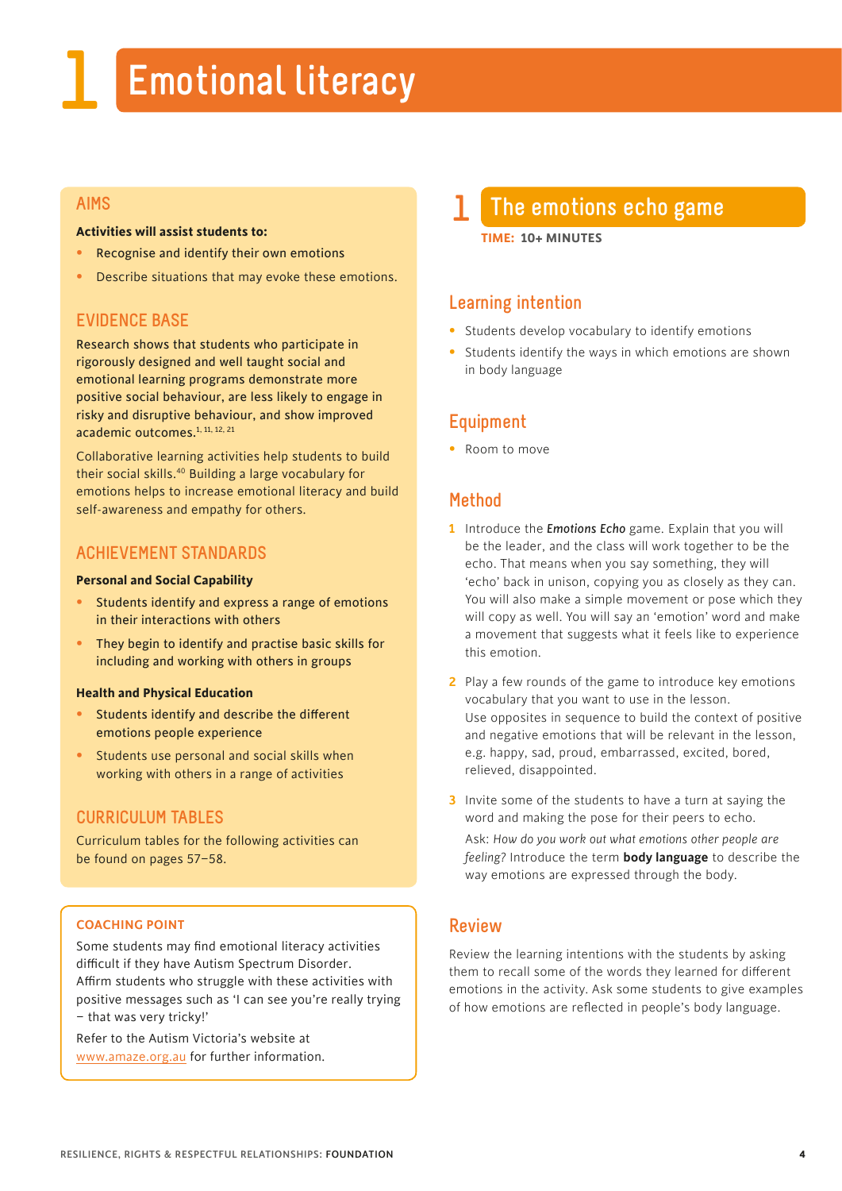# 1 Emotional literacy

## AIMS

**Activities will assist students to:**

- Recognise and identify their own emotions
- Describe situations that may evoke these emotions.

## EVIDENCE BASE

Research shows that students who participate in rigorously designed and well taught social and emotional learning programs demonstrate more positive social behaviour, are less likely to engage in risky and disruptive behaviour, and show improved academic outcomes.[1, 11, 12, 21]

Collaborative learning activities help students to build their social skills.[40] Building a large vocabulary for emotions helps to increase emotional literacy and build self-awareness and empathy for others.

## ACHIEVEMENT STANDARDS

**Personal and Social Capability**

- Students identify and express a range of emotions in their interactions with others
- They begin to identify and practise basic skills for including and working with others in groups

**Health and Physical Education**

- Students identify and describe the different emotions people experience
- Students use personal and social skills when working with others in a range of activities

## CURRICULUM TABLES

Curriculum tables for the following activities can be found on pages 57–58.

### COACHING POINT

Some students may find emotional literacy activities difficult if they have Autism Spectrum Disorder. Affirm students who struggle with these activities with positive messages such as 'I can see you're really trying – that was very tricky!'

Refer to the Autism Victoria's website at www.amaze.org.au for further information.

## 1 The emotions echo game

**TIME: 10+ MINUTES**

### Learning intention

- Students develop vocabulary to identify emotions
- Students identify the ways in which emotions are shown in body language

### Equipment

- Room to move

### Method

1. Introduce the ***Emotions Echo*** game. Explain that you will be the leader, and the class will work together to be the echo. That means when you say something, they will 'echo' back in unison, copying you as closely as they can. You will also make a simple movement or pose which they will copy as well. You will say an 'emotion' word and make a movement that suggests what it feels like to experience this emotion.
2. Play a few rounds of the game to introduce key emotions vocabulary that you want to use in the lesson. Use opposites in sequence to build the context of positive and negative emotions that will be relevant in the lesson, e.g. happy, sad, proud, embarrassed, excited, bored, relieved, disappointed.
3. Invite some of the students to have a turn at saying the word and making the pose for their peers to echo.

   Ask: *How do you work out what emotions other people are feeling?* Introduce the term **body language** to describe the way emotions are expressed through the body.

### Review

Review the learning intentions with the students by asking them to recall some of the words they learned for different emotions in the activity. Ask some students to give examples of how emotions are reflected in people's body language.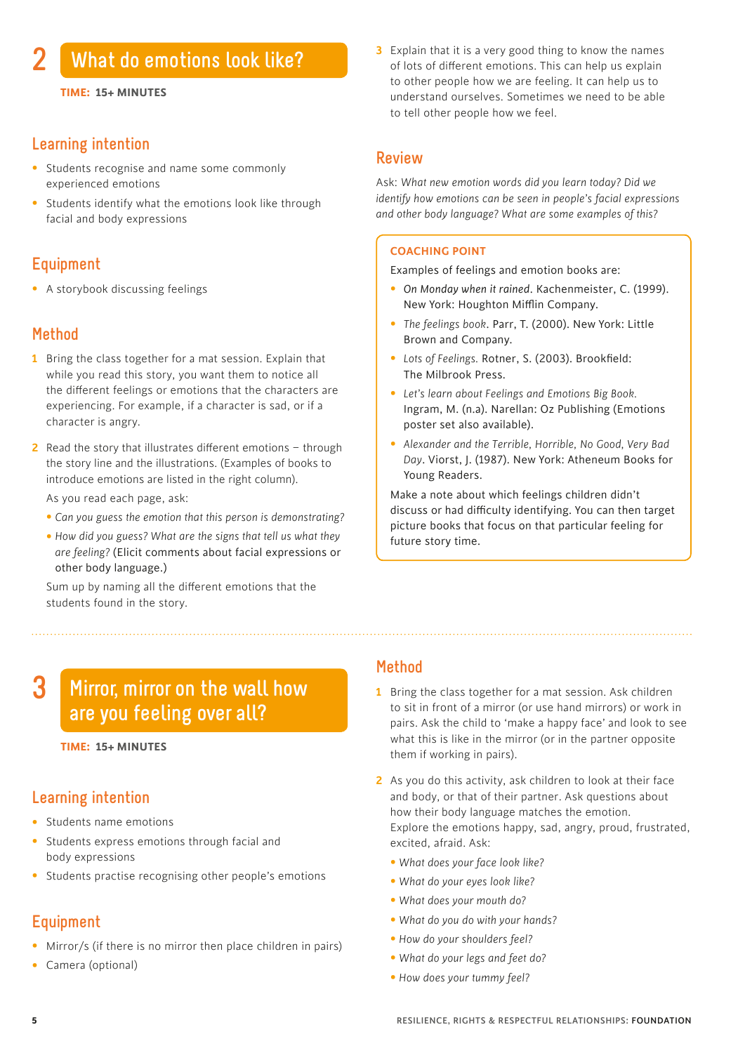# 2 What do emotions look like?

**TIME: 15+ MINUTES**

## Learning intention

- Students recognise and name some commonly experienced emotions
- Students identify what the emotions look like through facial and body expressions

## Equipment

- A storybook discussing feelings

## Method

1. Bring the class together for a mat session. Explain that while you read this story, you want them to notice all the different feelings or emotions that the characters are experiencing. For example, if a character is sad, or if a character is angry.
2. Read the story that illustrates different emotions – through the story line and the illustrations. (Examples of books to introduce emotions are listed in the right column).

   As you read each page, ask:

   - *Can you guess the emotion that this person is demonstrating?*
   - *How did you guess? What are the signs that tell us what they are feeling?* (Elicit comments about facial expressions or other body language.)

   Sum up by naming all the different emotions that the students found in the story.
3. Explain that it is a very good thing to know the names of lots of different emotions. This can help us explain to other people how we are feeling. It can help us to understand ourselves. Sometimes we need to be able to tell other people how we feel.

## Review

Ask: *What new emotion words did you learn today? Did we identify how emotions can be seen in people's facial expressions and other body language? What are some examples of this?*

**COACHING POINT**

Examples of feelings and emotion books are:

- *On Monday when it rained*. Kachenmeister, C. (1999). New York: Houghton Mifflin Company.
- *The feelings book*. Parr, T. (2000). New York: Little Brown and Company.
- *Lots of Feelings.* Rotner, S. (2003). Brookfield: The Milbrook Press.
- *Let's learn about Feelings and Emotions Big Book.* Ingram, M. (n.a). Narellan: Oz Publishing (Emotions poster set also available).
- *Alexander and the Terrible, Horrible, No Good, Very Bad Day*. Viorst, J. (1987). New York: Atheneum Books for Young Readers.

Make a note about which feelings children didn't discuss or had difficulty identifying. You can then target picture books that focus on that particular feeling for future story time.

# 3 Mirror, mirror on the wall how are you feeling over all?

**TIME: 15+ MINUTES**

## Learning intention

- Students name emotions
- Students express emotions through facial and body expressions
- Students practise recognising other people's emotions

## Equipment

- Mirror/s (if there is no mirror then place children in pairs)
- Camera (optional)

## Method

1. Bring the class together for a mat session. Ask children to sit in front of a mirror (or use hand mirrors) or work in pairs. Ask the child to 'make a happy face' and look to see what this is like in the mirror (or in the partner opposite them if working in pairs).
2. As you do this activity, ask children to look at their face and body, or that of their partner. Ask questions about how their body language matches the emotion. Explore the emotions happy, sad, angry, proud, frustrated, excited, afraid. Ask:
   - *What does your face look like?*
   - *What do your eyes look like?*
   - *What does your mouth do?*
   - *What do you do with your hands?*
   - *How do your shoulders feel?*
   - *What do your legs and feet do?*
   - *How does your tummy feel?*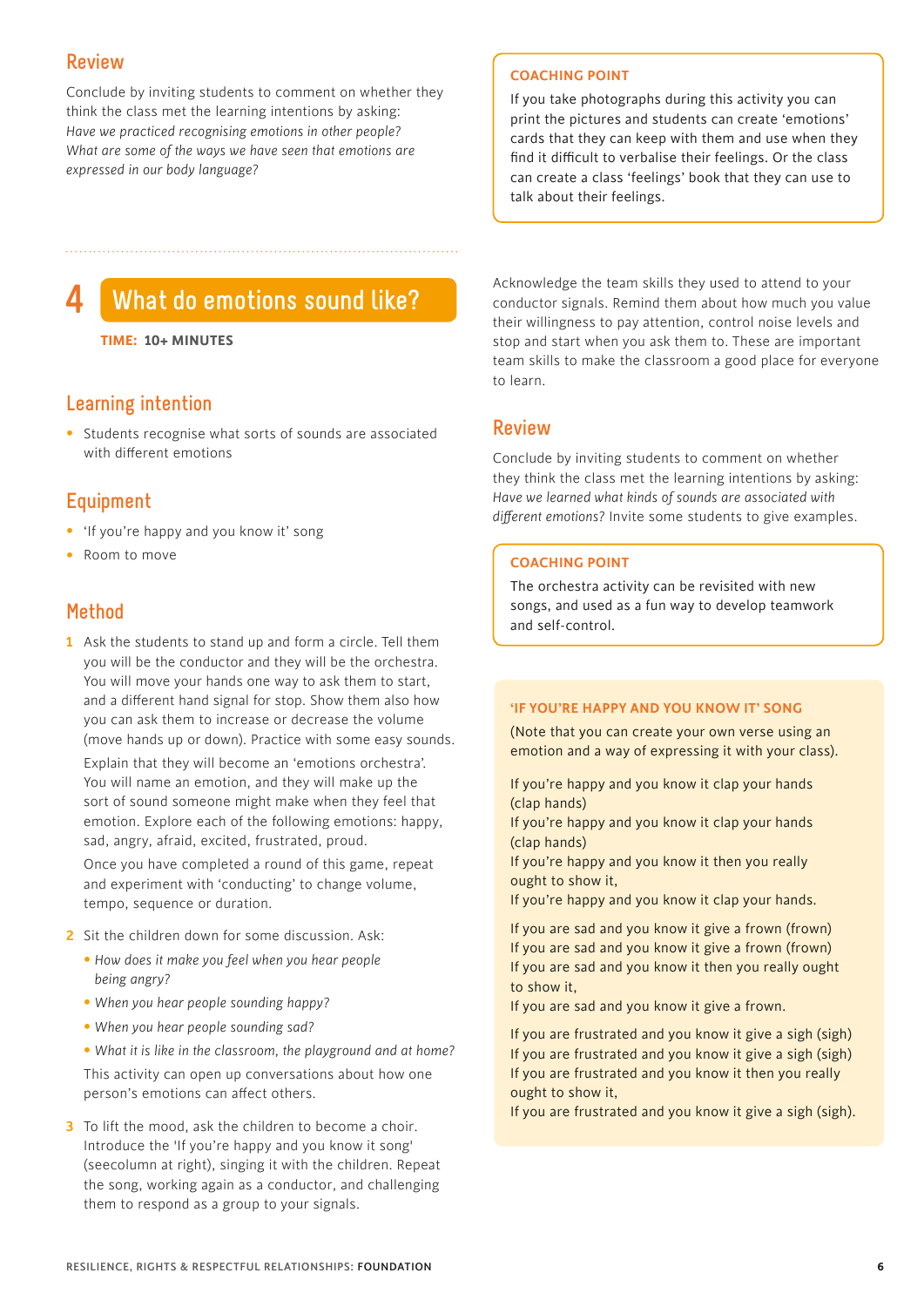## Review

Conclude by inviting students to comment on whether they think the class met the learning intentions by asking: *Have we practiced recognising emotions in other people? What are some of the ways we have seen that emotions are expressed in our body language?*

> **COACHING POINT**
>
> If you take photographs during this activity you can print the pictures and students can create 'emotions' cards that they can keep with them and use when they find it difficult to verbalise their feelings. Or the class can create a class 'feelings' book that they can use to talk about their feelings.

# 4 What do emotions sound like?

**TIME: 10+ MINUTES**

## Learning intention

- Students recognise what sorts of sounds are associated with different emotions

## Equipment

- 'If you're happy and you know it' song
- Room to move

## Method

1. Ask the students to stand up and form a circle. Tell them you will be the conductor and they will be the orchestra. You will move your hands one way to ask them to start, and a different hand signal for stop. Show them also how you can ask them to increase or decrease the volume (move hands up or down). Practice with some easy sounds.

   Explain that they will become an 'emotions orchestra'. You will name an emotion, and they will make up the sort of sound someone might make when they feel that emotion. Explore each of the following emotions: happy, sad, angry, afraid, excited, frustrated, proud.

   Once you have completed a round of this game, repeat and experiment with 'conducting' to change volume, tempo, sequence or duration.

2. Sit the children down for some discussion. Ask:
   - *How does it make you feel when you hear people being angry?*
   - *When you hear people sounding happy?*
   - *When you hear people sounding sad?*
   - *What it is like in the classroom, the playground and at home?*

   This activity can open up conversations about how one person's emotions can affect others.

3. To lift the mood, ask the children to become a choir. Introduce the 'If you're happy and you know it song' (seecolumn at right), singing it with the children. Repeat the song, working again as a conductor, and challenging them to respond as a group to your signals.

Acknowledge the team skills they used to attend to your conductor signals. Remind them about how much you value their willingness to pay attention, control noise levels and stop and start when you ask them to. These are important team skills to make the classroom a good place for everyone to learn.

## Review

Conclude by inviting students to comment on whether they think the class met the learning intentions by asking: *Have we learned what kinds of sounds are associated with different emotions?* Invite some students to give examples.

> **COACHING POINT**
>
> The orchestra activity can be revisited with new songs, and used as a fun way to develop teamwork and self-control.

> **'IF YOU'RE HAPPY AND YOU KNOW IT' SONG**
>
> (Note that you can create your own verse using an emotion and a way of expressing it with your class).
>
> If you're happy and you know it clap your hands (clap hands)
> If you're happy and you know it clap your hands (clap hands)
> If you're happy and you know it then you really ought to show it,
> If you're happy and you know it clap your hands.
>
> If you are sad and you know it give a frown (frown)
> If you are sad and you know it give a frown (frown)
> If you are sad and you know it then you really ought to show it,
> If you are sad and you know it give a frown.
>
> If you are frustrated and you know it give a sigh (sigh)
> If you are frustrated and you know it give a sigh (sigh)
> If you are frustrated and you know it then you really ought to show it,
> If you are frustrated and you know it give a sigh (sigh).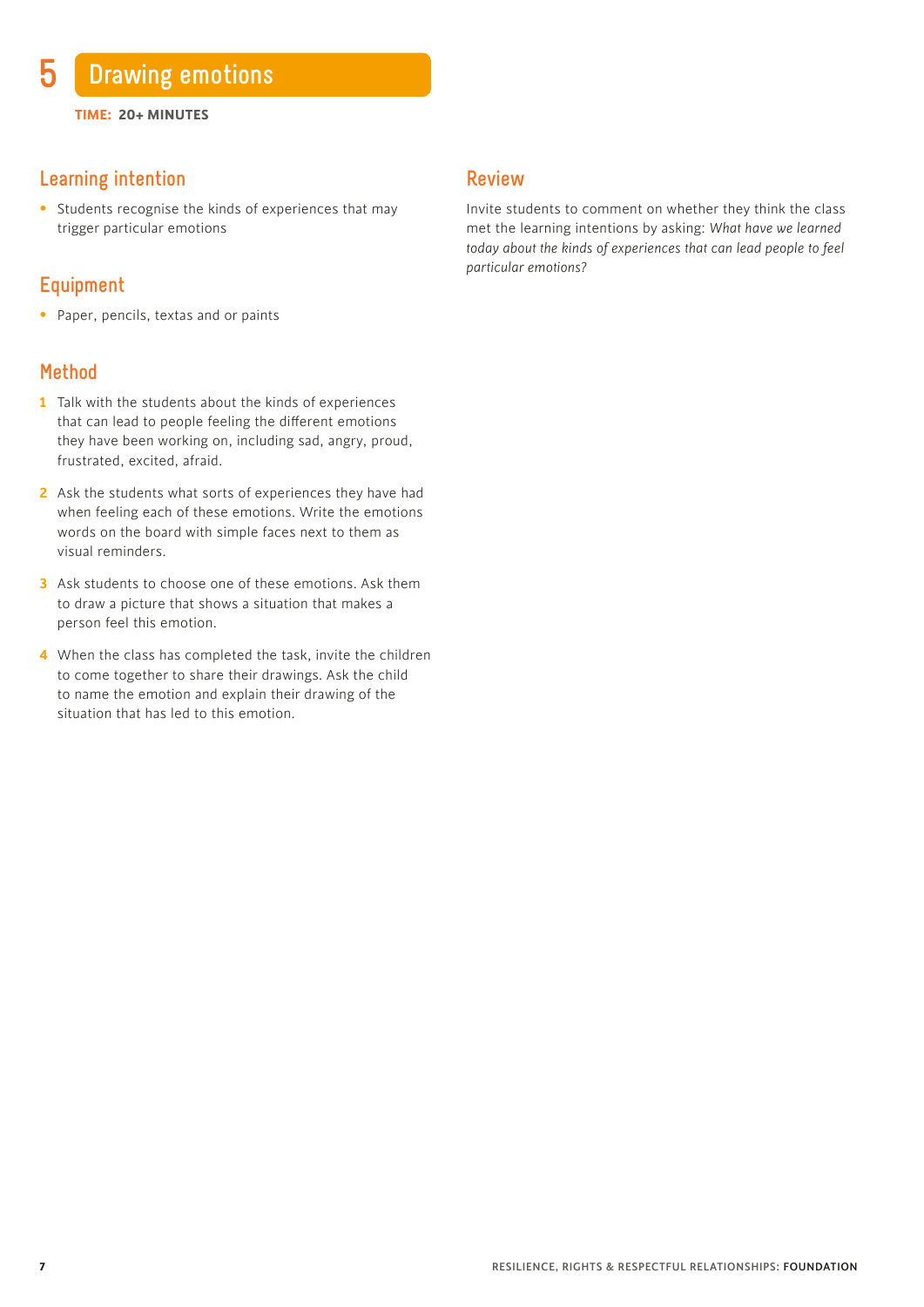# 5 Drawing emotions

**TIME: 20+ MINUTES**

## Learning intention

- Students recognise the kinds of experiences that may trigger particular emotions

## Equipment

- Paper, pencils, textas and or paints

## Method

1. Talk with the students about the kinds of experiences that can lead to people feeling the different emotions they have been working on, including sad, angry, proud, frustrated, excited, afraid.
2. Ask the students what sorts of experiences they have had when feeling each of these emotions. Write the emotions words on the board with simple faces next to them as visual reminders.
3. Ask students to choose one of these emotions. Ask them to draw a picture that shows a situation that makes a person feel this emotion.
4. When the class has completed the task, invite the children to come together to share their drawings. Ask the child to name the emotion and explain their drawing of the situation that has led to this emotion.

## Review

Invite students to comment on whether they think the class met the learning intentions by asking: *What have we learned today about the kinds of experiences that can lead people to feel particular emotions?*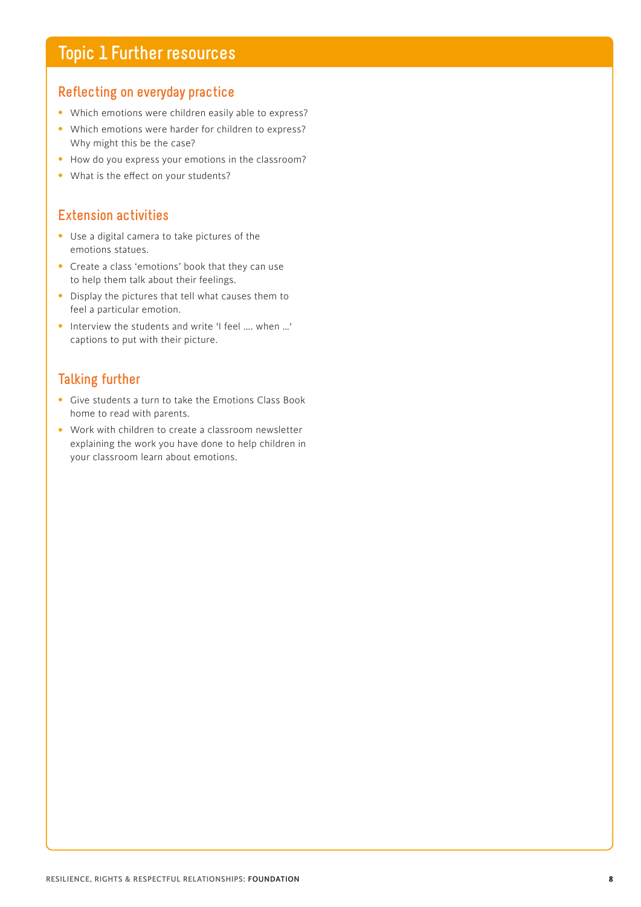# Topic 1 Further resources

## Reflecting on everyday practice

- Which emotions were children easily able to express?
- Which emotions were harder for children to express? Why might this be the case?
- How do you express your emotions in the classroom?
- What is the effect on your students?

## Extension activities

- Use a digital camera to take pictures of the emotions statues.
- Create a class 'emotions' book that they can use to help them talk about their feelings.
- Display the pictures that tell what causes them to feel a particular emotion.
- Interview the students and write 'I feel …. when …' captions to put with their picture.

## Talking further

- Give students a turn to take the Emotions Class Book home to read with parents.
- Work with children to create a classroom newsletter explaining the work you have done to help children in your classroom learn about emotions.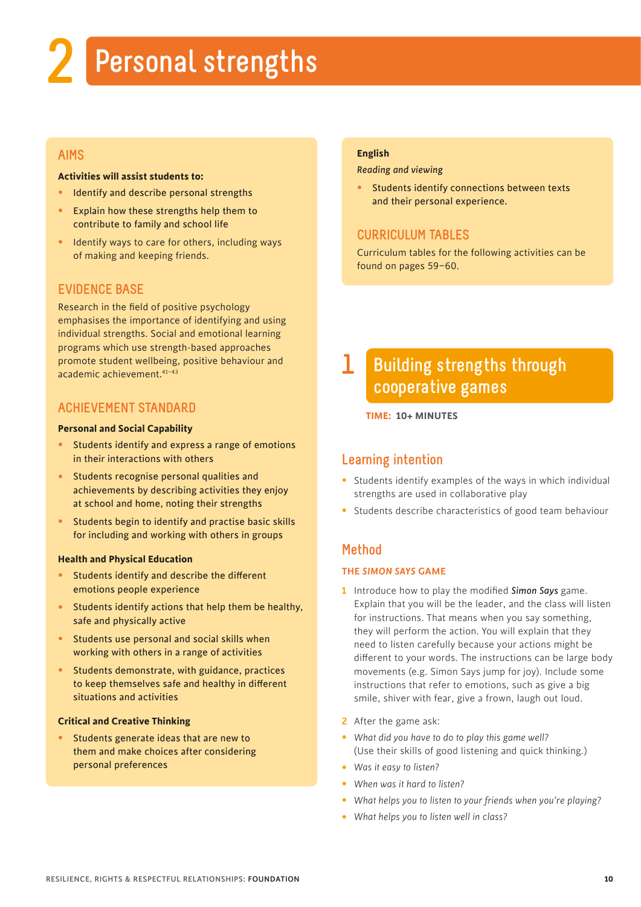# 2 Personal strengths

## AIMS

**Activities will assist students to:**

- Identify and describe personal strengths
- Explain how these strengths help them to contribute to family and school life
- Identify ways to care for others, including ways of making and keeping friends.

## EVIDENCE BASE

Research in the field of positive psychology emphasises the importance of identifying and using individual strengths. Social and emotional learning programs which use strength-based approaches promote student wellbeing, positive behaviour and academic achievement.[41–43]

## ACHIEVEMENT STANDARD

**Personal and Social Capability**

- Students identify and express a range of emotions in their interactions with others
- Students recognise personal qualities and achievements by describing activities they enjoy at school and home, noting their strengths
- Students begin to identify and practise basic skills for including and working with others in groups

**Health and Physical Education**

- Students identify and describe the different emotions people experience
- Students identify actions that help them be healthy, safe and physically active
- Students use personal and social skills when working with others in a range of activities
- Students demonstrate, with guidance, practices to keep themselves safe and healthy in different situations and activities

**Critical and Creative Thinking**

- Students generate ideas that are new to them and make choices after considering personal preferences

**English**

*Reading and viewing*

- Students identify connections between texts and their personal experience.

## CURRICULUM TABLES

Curriculum tables for the following activities can be found on pages 59–60.

## 1 Building strengths through cooperative games

**TIME: 10+ MINUTES**

### Learning intention

- Students identify examples of the ways in which individual strengths are used in collaborative play
- Students describe characteristics of good team behaviour

### Method

**THE *SIMON SAYS* GAME**

1. Introduce how to play the modified ***Simon Says*** game. Explain that you will be the leader, and the class will listen for instructions. That means when you say something, they will perform the action. You will explain that they need to listen carefully because your actions might be different to your words. The instructions can be large body movements (e.g. Simon Says jump for joy). Include some instructions that refer to emotions, such as give a big smile, shiver with fear, give a frown, laugh out loud.
2. After the game ask:

- *What did you have to do to play this game well?* (Use their skills of good listening and quick thinking.)
- *Was it easy to listen?*
- *When was it hard to listen?*
- *What helps you to listen to your friends when you're playing?*
- *What helps you to listen well in class?*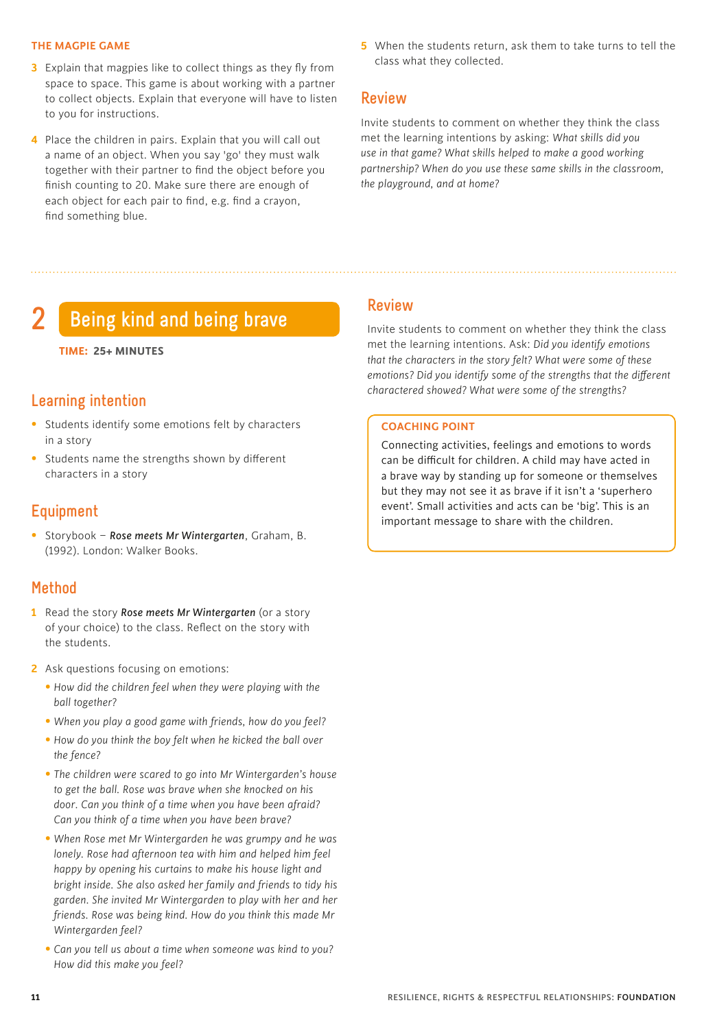### THE MAGPIE GAME

3. Explain that magpies like to collect things as they fly from space to space. This game is about working with a partner to collect objects. Explain that everyone will have to listen to you for instructions.
4. Place the children in pairs. Explain that you will call out a name of an object. When you say 'go' they must walk together with their partner to find the object before you finish counting to 20. Make sure there are enough of each object for each pair to find, e.g. find a crayon, find something blue.
5. When the students return, ask them to take turns to tell the class what they collected.

## Review

Invite students to comment on whether they think the class met the learning intentions by asking: *What skills did you use in that game? What skills helped to make a good working partnership? When do you use these same skills in the classroom, the playground, and at home?*

# 2 Being kind and being brave

**TIME: 25+ MINUTES**

## Learning intention

- Students identify some emotions felt by characters in a story
- Students name the strengths shown by different characters in a story

## Equipment

- Storybook – ***Rose meets Mr Wintergarten***, Graham, B. (1992). London: Walker Books.

## Method

1. Read the story ***Rose meets Mr Wintergarten*** (or a story of your choice) to the class. Reflect on the story with the students.
2. Ask questions focusing on emotions:
   - *How did the children feel when they were playing with the ball together?*
   - *When you play a good game with friends, how do you feel?*
   - *How do you think the boy felt when he kicked the ball over the fence?*
   - *The children were scared to go into Mr Wintergarden's house to get the ball. Rose was brave when she knocked on his door. Can you think of a time when you have been afraid? Can you think of a time when you have been brave?*
   - *When Rose met Mr Wintergarden he was grumpy and he was lonely. Rose had afternoon tea with him and helped him feel happy by opening his curtains to make his house light and bright inside. She also asked her family and friends to tidy his garden. She invited Mr Wintergarden to play with her and her friends. Rose was being kind. How do you think this made Mr Wintergarden feel?*
   - *Can you tell us about a time when someone was kind to you? How did this make you feel?*

## Review

Invite students to comment on whether they think the class met the learning intentions. Ask: *Did you identify emotions that the characters in the story felt? What were some of these emotions? Did you identify some of the strengths that the different charactered showed? What were some of the strengths?*

### COACHING POINT

Connecting activities, feelings and emotions to words can be difficult for children. A child may have acted in a brave way by standing up for someone or themselves but they may not see it as brave if it isn't a 'superhero event'. Small activities and acts can be 'big'. This is an important message to share with the children.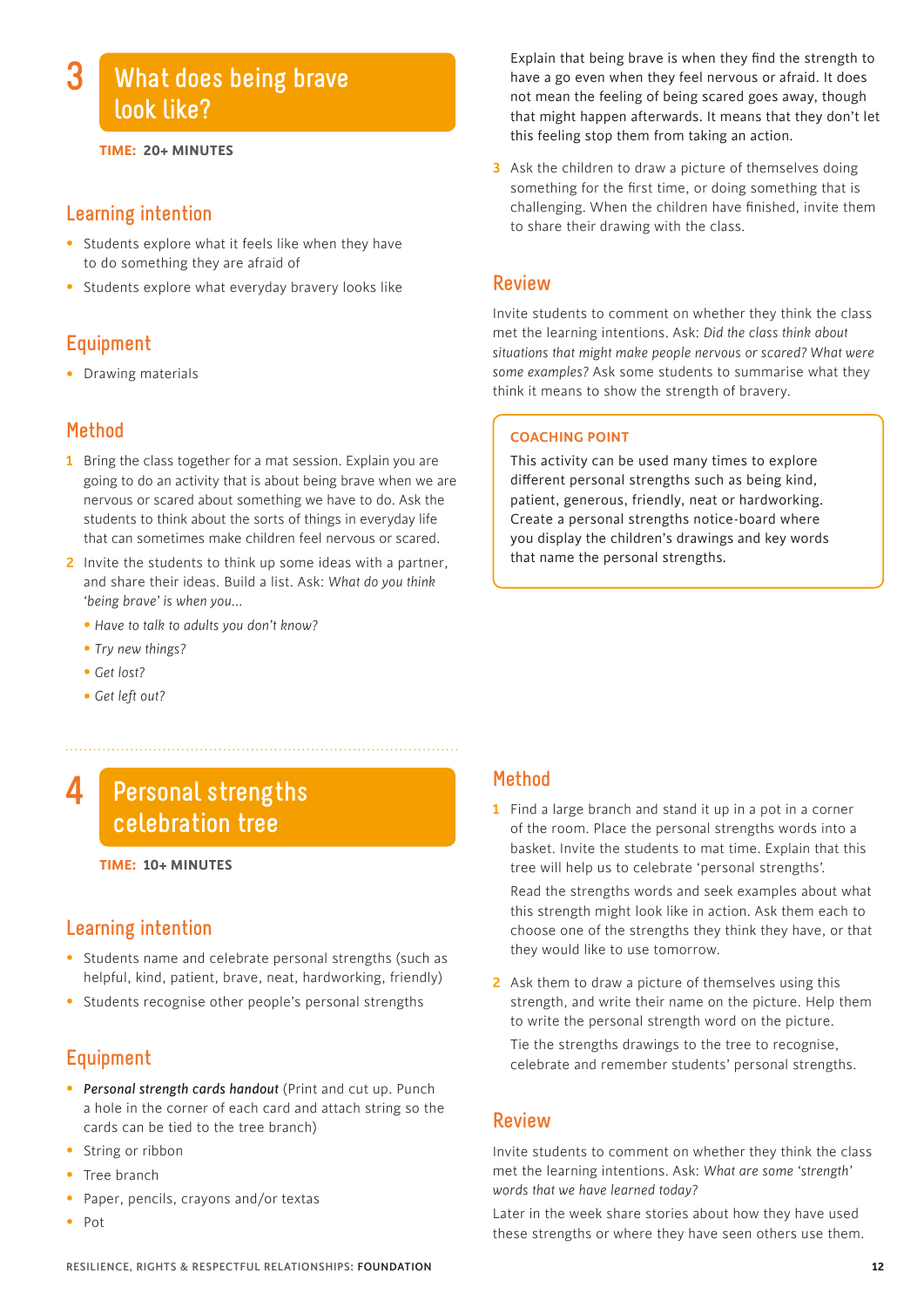# 3 What does being brave look like?

**TIME: 20+ MINUTES**

## Learning intention

- Students explore what it feels like when they have to do something they are afraid of
- Students explore what everyday bravery looks like

## Equipment

- Drawing materials

## Method

1. Bring the class together for a mat session. Explain you are going to do an activity that is about being brave when we are nervous or scared about something we have to do. Ask the students to think about the sorts of things in everyday life that can sometimes make children feel nervous or scared.
2. Invite the students to think up some ideas with a partner, and share their ideas. Build a list. Ask: *What do you think 'being brave' is when you...*
   - *Have to talk to adults you don't know?*
   - *Try new things?*
   - *Get lost?*
   - *Get left out?*

   Explain that being brave is when they find the strength to have a go even when they feel nervous or afraid. It does not mean the feeling of being scared goes away, though that might happen afterwards. It means that they don't let this feeling stop them from taking an action.
3. Ask the children to draw a picture of themselves doing something for the first time, or doing something that is challenging. When the children have finished, invite them to share their drawing with the class.

## Review

Invite students to comment on whether they think the class met the learning intentions. Ask: *Did the class think about situations that might make people nervous or scared? What were some examples?* Ask some students to summarise what they think it means to show the strength of bravery.

**COACHING POINT**

This activity can be used many times to explore different personal strengths such as being kind, patient, generous, friendly, neat or hardworking. Create a personal strengths notice-board where you display the children's drawings and key words that name the personal strengths.

# 4 Personal strengths celebration tree

**TIME: 10+ MINUTES**

## Learning intention

- Students name and celebrate personal strengths (such as helpful, kind, patient, brave, neat, hardworking, friendly)
- Students recognise other people's personal strengths

## Equipment

- ***Personal strength cards handout*** (Print and cut up. Punch a hole in the corner of each card and attach string so the cards can be tied to the tree branch)
- String or ribbon
- Tree branch
- Paper, pencils, crayons and/or textas
- Pot

## Method

1. Find a large branch and stand it up in a pot in a corner of the room. Place the personal strengths words into a basket. Invite the students to mat time. Explain that this tree will help us to celebrate 'personal strengths'.

   Read the strengths words and seek examples about what this strength might look like in action. Ask them each to choose one of the strengths they think they have, or that they would like to use tomorrow.
2. Ask them to draw a picture of themselves using this strength, and write their name on the picture. Help them to write the personal strength word on the picture.

   Tie the strengths drawings to the tree to recognise, celebrate and remember students' personal strengths.

## Review

Invite students to comment on whether they think the class met the learning intentions. Ask: *What are some 'strength' words that we have learned today?*

Later in the week share stories about how they have used these strengths or where they have seen others use them.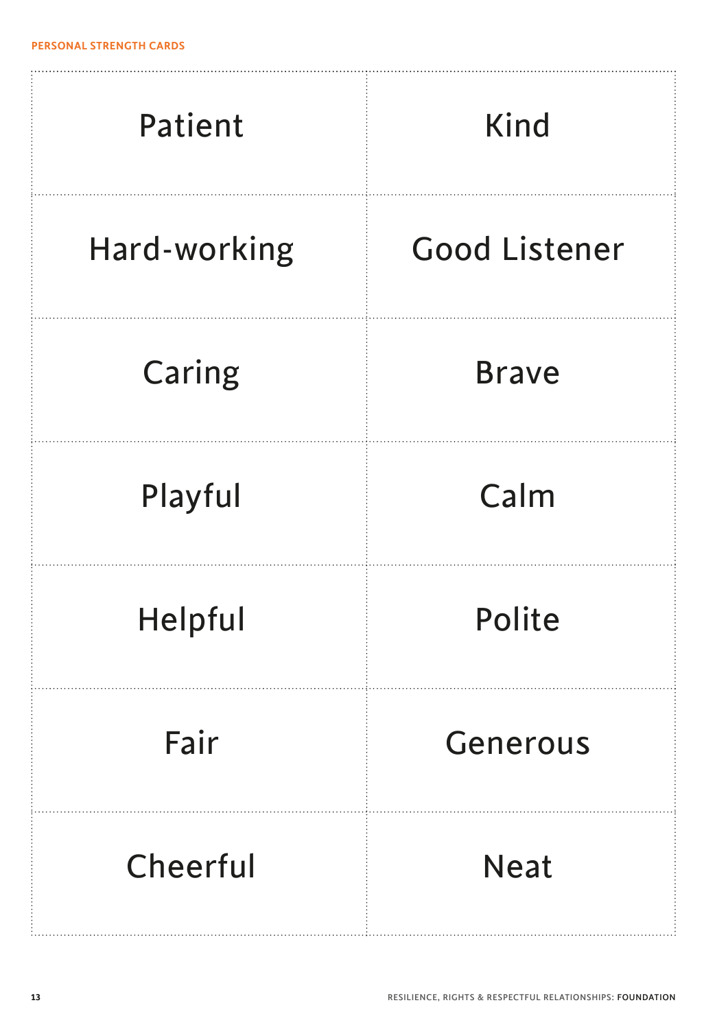PERSONAL STRENGTH CARDS

| | |
|---|---|
| Patient | Kind |
| Hard-working | Good Listener |
| Caring | Brave |
| Playful | Calm |
| Helpful | Polite |
| Fair | Generous |
| Cheerful | Neat |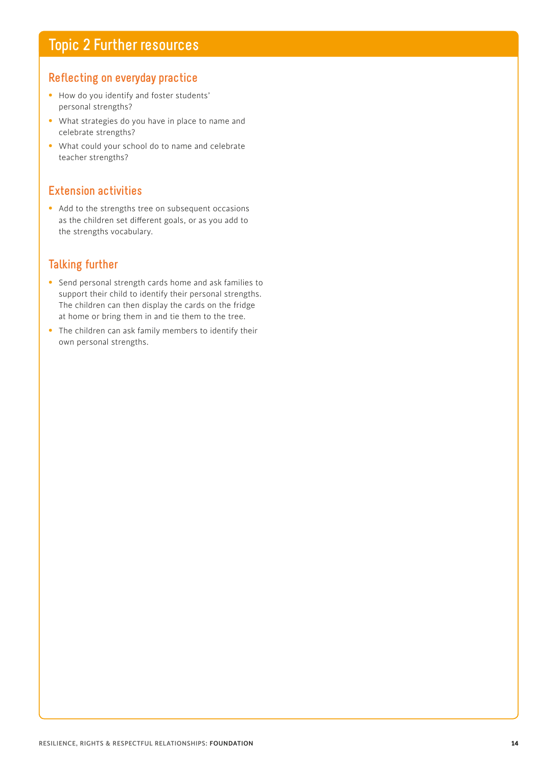# Topic 2 Further resources

## Reflecting on everyday practice

- How do you identify and foster students' personal strengths?
- What strategies do you have in place to name and celebrate strengths?
- What could your school do to name and celebrate teacher strengths?

## Extension activities

- Add to the strengths tree on subsequent occasions as the children set different goals, or as you add to the strengths vocabulary.

## Talking further

- Send personal strength cards home and ask families to support their child to identify their personal strengths. The children can then display the cards on the fridge at home or bring them in and tie them to the tree.
- The children can ask family members to identify their own personal strengths.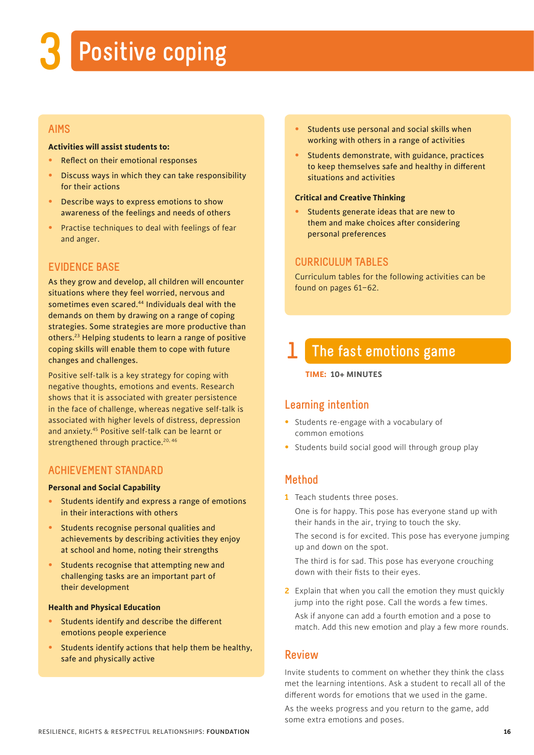# 3 Positive coping

## AIMS

**Activities will assist students to:**

- Reflect on their emotional responses
- Discuss ways in which they can take responsibility for their actions
- Describe ways to express emotions to show awareness of the feelings and needs of others
- Practise techniques to deal with feelings of fear and anger.

## EVIDENCE BASE

As they grow and develop, all children will encounter situations where they feel worried, nervous and sometimes even scared.[44] Individuals deal with the demands on them by drawing on a range of coping strategies. Some strategies are more productive than others.[23] Helping students to learn a range of positive coping skills will enable them to cope with future changes and challenges.

Positive self-talk is a key strategy for coping with negative thoughts, emotions and events. Research shows that it is associated with greater persistence in the face of challenge, whereas negative self-talk is associated with higher levels of distress, depression and anxiety.[45] Positive self-talk can be learnt or strengthened through practice.[20, 46]

## ACHIEVEMENT STANDARD

**Personal and Social Capability**

- Students identify and express a range of emotions in their interactions with others
- Students recognise personal qualities and achievements by describing activities they enjoy at school and home, noting their strengths
- Students recognise that attempting new and challenging tasks are an important part of their development

**Health and Physical Education**

- Students identify and describe the different emotions people experience
- Students identify actions that help them be healthy, safe and physically active
- Students use personal and social skills when working with others in a range of activities
- Students demonstrate, with guidance, practices to keep themselves safe and healthy in different situations and activities

**Critical and Creative Thinking**

- Students generate ideas that are new to them and make choices after considering personal preferences

## CURRICULUM TABLES

Curriculum tables for the following activities can be found on pages 61–62.

## 1 The fast emotions game

**TIME: 10+ MINUTES**

### Learning intention

- Students re-engage with a vocabulary of common emotions
- Students build social good will through group play

### Method

1. Teach students three poses.

   One is for happy. This pose has everyone stand up with their hands in the air, trying to touch the sky.

   The second is for excited. This pose has everyone jumping up and down on the spot.

   The third is for sad. This pose has everyone crouching down with their fists to their eyes.

2. Explain that when you call the emotion they must quickly jump into the right pose. Call the words a few times.

   Ask if anyone can add a fourth emotion and a pose to match. Add this new emotion and play a few more rounds.

### Review

Invite students to comment on whether they think the class met the learning intentions. Ask a student to recall all of the different words for emotions that we used in the game.

As the weeks progress and you return to the game, add some extra emotions and poses.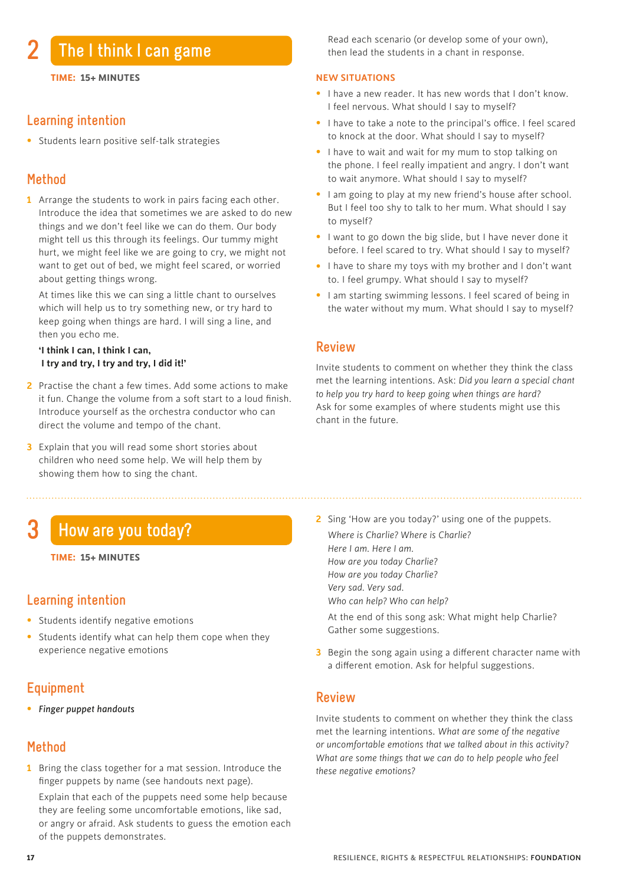## 2 The I think I can game

**TIME: 15+ MINUTES**

### Learning intention

- Students learn positive self-talk strategies

### Method

1. Arrange the students to work in pairs facing each other. Introduce the idea that sometimes we are asked to do new things and we don't feel like we can do them. Our body might tell us this through its feelings. Our tummy might hurt, we might feel like we are going to cry, we might not want to get out of bed, we might feel scared, or worried about getting things wrong.

   At times like this we can sing a little chant to ourselves which will help us to try something new, or try hard to keep going when things are hard. I will sing a line, and then you echo me.

   **'I think I can, I think I can,
   I try and try, I try and try, I did it!'**

2. Practise the chant a few times. Add some actions to make it fun. Change the volume from a soft start to a loud finish. Introduce yourself as the orchestra conductor who can direct the volume and tempo of the chant.

3. Explain that you will read some short stories about children who need some help. We will help them by showing them how to sing the chant.

   Read each scenario (or develop some of your own), then lead the students in a chant in response.

**NEW SITUATIONS**

- I have a new reader. It has new words that I don't know. I feel nervous. What should I say to myself?
- I have to take a note to the principal's office. I feel scared to knock at the door. What should I say to myself?
- I have to wait and wait for my mum to stop talking on the phone. I feel really impatient and angry. I don't want to wait anymore. What should I say to myself?
- I am going to play at my new friend's house after school. But I feel too shy to talk to her mum. What should I say to myself?
- I want to go down the big slide, but I have never done it before. I feel scared to try. What should I say to myself?
- I have to share my toys with my brother and I don't want to. I feel grumpy. What should I say to myself?
- I am starting swimming lessons. I feel scared of being in the water without my mum. What should I say to myself?

### Review

Invite students to comment on whether they think the class met the learning intentions. Ask: *Did you learn a special chant to help you try hard to keep going when things are hard?* Ask for some examples of where students might use this chant in the future.

## 3 How are you today?

**TIME: 15+ MINUTES**

### Learning intention

- Students identify negative emotions
- Students identify what can help them cope when they experience negative emotions

### Equipment

- *Finger puppet handouts*

### Method

1. Bring the class together for a mat session. Introduce the finger puppets by name (see handouts next page).

   Explain that each of the puppets need some help because they are feeling some uncomfortable emotions, like sad, or angry or afraid. Ask students to guess the emotion each of the puppets demonstrates.

2. Sing 'How are you today?' using one of the puppets.

   *Where is Charlie? Where is Charlie?*
   *Here I am. Here I am.*
   *How are you today Charlie?*
   *How are you today Charlie?*
   *Very sad. Very sad.*
   *Who can help? Who can help?*

   At the end of this song ask: What might help Charlie? Gather some suggestions.

3. Begin the song again using a different character name with a different emotion. Ask for helpful suggestions.

### Review

Invite students to comment on whether they think the class met the learning intentions. *What are some of the negative or uncomfortable emotions that we talked about in this activity? What are some things that we can do to help people who feel these negative emotions?*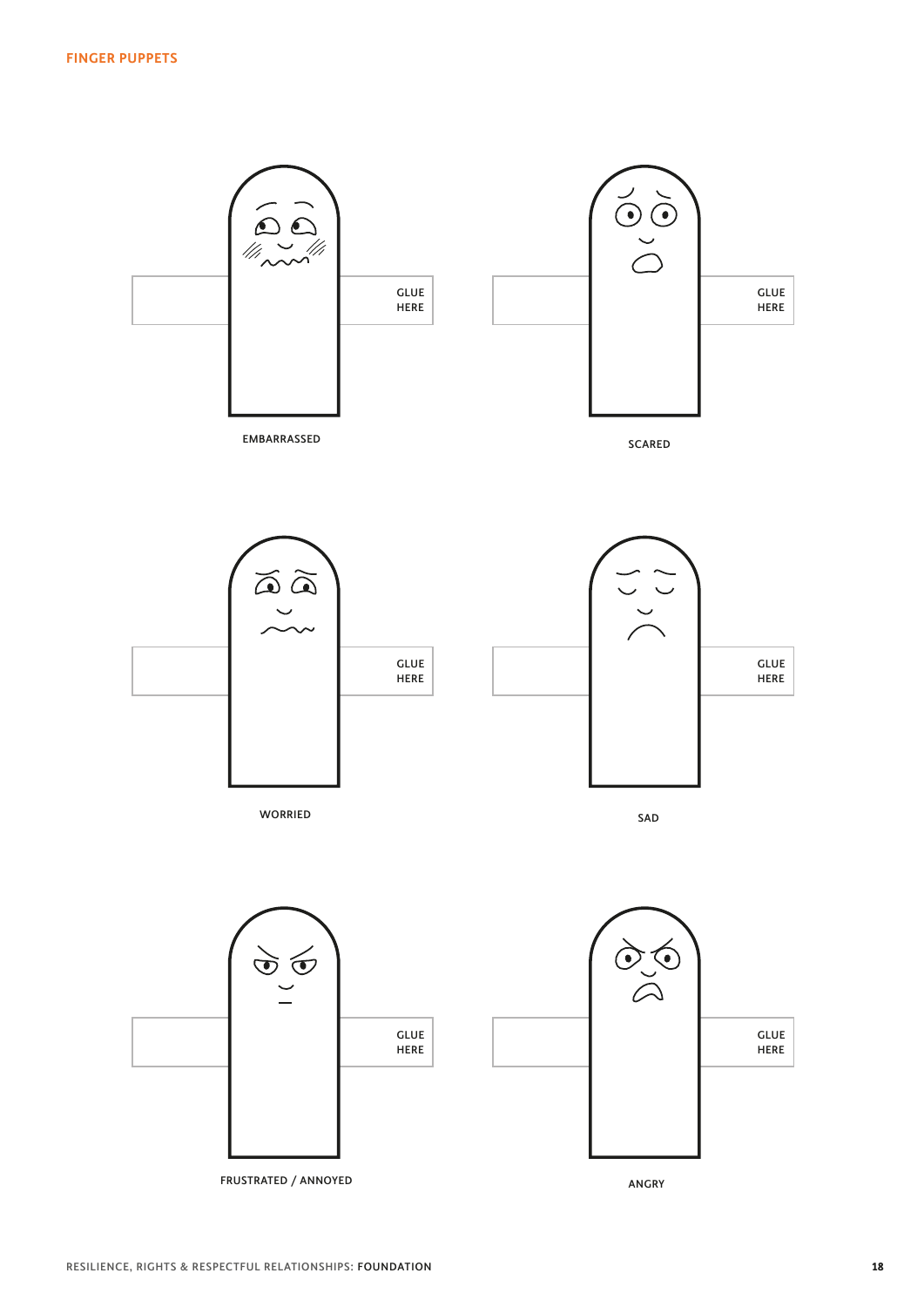## FINGER PUPPETS

GLUE HERE

EMBARRASSED

GLUE HERE

SCARED

GLUE HERE

WORRIED

GLUE HERE

SAD

GLUE HERE

FRUSTRATED / ANNOYED

GLUE HERE

ANGRY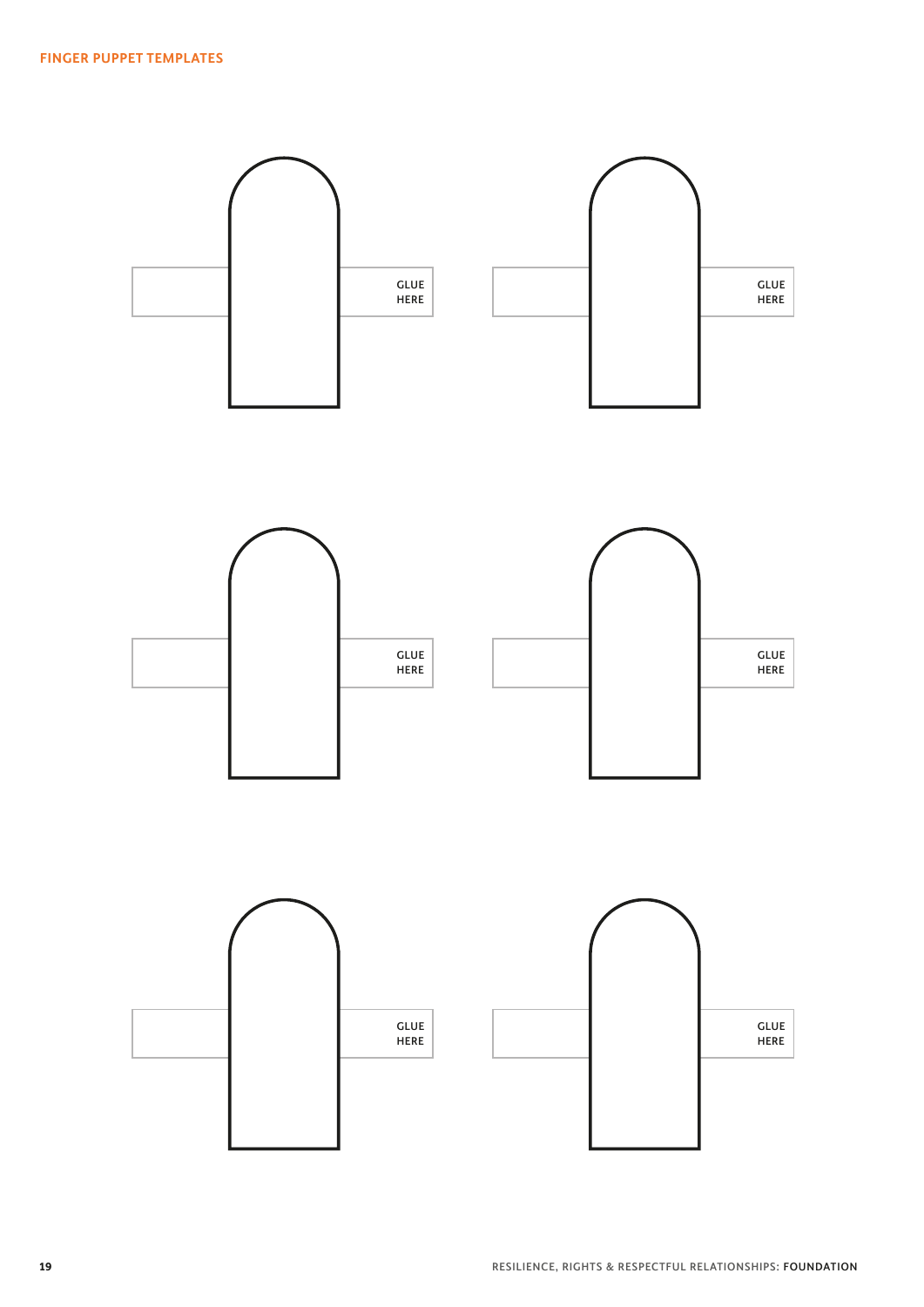# FINGER PUPPET TEMPLATES

GLUE HERE

GLUE HERE

GLUE HERE

GLUE HERE

GLUE HERE

GLUE HERE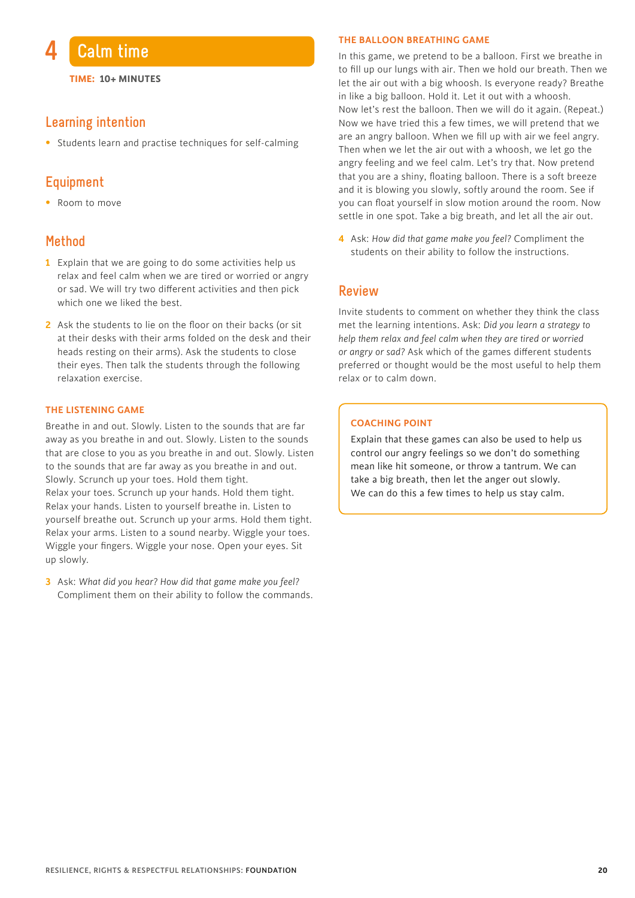# 4 Calm time

**TIME: 10+ MINUTES**

## Learning intention

- Students learn and practise techniques for self-calming

## Equipment

- Room to move

## Method

1. Explain that we are going to do some activities help us relax and feel calm when we are tired or worried or angry or sad. We will try two different activities and then pick which one we liked the best.

2. Ask the students to lie on the floor on their backs (or sit at their desks with their arms folded on the desk and their heads resting on their arms). Ask the students to close their eyes. Then talk the students through the following relaxation exercise.

### THE LISTENING GAME

Breathe in and out. Slowly. Listen to the sounds that are far away as you breathe in and out. Slowly. Listen to the sounds that are close to you as you breathe in and out. Slowly. Listen to the sounds that are far away as you breathe in and out. Slowly. Scrunch up your toes. Hold them tight. Relax your toes. Scrunch up your hands. Hold them tight. Relax your hands. Listen to yourself breathe in. Listen to yourself breathe out. Scrunch up your arms. Hold them tight. Relax your arms. Listen to a sound nearby. Wiggle your toes. Wiggle your fingers. Wiggle your nose. Open your eyes. Sit up slowly.

3. Ask: *What did you hear? How did that game make you feel?* Compliment them on their ability to follow the commands.

### THE BALLOON BREATHING GAME

In this game, we pretend to be a balloon. First we breathe in to fill up our lungs with air. Then we hold our breath. Then we let the air out with a big whoosh. Is everyone ready? Breathe in like a big balloon. Hold it. Let it out with a whoosh. Now let's rest the balloon. Then we will do it again. (Repeat.) Now we have tried this a few times, we will pretend that we are an angry balloon. When we fill up with air we feel angry. Then when we let the air out with a whoosh, we let go the angry feeling and we feel calm. Let's try that. Now pretend that you are a shiny, floating balloon. There is a soft breeze and it is blowing you slowly, softly around the room. See if you can float yourself in slow motion around the room. Now settle in one spot. Take a big breath, and let all the air out.

4. Ask: *How did that game make you feel?* Compliment the students on their ability to follow the instructions.

## Review

Invite students to comment on whether they think the class met the learning intentions. Ask: *Did you learn a strategy to help them relax and feel calm when they are tired or worried or angry or sad?* Ask which of the games different students preferred or thought would be the most useful to help them relax or to calm down.

### COACHING POINT

Explain that these games can also be used to help us control our angry feelings so we don't do something mean like hit someone, or throw a tantrum. We can take a big breath, then let the anger out slowly. We can do this a few times to help us stay calm.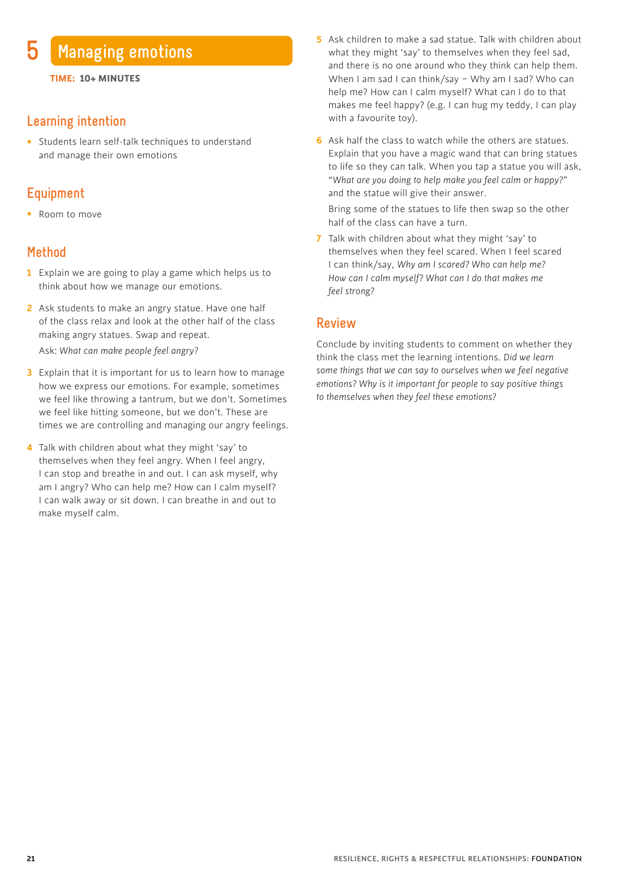# 5 Managing emotions

**TIME: 10+ MINUTES**

## Learning intention

- Students learn self-talk techniques to understand and manage their own emotions

## Equipment

- Room to move

## Method

1. Explain we are going to play a game which helps us to think about how we manage our emotions.
2. Ask students to make an angry statue. Have one half of the class relax and look at the other half of the class making angry statues. Swap and repeat.

   Ask: *What can make people feel angry?*
3. Explain that it is important for us to learn how to manage how we express our emotions. For example, sometimes we feel like throwing a tantrum, but we don't. Sometimes we feel like hitting someone, but we don't. These are times we are controlling and managing our angry feelings.
4. Talk with children about what they might 'say' to themselves when they feel angry. When I feel angry, I can stop and breathe in and out. I can ask myself, why am I angry? Who can help me? How can I calm myself? I can walk away or sit down. I can breathe in and out to make myself calm.
5. Ask children to make a sad statue. Talk with children about what they might 'say' to themselves when they feel sad, and there is no one around who they think can help them. When I am sad I can think/say – Why am I sad? Who can help me? How can I calm myself? What can I do to that makes me feel happy? (e.g. I can hug my teddy, I can play with a favourite toy).
6. Ask half the class to watch while the others are statues. Explain that you have a magic wand that can bring statues to life so they can talk. When you tap a statue you will ask, "*What are you doing to help make you feel calm or happy?*" and the statue will give their answer.

   Bring some of the statues to life then swap so the other half of the class can have a turn.
7. Talk with children about what they might 'say' to themselves when they feel scared. When I feel scared I can think/say, *Why am I scared? Who can help me? How can I calm myself? What can I do that makes me feel strong?*

## Review

Conclude by inviting students to comment on whether they think the class met the learning intentions. *Did we learn some things that we can say to ourselves when we feel negative emotions? Why is it important for people to say positive things to themselves when they feel these emotions?*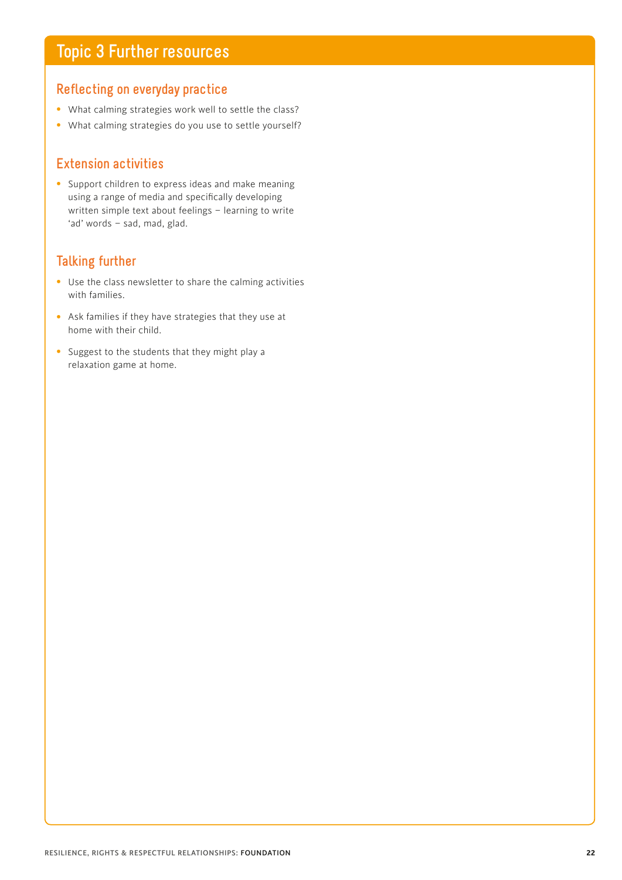# Topic 3 Further resources

## Reflecting on everyday practice

- What calming strategies work well to settle the class?
- What calming strategies do you use to settle yourself?

## Extension activities

- Support children to express ideas and make meaning using a range of media and specifically developing written simple text about feelings – learning to write 'ad' words – sad, mad, glad.

## Talking further

- Use the class newsletter to share the calming activities with families.
- Ask families if they have strategies that they use at home with their child.
- Suggest to the students that they might play a relaxation game at home.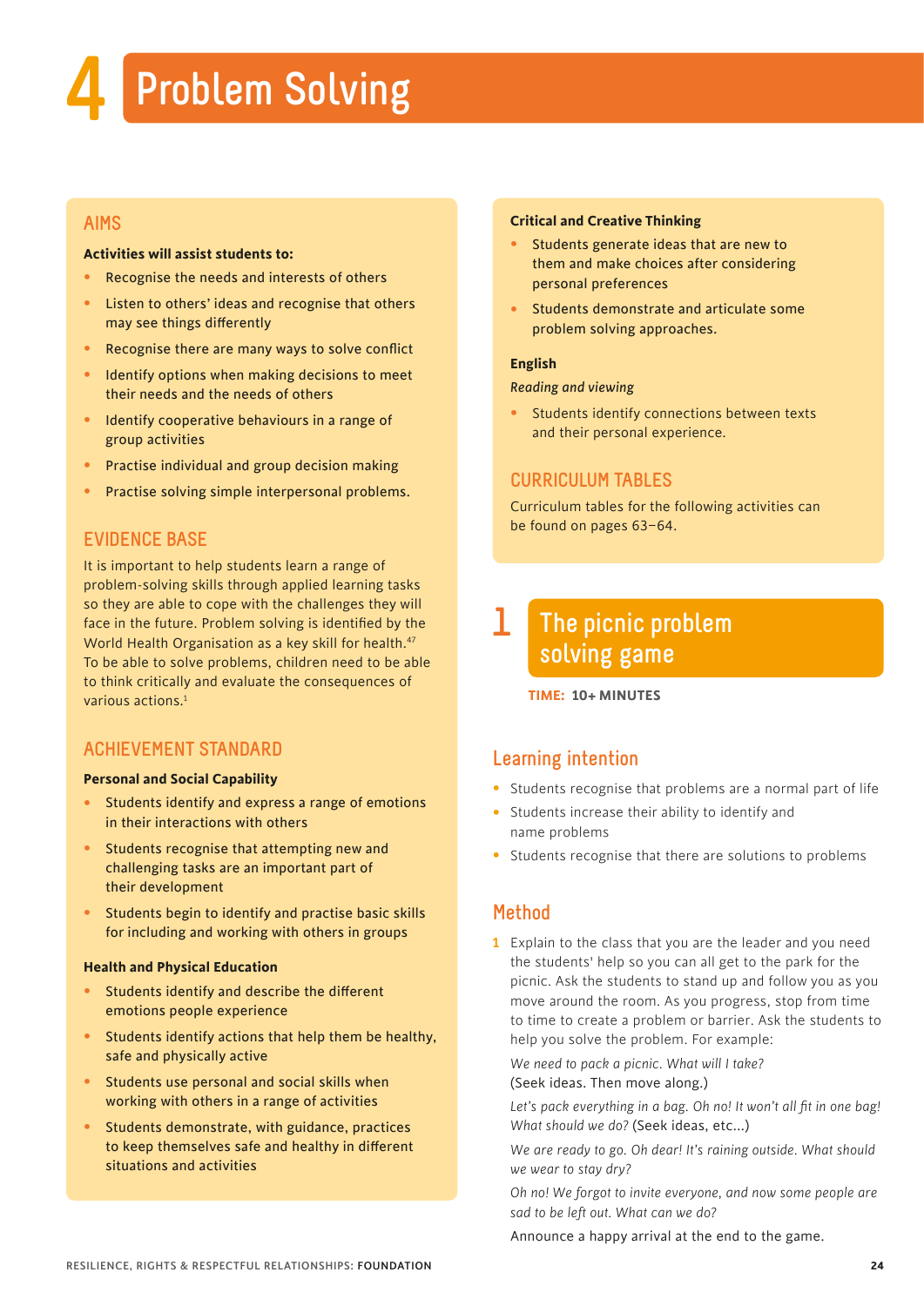# 4 Problem Solving

## AIMS

**Activities will assist students to:**

- Recognise the needs and interests of others
- Listen to others' ideas and recognise that others may see things differently
- Recognise there are many ways to solve conflict
- Identify options when making decisions to meet their needs and the needs of others
- Identify cooperative behaviours in a range of group activities
- Practise individual and group decision making
- Practise solving simple interpersonal problems.

## EVIDENCE BASE

It is important to help students learn a range of problem-solving skills through applied learning tasks so they are able to cope with the challenges they will face in the future. Problem solving is identified by the World Health Organisation as a key skill for health.[47] To be able to solve problems, children need to be able to think critically and evaluate the consequences of various actions.[1]

## ACHIEVEMENT STANDARD

**Personal and Social Capability**

- Students identify and express a range of emotions in their interactions with others
- Students recognise that attempting new and challenging tasks are an important part of their development
- Students begin to identify and practise basic skills for including and working with others in groups

**Health and Physical Education**

- Students identify and describe the different emotions people experience
- Students identify actions that help them be healthy, safe and physically active
- Students use personal and social skills when working with others in a range of activities
- Students demonstrate, with guidance, practices to keep themselves safe and healthy in different situations and activities

**Critical and Creative Thinking**

- Students generate ideas that are new to them and make choices after considering personal preferences
- Students demonstrate and articulate some problem solving approaches.

**English**

*Reading and viewing*

- Students identify connections between texts and their personal experience.

## CURRICULUM TABLES

Curriculum tables for the following activities can be found on pages 63–64.

## 1 The picnic problem solving game

**TIME: 10+ MINUTES**

### Learning intention

- Students recognise that problems are a normal part of life
- Students increase their ability to identify and name problems
- Students recognise that there are solutions to problems

### Method

1. Explain to the class that you are the leader and you need the students' help so you can all get to the park for the picnic. Ask the students to stand up and follow you as you move around the room. As you progress, stop from time to time to create a problem or barrier. Ask the students to help you solve the problem. For example:

   *We need to pack a picnic. What will I take?*
   (Seek ideas. Then move along.)

   *Let's pack everything in a bag. Oh no! It won't all fit in one bag! What should we do?* (Seek ideas, etc...)

   *We are ready to go. Oh dear! It's raining outside. What should we wear to stay dry?*

   *Oh no! We forgot to invite everyone, and now some people are sad to be left out. What can we do?*

   Announce a happy arrival at the end to the game.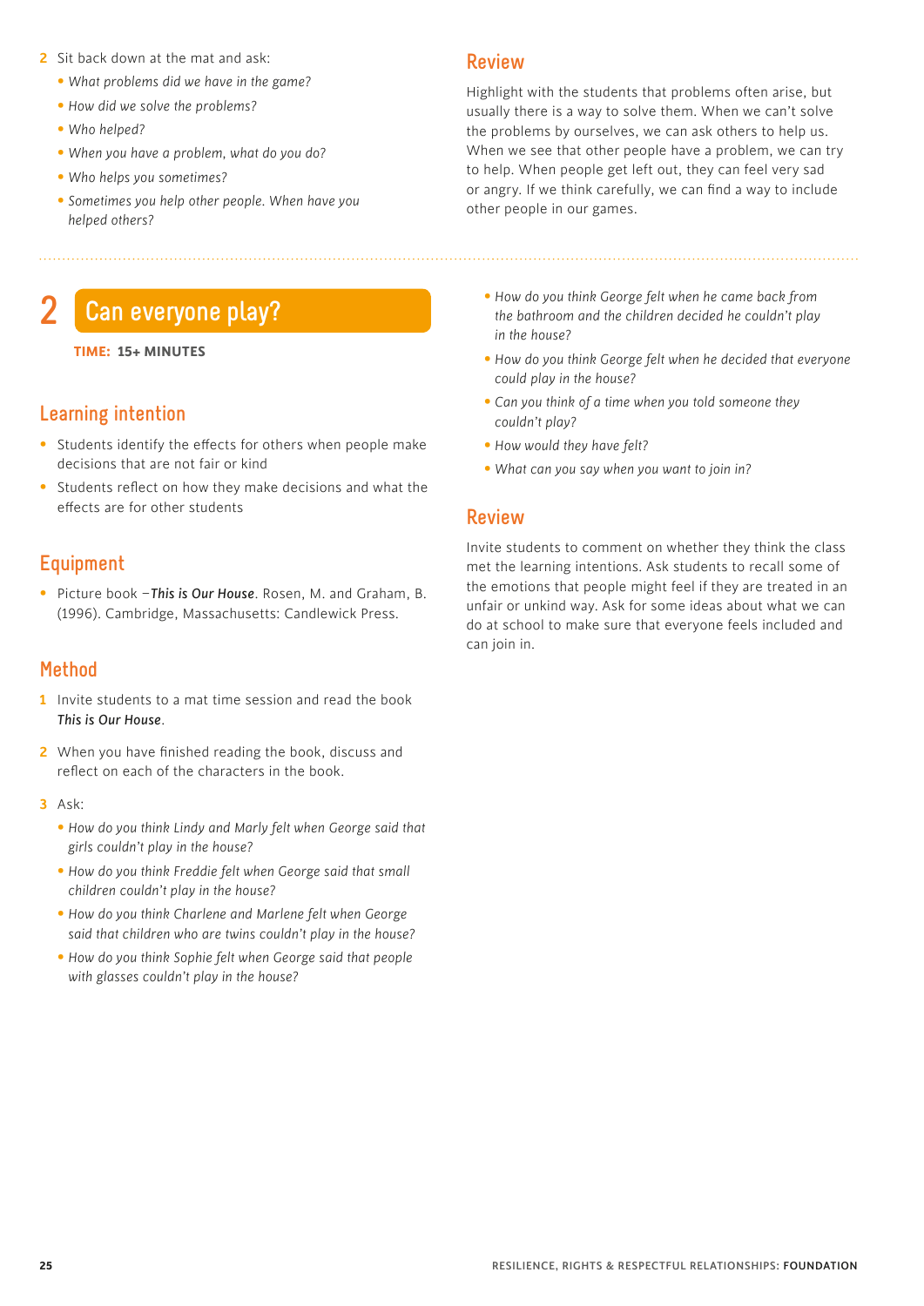2 Sit back down at the mat and ask:
   - *What problems did we have in the game?*
   - *How did we solve the problems?*
   - *Who helped?*
   - *When you have a problem, what do you do?*
   - *Who helps you sometimes?*
   - *Sometimes you help other people. When have you helped others?*

## Review

Highlight with the students that problems often arise, but usually there is a way to solve them. When we can't solve the problems by ourselves, we can ask others to help us. When we see that other people have a problem, we can try to help. When people get left out, they can feel very sad or angry. If we think carefully, we can find a way to include other people in our games.

# 2 Can everyone play?

**TIME: 15+ MINUTES**

## Learning intention

- Students identify the effects for others when people make decisions that are not fair or kind
- Students reflect on how they make decisions and what the effects are for other students

## Equipment

- Picture book –***This is Our House***. Rosen, M. and Graham, B. (1996). Cambridge, Massachusetts: Candlewick Press.

## Method

1 Invite students to a mat time session and read the book ***This is Our House***.

2 When you have finished reading the book, discuss and reflect on each of the characters in the book.

3 Ask:
   - *How do you think Lindy and Marly felt when George said that girls couldn't play in the house?*
   - *How do you think Freddie felt when George said that small children couldn't play in the house?*
   - *How do you think Charlene and Marlene felt when George said that children who are twins couldn't play in the house?*
   - *How do you think Sophie felt when George said that people with glasses couldn't play in the house?*
   - *How do you think George felt when he came back from the bathroom and the children decided he couldn't play in the house?*
   - *How do you think George felt when he decided that everyone could play in the house?*
   - *Can you think of a time when you told someone they couldn't play?*
   - *How would they have felt?*
   - *What can you say when you want to join in?*

## Review

Invite students to comment on whether they think the class met the learning intentions. Ask students to recall some of the emotions that people might feel if they are treated in an unfair or unkind way. Ask for some ideas about what we can do at school to make sure that everyone feels included and can join in.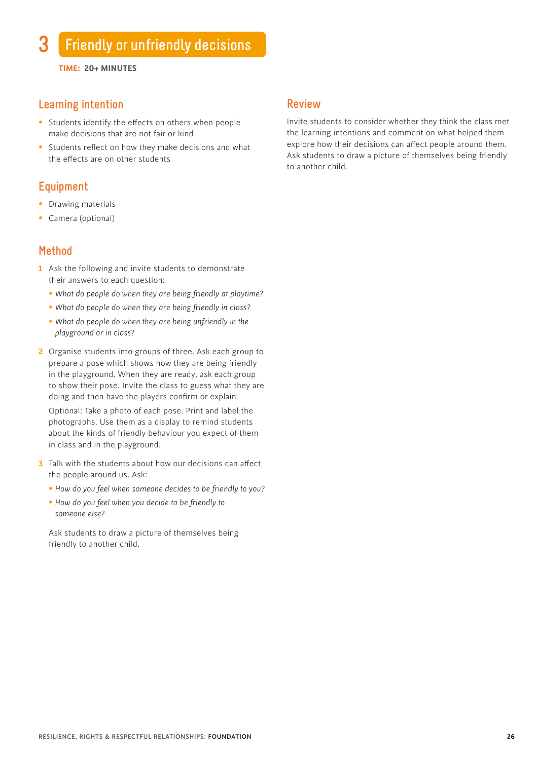# 3 Friendly or unfriendly decisions

**TIME: 20+ MINUTES**

## Learning intention

- Students identify the effects on others when people make decisions that are not fair or kind
- Students reflect on how they make decisions and what the effects are on other students

## Equipment

- Drawing materials
- Camera (optional)

## Method

1. Ask the following and invite students to demonstrate their answers to each question:
   - *What do people do when they are being friendly at playtime?*
   - *What do people do when they are being friendly in class?*
   - *What do people do when they are being unfriendly in the playground or in class?*
2. Organise students into groups of three. Ask each group to prepare a pose which shows how they are being friendly in the playground. When they are ready, ask each group to show their pose. Invite the class to guess what they are doing and then have the players confirm or explain.

   Optional: Take a photo of each pose. Print and label the photographs. Use them as a display to remind students about the kinds of friendly behaviour you expect of them in class and in the playground.
3. Talk with the students about how our decisions can affect the people around us. Ask:
   - *How do you feel when someone decides to be friendly to you?*
   - *How do you feel when you decide to be friendly to someone else?*

   Ask students to draw a picture of themselves being friendly to another child.

## Review

Invite students to consider whether they think the class met the learning intentions and comment on what helped them explore how their decisions can affect people around them. Ask students to draw a picture of themselves being friendly to another child.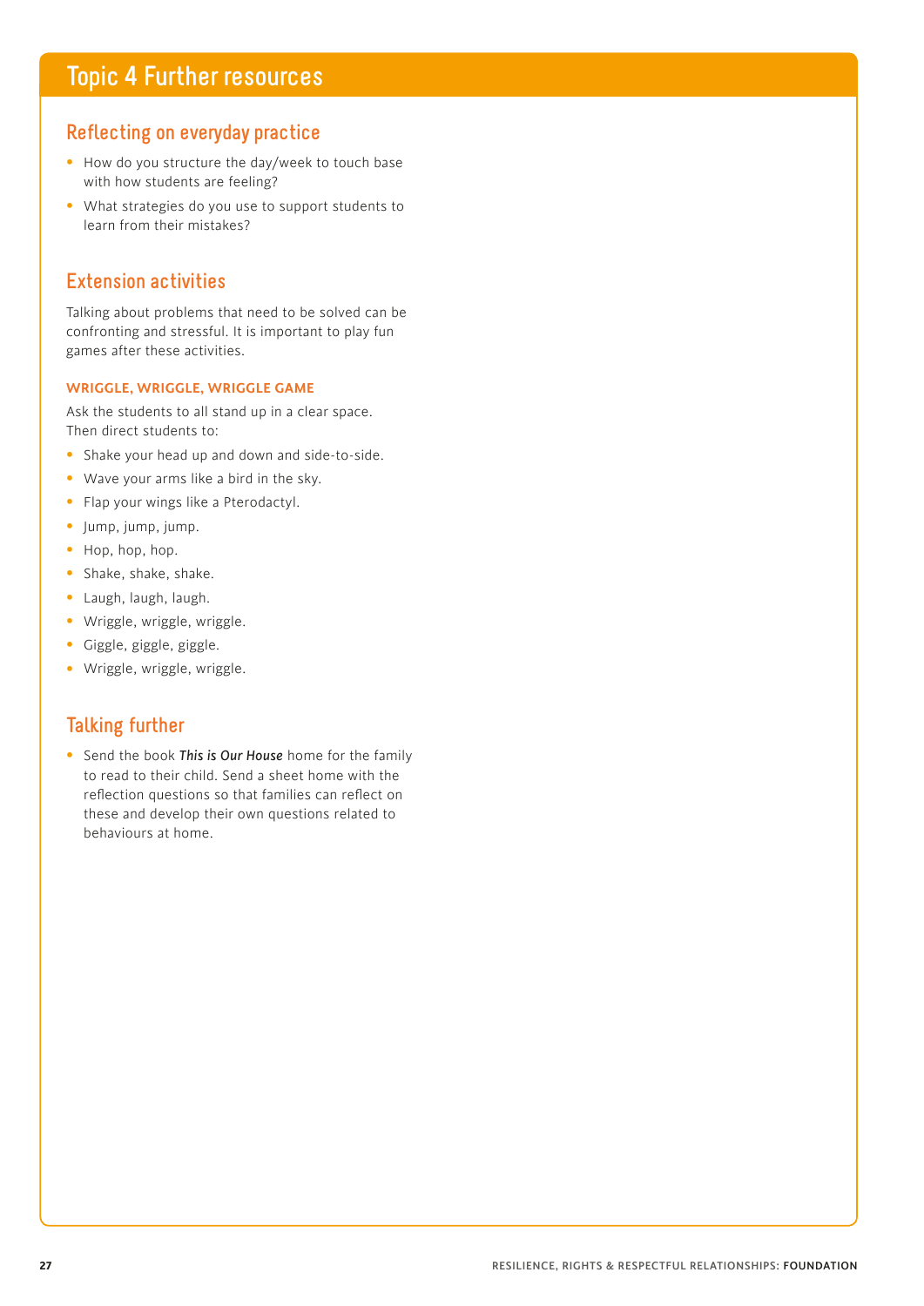# Topic 4 Further resources

## Reflecting on everyday practice

- How do you structure the day/week to touch base with how students are feeling?
- What strategies do you use to support students to learn from their mistakes?

## Extension activities

Talking about problems that need to be solved can be confronting and stressful. It is important to play fun games after these activities.

### WRIGGLE, WRIGGLE, WRIGGLE GAME

Ask the students to all stand up in a clear space. Then direct students to:

- Shake your head up and down and side-to-side.
- Wave your arms like a bird in the sky.
- Flap your wings like a Pterodactyl.
- Jump, jump, jump.
- Hop, hop, hop.
- Shake, shake, shake.
- Laugh, laugh, laugh.
- Wriggle, wriggle, wriggle.
- Giggle, giggle, giggle.
- Wriggle, wriggle, wriggle.

## Talking further

- Send the book ***This is Our House*** home for the family to read to their child. Send a sheet home with the reflection questions so that families can reflect on these and develop their own questions related to behaviours at home.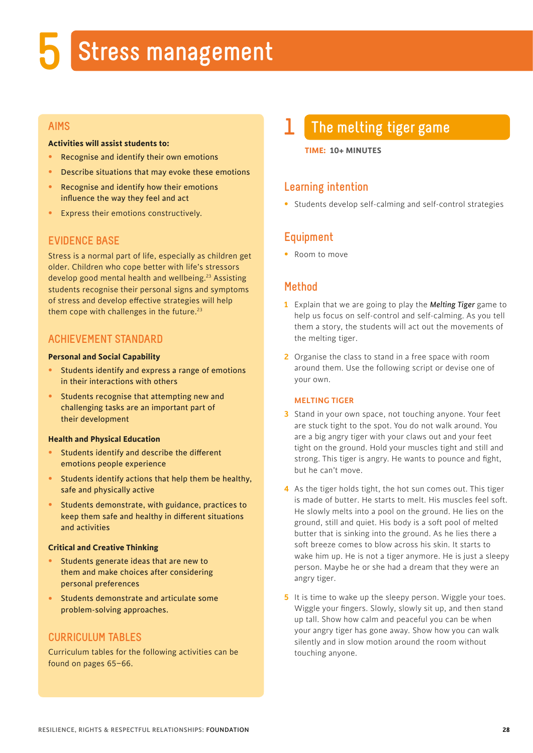# 5 Stress management

## AIMS

**Activities will assist students to:**

- Recognise and identify their own emotions
- Describe situations that may evoke these emotions
- Recognise and identify how their emotions influence the way they feel and act
- Express their emotions constructively.

## EVIDENCE BASE

Stress is a normal part of life, especially as children get older. Children who cope better with life's stressors develop good mental health and wellbeing.[23] Assisting students recognise their personal signs and symptoms of stress and develop effective strategies will help them cope with challenges in the future.[23]

## ACHIEVEMENT STANDARD

**Personal and Social Capability**

- Students identify and express a range of emotions in their interactions with others
- Students recognise that attempting new and challenging tasks are an important part of their development

**Health and Physical Education**

- Students identify and describe the different emotions people experience
- Students identify actions that help them be healthy, safe and physically active
- Students demonstrate, with guidance, practices to keep them safe and healthy in different situations and activities

**Critical and Creative Thinking**

- Students generate ideas that are new to them and make choices after considering personal preferences
- Students demonstrate and articulate some problem-solving approaches.

## CURRICULUM TABLES

Curriculum tables for the following activities can be found on pages 65–66.

## 1 The melting tiger game

**TIME: 10+ MINUTES**

### Learning intention

- Students develop self-calming and self-control strategies

### Equipment

- Room to move

### Method

1. Explain that we are going to play the ***Melting Tiger*** game to help us focus on self-control and self-calming. As you tell them a story, the students will act out the movements of the melting tiger.
2. Organise the class to stand in a free space with room around them. Use the following script or devise one of your own.

#### MELTING TIGER

3. Stand in your own space, not touching anyone. Your feet are stuck tight to the spot. You do not walk around. You are a big angry tiger with your claws out and your feet tight on the ground. Hold your muscles tight and still and strong. This tiger is angry. He wants to pounce and fight, but he can't move.
4. As the tiger holds tight, the hot sun comes out. This tiger is made of butter. He starts to melt. His muscles feel soft. He slowly melts into a pool on the ground. He lies on the ground, still and quiet. His body is a soft pool of melted butter that is sinking into the ground. As he lies there a soft breeze comes to blow across his skin. It starts to wake him up. He is not a tiger anymore. He is just a sleepy person. Maybe he or she had a dream that they were an angry tiger.
5. It is time to wake up the sleepy person. Wiggle your toes. Wiggle your fingers. Slowly, slowly sit up, and then stand up tall. Show how calm and peaceful you can be when your angry tiger has gone away. Show how you can walk silently and in slow motion around the room without touching anyone.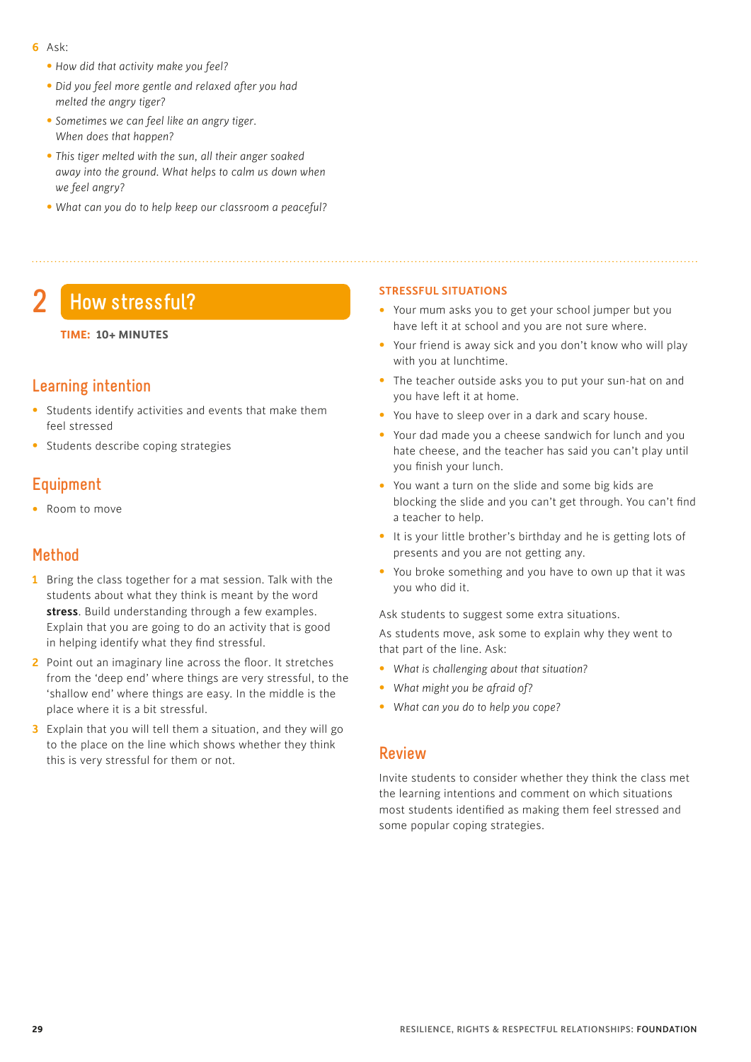6. Ask:
   - *How did that activity make you feel?*
   - *Did you feel more gentle and relaxed after you had melted the angry tiger?*
   - *Sometimes we can feel like an angry tiger. When does that happen?*
   - *This tiger melted with the sun, all their anger soaked away into the ground. What helps to calm us down when we feel angry?*
   - *What can you do to help keep our classroom a peaceful?*

## 2 How stressful?

**TIME: 10+ MINUTES**

### Learning intention

- Students identify activities and events that make them feel stressed
- Students describe coping strategies

### Equipment

- Room to move

### Method

1. Bring the class together for a mat session. Talk with the students about what they think is meant by the word **stress**. Build understanding through a few examples. Explain that you are going to do an activity that is good in helping identify what they find stressful.
2. Point out an imaginary line across the floor. It stretches from the 'deep end' where things are very stressful, to the 'shallow end' where things are easy. In the middle is the place where it is a bit stressful.
3. Explain that you will tell them a situation, and they will go to the place on the line which shows whether they think this is very stressful for them or not.

**STRESSFUL SITUATIONS**

- Your mum asks you to get your school jumper but you have left it at school and you are not sure where.
- Your friend is away sick and you don't know who will play with you at lunchtime.
- The teacher outside asks you to put your sun-hat on and you have left it at home.
- You have to sleep over in a dark and scary house.
- Your dad made you a cheese sandwich for lunch and you hate cheese, and the teacher has said you can't play until you finish your lunch.
- You want a turn on the slide and some big kids are blocking the slide and you can't get through. You can't find a teacher to help.
- It is your little brother's birthday and he is getting lots of presents and you are not getting any.
- You broke something and you have to own up that it was you who did it.

Ask students to suggest some extra situations.

As students move, ask some to explain why they went to that part of the line. Ask:

- *What is challenging about that situation?*
- *What might you be afraid of?*
- *What can you do to help you cope?*

### Review

Invite students to consider whether they think the class met the learning intentions and comment on which situations most students identified as making them feel stressed and some popular coping strategies.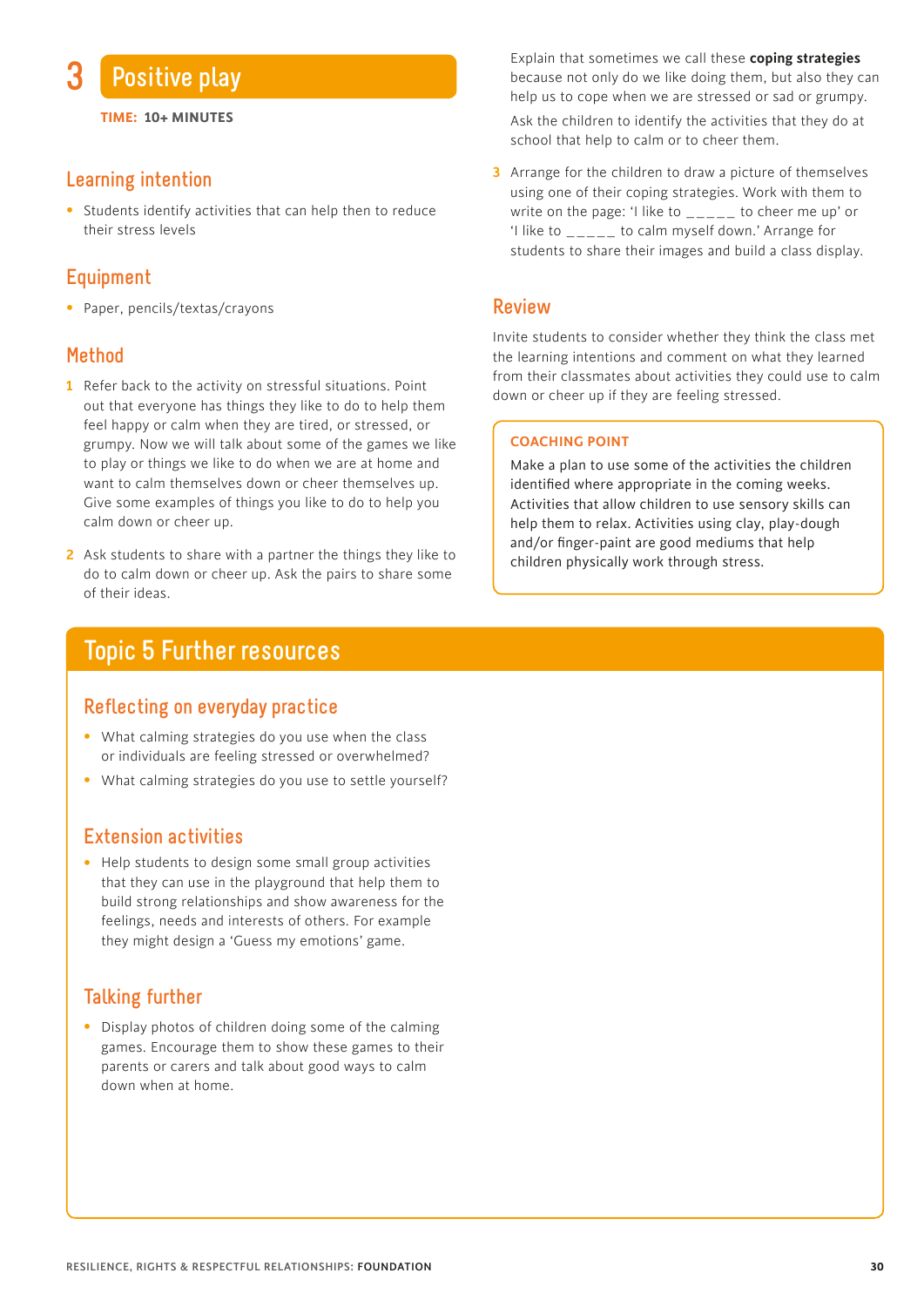# 3 Positive play

**TIME: 10+ MINUTES**

## Learning intention

- Students identify activities that can help then to reduce their stress levels

## Equipment

- Paper, pencils/textas/crayons

## Method

1. Refer back to the activity on stressful situations. Point out that everyone has things they like to do to help them feel happy or calm when they are tired, or stressed, or grumpy. Now we will talk about some of the games we like to play or things we like to do when we are at home and want to calm themselves down or cheer themselves up. Give some examples of things you like to do to help you calm down or cheer up.
2. Ask students to share with a partner the things they like to do to calm down or cheer up. Ask the pairs to share some of their ideas.

   Explain that sometimes we call these **coping strategies** because not only do we like doing them, but also they can help us to cope when we are stressed or sad or grumpy.

   Ask the children to identify the activities that they do at school that help to calm or to cheer them.
3. Arrange for the children to draw a picture of themselves using one of their coping strategies. Work with them to write on the page: 'I like to _____ to cheer me up' or 'I like to _____ to calm myself down.' Arrange for students to share their images and build a class display.

## Review

Invite students to consider whether they think the class met the learning intentions and comment on what they learned from their classmates about activities they could use to calm down or cheer up if they are feeling stressed.

**COACHING POINT**

Make a plan to use some of the activities the children identified where appropriate in the coming weeks. Activities that allow children to use sensory skills can help them to relax. Activities using clay, play-dough and/or finger-paint are good mediums that help children physically work through stress.

# Topic 5 Further resources

## Reflecting on everyday practice

- What calming strategies do you use when the class or individuals are feeling stressed or overwhelmed?
- What calming strategies do you use to settle yourself?

## Extension activities

- Help students to design some small group activities that they can use in the playground that help them to build strong relationships and show awareness for the feelings, needs and interests of others. For example they might design a 'Guess my emotions' game.

## Talking further

- Display photos of children doing some of the calming games. Encourage them to show these games to their parents or carers and talk about good ways to calm down when at home.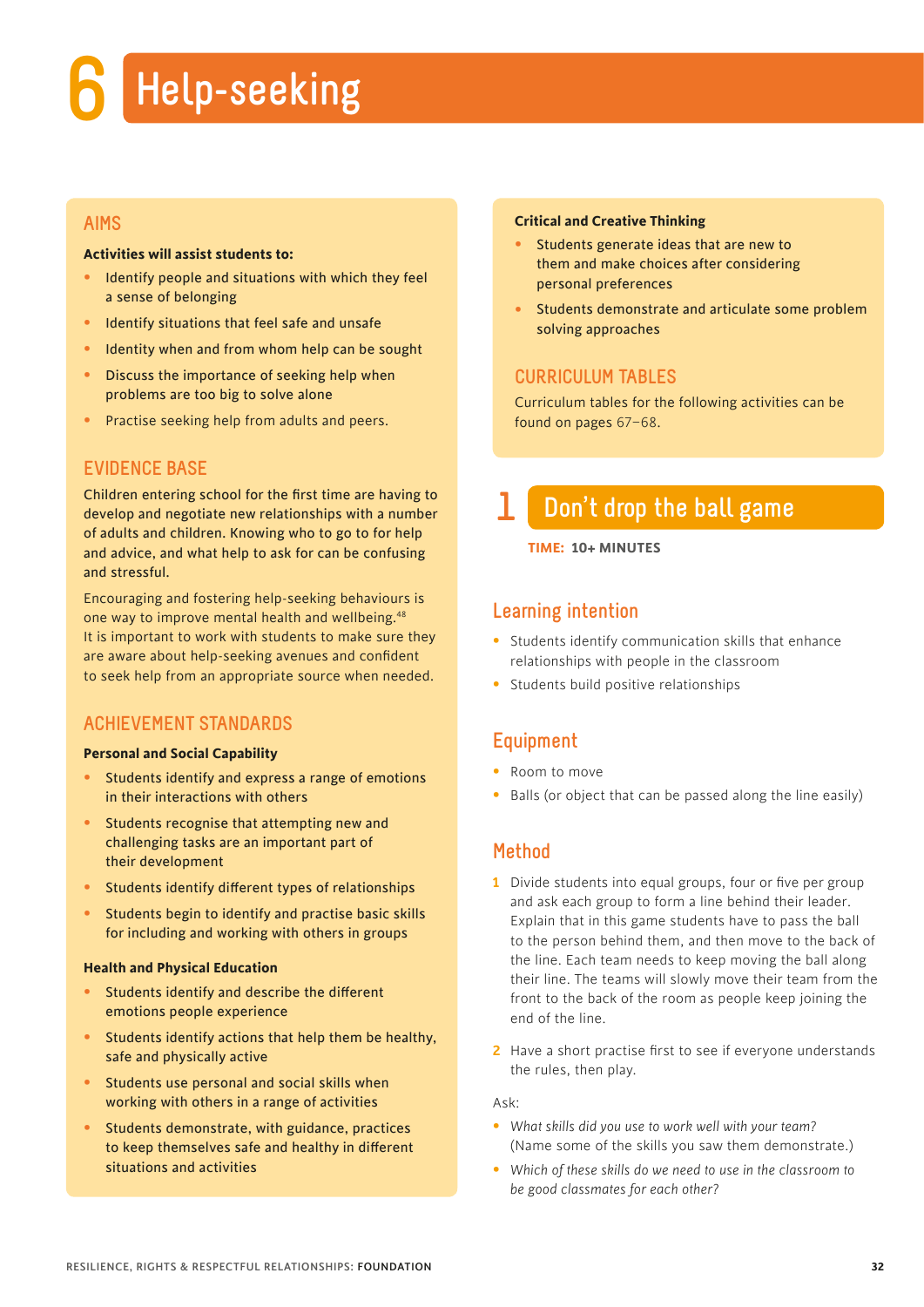# 6 Help-seeking

## AIMS

**Activities will assist students to:**

- Identify people and situations with which they feel a sense of belonging
- Identify situations that feel safe and unsafe
- Identity when and from whom help can be sought
- Discuss the importance of seeking help when problems are too big to solve alone
- Practise seeking help from adults and peers.

## EVIDENCE BASE

Children entering school for the first time are having to develop and negotiate new relationships with a number of adults and children. Knowing who to go to for help and advice, and what help to ask for can be confusing and stressful.

Encouraging and fostering help-seeking behaviours is one way to improve mental health and wellbeing.[48] It is important to work with students to make sure they are aware about help-seeking avenues and confident to seek help from an appropriate source when needed.

## ACHIEVEMENT STANDARDS

**Personal and Social Capability**

- Students identify and express a range of emotions in their interactions with others
- Students recognise that attempting new and challenging tasks are an important part of their development
- Students identify different types of relationships
- Students begin to identify and practise basic skills for including and working with others in groups

**Health and Physical Education**

- Students identify and describe the different emotions people experience
- Students identify actions that help them be healthy, safe and physically active
- Students use personal and social skills when working with others in a range of activities
- Students demonstrate, with guidance, practices to keep themselves safe and healthy in different situations and activities

**Critical and Creative Thinking**

- Students generate ideas that are new to them and make choices after considering personal preferences
- Students demonstrate and articulate some problem solving approaches

## CURRICULUM TABLES

Curriculum tables for the following activities can be found on pages 67–68.

## 1 Don't drop the ball game

**TIME: 10+ MINUTES**

### Learning intention

- Students identify communication skills that enhance relationships with people in the classroom
- Students build positive relationships

### Equipment

- Room to move
- Balls (or object that can be passed along the line easily)

### Method

1. Divide students into equal groups, four or five per group and ask each group to form a line behind their leader. Explain that in this game students have to pass the ball to the person behind them, and then move to the back of the line. Each team needs to keep moving the ball along their line. The teams will slowly move their team from the front to the back of the room as people keep joining the end of the line.
2. Have a short practise first to see if everyone understands the rules, then play.

Ask:

- *What skills did you use to work well with your team?* (Name some of the skills you saw them demonstrate.)
- *Which of these skills do we need to use in the classroom to be good classmates for each other?*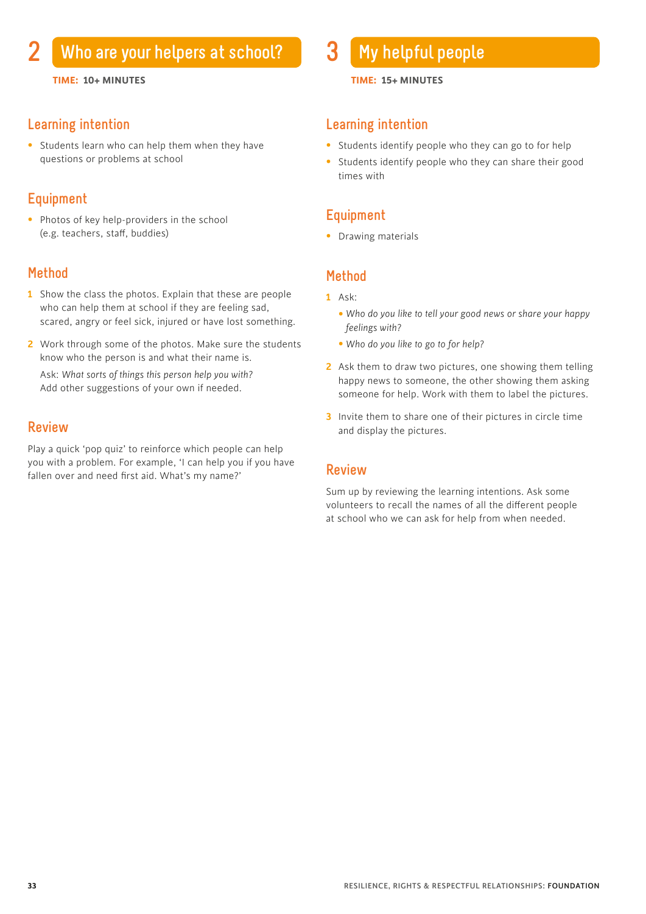## 2 Who are your helpers at school?

**TIME: 10+ MINUTES**

### Learning intention

- Students learn who can help them when they have questions or problems at school

### Equipment

- Photos of key help-providers in the school (e.g. teachers, staff, buddies)

### Method

1. Show the class the photos. Explain that these are people who can help them at school if they are feeling sad, scared, angry or feel sick, injured or have lost something.
2. Work through some of the photos. Make sure the students know who the person is and what their name is.

   Ask: *What sorts of things this person help you with?* Add other suggestions of your own if needed.

### Review

Play a quick 'pop quiz' to reinforce which people can help you with a problem. For example, 'I can help you if you have fallen over and need first aid. What's my name?'

## 3 My helpful people

**TIME: 15+ MINUTES**

### Learning intention

- Students identify people who they can go to for help
- Students identify people who they can share their good times with

### Equipment

- Drawing materials

### Method

1. Ask:
   - *Who do you like to tell your good news or share your happy feelings with?*
   - *Who do you like to go to for help?*
2. Ask them to draw two pictures, one showing them telling happy news to someone, the other showing them asking someone for help. Work with them to label the pictures.
3. Invite them to share one of their pictures in circle time and display the pictures.

### Review

Sum up by reviewing the learning intentions. Ask some volunteers to recall the names of all the different people at school who we can ask for help from when needed.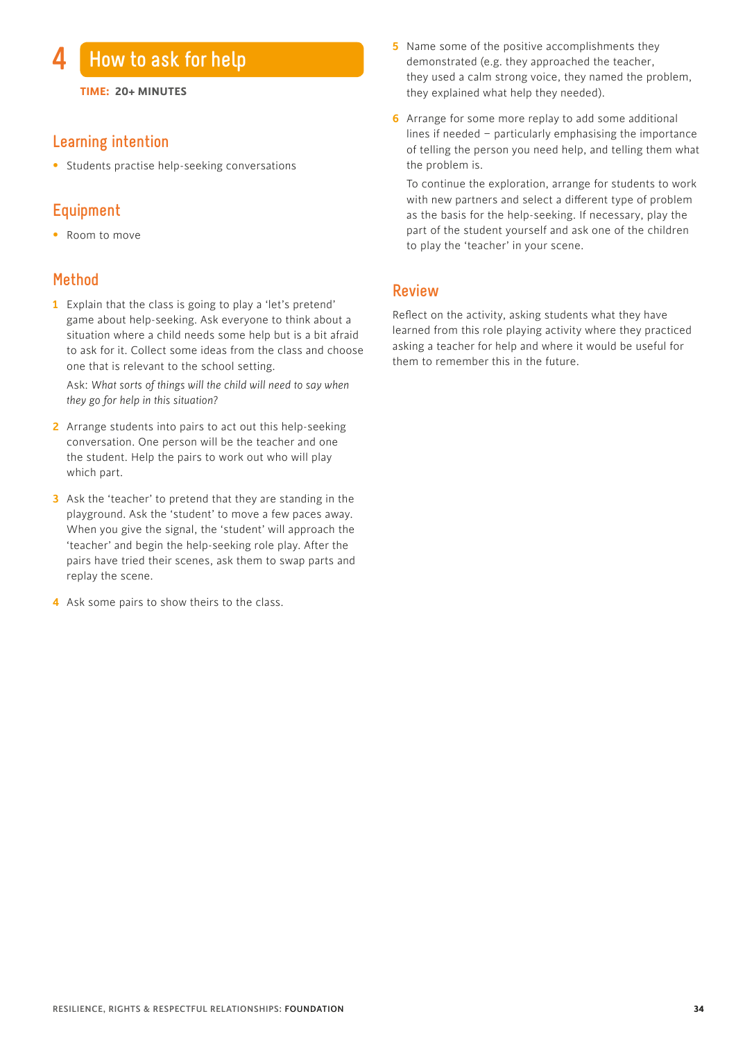# 4 How to ask for help

**TIME: 20+ MINUTES**

## Learning intention

- Students practise help-seeking conversations

## Equipment

- Room to move

## Method

1. Explain that the class is going to play a 'let's pretend' game about help-seeking. Ask everyone to think about a situation where a child needs some help but is a bit afraid to ask for it. Collect some ideas from the class and choose one that is relevant to the school setting.

   Ask: *What sorts of things will the child will need to say when they go for help in this situation?*

2. Arrange students into pairs to act out this help-seeking conversation. One person will be the teacher and one the student. Help the pairs to work out who will play which part.

3. Ask the 'teacher' to pretend that they are standing in the playground. Ask the 'student' to move a few paces away. When you give the signal, the 'student' will approach the 'teacher' and begin the help-seeking role play. After the pairs have tried their scenes, ask them to swap parts and replay the scene.

4. Ask some pairs to show theirs to the class.

5. Name some of the positive accomplishments they demonstrated (e.g. they approached the teacher, they used a calm strong voice, they named the problem, they explained what help they needed).

6. Arrange for some more replay to add some additional lines if needed – particularly emphasising the importance of telling the person you need help, and telling them what the problem is.

   To continue the exploration, arrange for students to work with new partners and select a different type of problem as the basis for the help-seeking. If necessary, play the part of the student yourself and ask one of the children to play the 'teacher' in your scene.

## Review

Reflect on the activity, asking students what they have learned from this role playing activity where they practiced asking a teacher for help and where it would be useful for them to remember this in the future.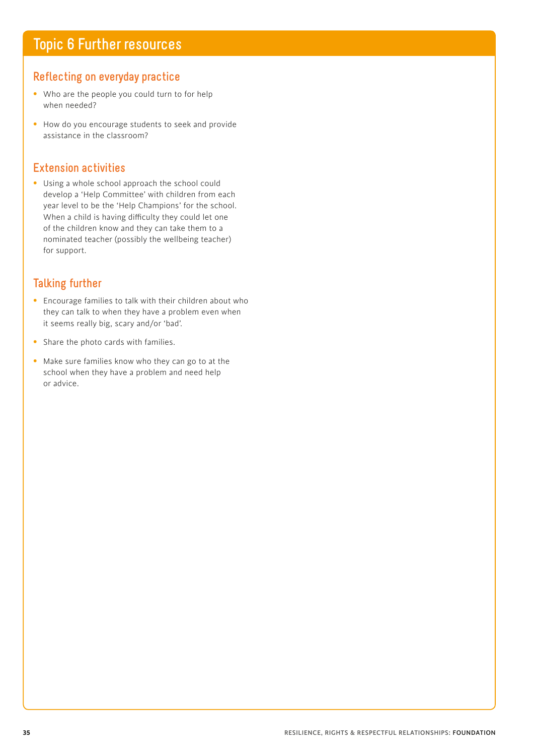# Topic 6 Further resources

## Reflecting on everyday practice

- Who are the people you could turn to for help when needed?
- How do you encourage students to seek and provide assistance in the classroom?

## Extension activities

- Using a whole school approach the school could develop a 'Help Committee' with children from each year level to be the 'Help Champions' for the school. When a child is having difficulty they could let one of the children know and they can take them to a nominated teacher (possibly the wellbeing teacher) for support.

## Talking further

- Encourage families to talk with their children about who they can talk to when they have a problem even when it seems really big, scary and/or 'bad'.
- Share the photo cards with families.
- Make sure families know who they can go to at the school when they have a problem and need help or advice.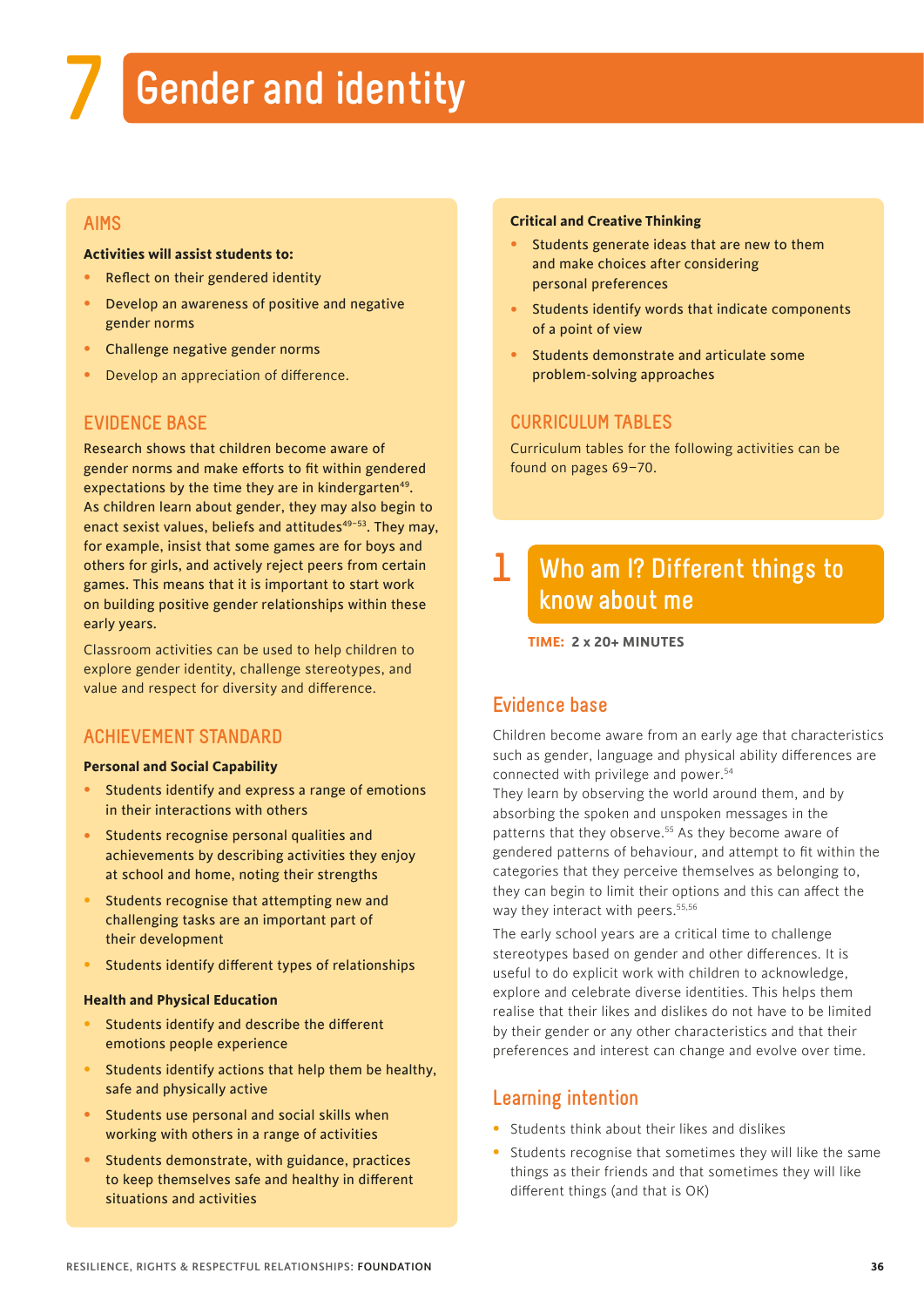# 7 Gender and identity

## AIMS

**Activities will assist students to:**

- Reflect on their gendered identity
- Develop an awareness of positive and negative gender norms
- Challenge negative gender norms
- Develop an appreciation of difference.

## EVIDENCE BASE

Research shows that children become aware of gender norms and make efforts to fit within gendered expectations by the time they are in kindergarten[49]. As children learn about gender, they may also begin to enact sexist values, beliefs and attitudes[49–53]. They may, for example, insist that some games are for boys and others for girls, and actively reject peers from certain games. This means that it is important to start work on building positive gender relationships within these early years.

Classroom activities can be used to help children to explore gender identity, challenge stereotypes, and value and respect for diversity and difference.

## ACHIEVEMENT STANDARD

**Personal and Social Capability**

- Students identify and express a range of emotions in their interactions with others
- Students recognise personal qualities and achievements by describing activities they enjoy at school and home, noting their strengths
- Students recognise that attempting new and challenging tasks are an important part of their development
- Students identify different types of relationships

**Health and Physical Education**

- Students identify and describe the different emotions people experience
- Students identify actions that help them be healthy, safe and physically active
- Students use personal and social skills when working with others in a range of activities
- Students demonstrate, with guidance, practices to keep themselves safe and healthy in different situations and activities

**Critical and Creative Thinking**

- Students generate ideas that are new to them and make choices after considering personal preferences
- Students identify words that indicate components of a point of view
- Students demonstrate and articulate some problem-solving approaches

## CURRICULUM TABLES

Curriculum tables for the following activities can be found on pages 69–70.

## 1 Who am I? Different things to know about me

**TIME: 2 x 20+ MINUTES**

### Evidence base

Children become aware from an early age that characteristics such as gender, language and physical ability differences are connected with privilege and power.[54]
They learn by observing the world around them, and by absorbing the spoken and unspoken messages in the patterns that they observe.[55] As they become aware of gendered patterns of behaviour, and attempt to fit within the categories that they perceive themselves as belonging to, they can begin to limit their options and this can affect the way they interact with peers.[55,56]

The early school years are a critical time to challenge stereotypes based on gender and other differences. It is useful to do explicit work with children to acknowledge, explore and celebrate diverse identities. This helps them realise that their likes and dislikes do not have to be limited by their gender or any other characteristics and that their preferences and interest can change and evolve over time.

### Learning intention

- Students think about their likes and dislikes
- Students recognise that sometimes they will like the same things as their friends and that sometimes they will like different things (and that is OK)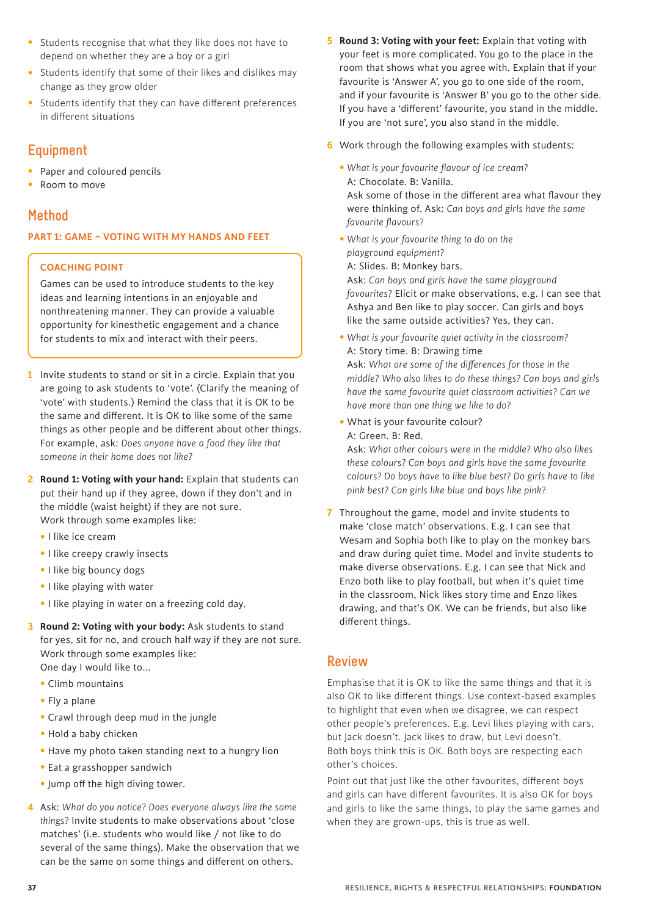- Students recognise that what they like does not have to depend on whether they are a boy or a girl
- Students identify that some of their likes and dislikes may change as they grow older
- Students identify that they can have different preferences in different situations

## Equipment

- Paper and coloured pencils
- Room to move

## Method

### PART 1: GAME – VOTING WITH MY HANDS AND FEET

> **COACHING POINT**
>
> Games can be used to introduce students to the key ideas and learning intentions in an enjoyable and nonthreatening manner. They can provide a valuable opportunity for kinesthetic engagement and a chance for students to mix and interact with their peers.

1. Invite students to stand or sit in a circle. Explain that you are going to ask students to 'vote'. (Clarify the meaning of 'vote' with students.) Remind the class that it is OK to be the same and different. It is OK to like some of the same things as other people and be different about other things. For example, ask: *Does anyone have a food they like that someone in their home does not like?*

2. **Round 1: Voting with your hand:** Explain that students can put their hand up if they agree, down if they don't and in the middle (waist height) if they are not sure.
   Work through some examples like:
   - I like ice cream
   - I like creepy crawly insects
   - I like big bouncy dogs
   - I like playing with water
   - I like playing in water on a freezing cold day.

3. **Round 2: Voting with your body:** Ask students to stand for yes, sit for no, and crouch half way if they are not sure.
   Work through some examples like:
   One day I would like to...
   - Climb mountains
   - Fly a plane
   - Crawl through deep mud in the jungle
   - Hold a baby chicken
   - Have my photo taken standing next to a hungry lion
   - Eat a grasshopper sandwich
   - Jump off the high diving tower.

4. Ask: *What do you notice? Does everyone always like the same things?* Invite students to make observations about 'close matches' (i.e. students who would like / not like to do several of the same things). Make the observation that we can be the same on some things and different on others.

5. **Round 3: Voting with your feet:** Explain that voting with your feet is more complicated. You go to the place in the room that shows what you agree with. Explain that if your favourite is 'Answer A', you go to one side of the room, and if your favourite is 'Answer B' you go to the other side. If you have a 'different' favourite, you stand in the middle. If you are 'not sure', you also stand in the middle.

6. Work through the following examples with students:
   - *What is your favourite flavour of ice cream?*
     A: Chocolate. B: Vanilla.
     Ask some of those in the different area what flavour they were thinking of. Ask: *Can boys and girls have the same favourite flavours?*
   - *What is your favourite thing to do on the playground equipment?*
     A: Slides. B: Monkey bars.
     Ask: *Can boys and girls have the same playground favourites?* Elicit or make observations, e.g. I can see that Ashya and Ben like to play soccer. Can girls and boys like the same outside activities? Yes, they can.
   - *What is your favourite quiet activity in the classroom?*
     A: Story time. B: Drawing time
     Ask: *What are some of the differences for those in the middle? Who also likes to do these things? Can boys and girls have the same favourite quiet classroom activities? Can we have more than one thing we like to do?*
   - What is your favourite colour?
     A: Green. B: Red.
     Ask: *What other colours were in the middle? Who also likes these colours? Can boys and girls have the same favourite colours? Do boys have to like blue best? Do girls have to like pink best? Can girls like blue and boys like pink?*

7. Throughout the game, model and invite students to make 'close match' observations. E.g. I can see that Wesam and Sophia both like to play on the monkey bars and draw during quiet time. Model and invite students to make diverse observations. E.g. I can see that Nick and Enzo both like to play football, but when it's quiet time in the classroom, Nick likes story time and Enzo likes drawing, and that's OK. We can be friends, but also like different things.

## Review

Emphasise that it is OK to like the same things and that it is also OK to like different things. Use context-based examples to highlight that even when we disagree, we can respect other people's preferences. E.g. Levi likes playing with cars, but Jack doesn't. Jack likes to draw, but Levi doesn't. Both boys think this is OK. Both boys are respecting each other's choices.

Point out that just like the other favourites, different boys and girls can have different favourites. It is also OK for boys and girls to like the same things, to play the same games and when they are grown-ups, this is true as well.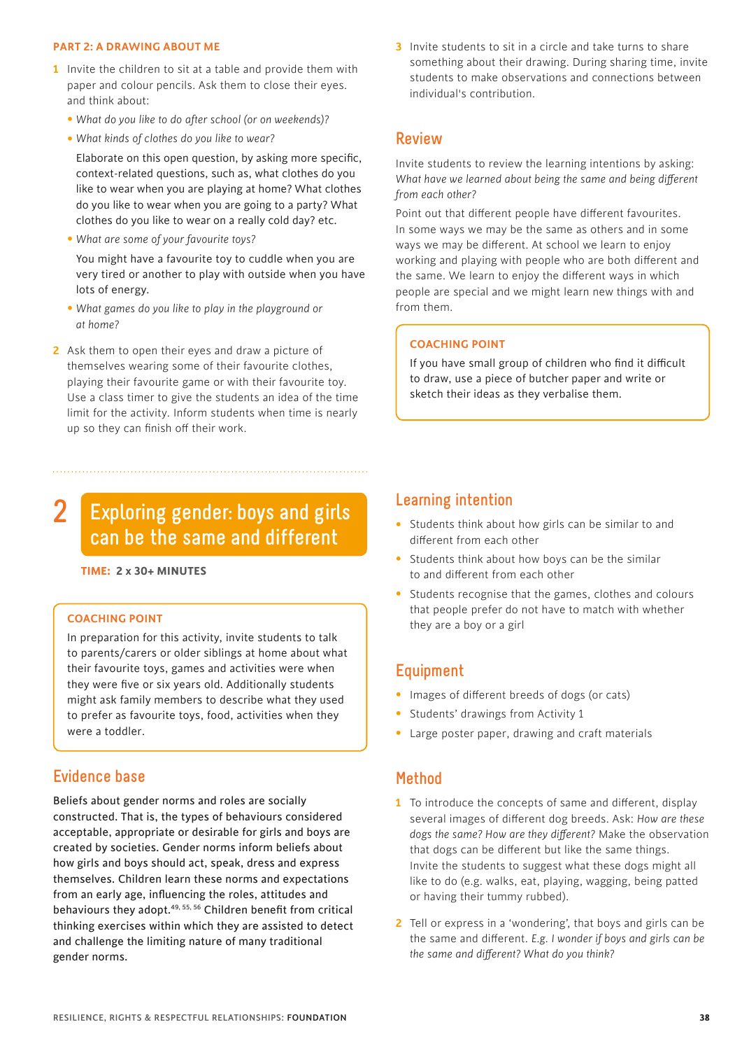#### PART 2: A DRAWING ABOUT ME

1. Invite the children to sit at a table and provide them with paper and colour pencils. Ask them to close their eyes. and think about:
   - *What do you like to do after school (or on weekends)?*
   - *What kinds of clothes do you like to wear?*

   Elaborate on this open question, by asking more specific, context-related questions, such as, what clothes do you like to wear when you are playing at home? What clothes do you like to wear when you are going to a party? What clothes do you like to wear on a really cold day? etc.
   - *What are some of your favourite toys?*

   You might have a favourite toy to cuddle when you are very tired or another to play with outside when you have lots of energy.
   - *What games do you like to play in the playground or at home?*
2. Ask them to open their eyes and draw a picture of themselves wearing some of their favourite clothes, playing their favourite game or with their favourite toy. Use a class timer to give the students an idea of the time limit for the activity. Inform students when time is nearly up so they can finish off their work.
3. Invite students to sit in a circle and take turns to share something about their drawing. During sharing time, invite students to make observations and connections between individual's contribution.

## Review

Invite students to review the learning intentions by asking: *What have we learned about being the same and being different from each other?*

Point out that different people have different favourites. In some ways we may be the same as others and in some ways we may be different. At school we learn to enjoy working and playing with people who are both different and the same. We learn to enjoy the different ways in which people are special and we might learn new things with and from them.

> **COACHING POINT**
>
> If you have small group of children who find it difficult to draw, use a piece of butcher paper and write or sketch their ideas as they verbalise them.

# 2 Exploring gender: boys and girls can be the same and different

**TIME: 2 x 30+ MINUTES**

> **COACHING POINT**
>
> In preparation for this activity, invite students to talk to parents/carers or older siblings at home about what their favourite toys, games and activities were when they were five or six years old. Additionally students might ask family members to describe what they used to prefer as favourite toys, food, activities when they were a toddler.

## Evidence base

Beliefs about gender norms and roles are socially constructed. That is, the types of behaviours considered acceptable, appropriate or desirable for girls and boys are created by societies. Gender norms inform beliefs about how girls and boys should act, speak, dress and express themselves. Children learn these norms and expectations from an early age, influencing the roles, attitudes and behaviours they adopt.[49, 55, 56] Children benefit from critical thinking exercises within which they are assisted to detect and challenge the limiting nature of many traditional gender norms.

## Learning intention

- Students think about how girls can be similar to and different from each other
- Students think about how boys can be the similar to and different from each other
- Students recognise that the games, clothes and colours that people prefer do not have to match with whether they are a boy or a girl

## Equipment

- Images of different breeds of dogs (or cats)
- Students' drawings from Activity 1
- Large poster paper, drawing and craft materials

## Method

1. To introduce the concepts of same and different, display several images of different dog breeds. Ask: *How are these dogs the same? How are they different?* Make the observation that dogs can be different but like the same things. Invite the students to suggest what these dogs might all like to do (e.g. walks, eat, playing, wagging, being patted or having their tummy rubbed).
2. Tell or express in a 'wondering', that boys and girls can be the same and different. *E.g. I wonder if boys and girls can be the same and different? What do you think?*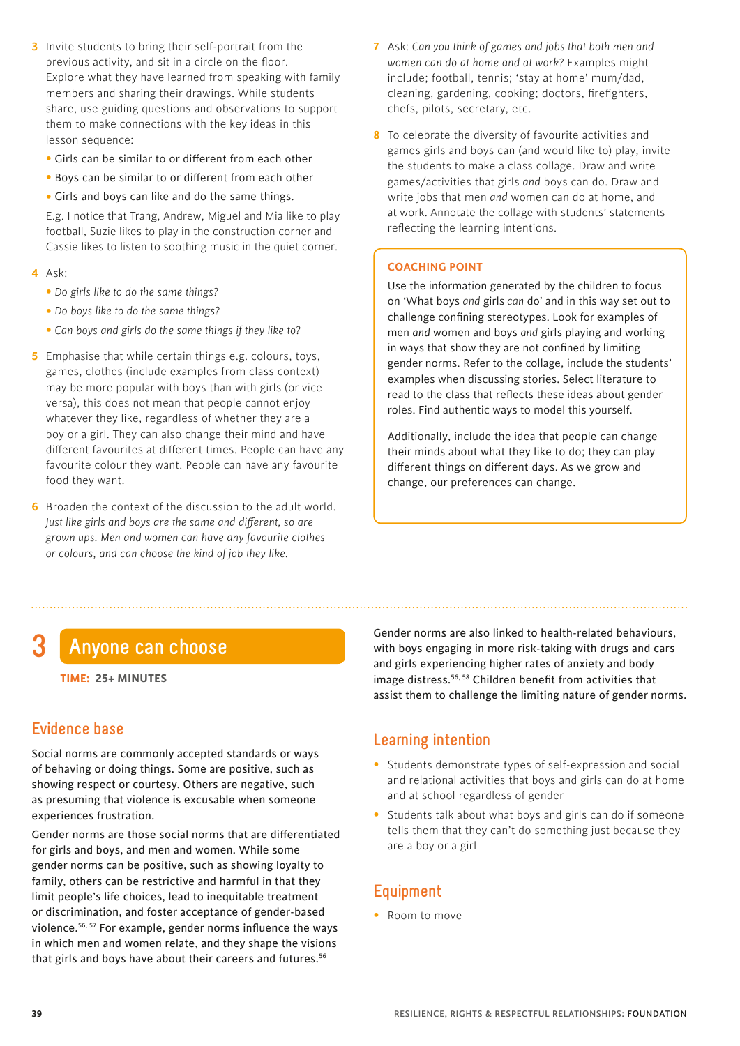3. Invite students to bring their self-portrait from the previous activity, and sit in a circle on the floor. Explore what they have learned from speaking with family members and sharing their drawings. While students share, use guiding questions and observations to support them to make connections with the key ideas in this lesson sequence:
   - Girls can be similar to or different from each other
   - Boys can be similar to or different from each other
   - Girls and boys can like and do the same things.

   E.g. I notice that Trang, Andrew, Miguel and Mia like to play football, Suzie likes to play in the construction corner and Cassie likes to listen to soothing music in the quiet corner.

4. Ask:
   - *Do girls like to do the same things?*
   - *Do boys like to do the same things?*
   - *Can boys and girls do the same things if they like to?*

5. Emphasise that while certain things e.g. colours, toys, games, clothes (include examples from class context) may be more popular with boys than with girls (or vice versa), this does not mean that people cannot enjoy whatever they like, regardless of whether they are a boy or a girl. They can also change their mind and have different favourites at different times. People can have any favourite colour they want. People can have any favourite food they want.

6. Broaden the context of the discussion to the adult world. *Just like girls and boys are the same and different, so are grown ups. Men and women can have any favourite clothes or colours, and can choose the kind of job they like.*

7. Ask: *Can you think of games and jobs that both men and women can do at home and at work?* Examples might include; football, tennis; 'stay at home' mum/dad, cleaning, gardening, cooking; doctors, firefighters, chefs, pilots, secretary, etc.

8. To celebrate the diversity of favourite activities and games girls and boys can (and would like to) play, invite the students to make a class collage. Draw and write games/activities that girls *and* boys can do. Draw and write jobs that men *and* women can do at home, and at work. Annotate the collage with students' statements reflecting the learning intentions.

**COACHING POINT**

Use the information generated by the children to focus on 'What boys *and* girls *can* do' and in this way set out to challenge confining stereotypes. Look for examples of men *and* women and boys *and* girls playing and working in ways that show they are not confined by limiting gender norms. Refer to the collage, include the students' examples when discussing stories. Select literature to read to the class that reflects these ideas about gender roles. Find authentic ways to model this yourself.

Additionally, include the idea that people can change their minds about what they like to do; they can play different things on different days. As we grow and change, our preferences can change.

# 3 Anyone can choose

**TIME: 25+ MINUTES**

## Evidence base

Social norms are commonly accepted standards or ways of behaving or doing things. Some are positive, such as showing respect or courtesy. Others are negative, such as presuming that violence is excusable when someone experiences frustration.

Gender norms are those social norms that are differentiated for girls and boys, and men and women. While some gender norms can be positive, such as showing loyalty to family, others can be restrictive and harmful in that they limit people's life choices, lead to inequitable treatment or discrimination, and foster acceptance of gender-based violence.[56, 57] For example, gender norms influence the ways in which men and women relate, and they shape the visions that girls and boys have about their careers and futures.[56]

Gender norms are also linked to health-related behaviours, with boys engaging in more risk-taking with drugs and cars and girls experiencing higher rates of anxiety and body image distress.[56, 58] Children benefit from activities that assist them to challenge the limiting nature of gender norms.

## Learning intention

- Students demonstrate types of self-expression and social and relational activities that boys and girls can do at home and at school regardless of gender
- Students talk about what boys and girls can do if someone tells them that they can't do something just because they are a boy or a girl

## Equipment

- Room to move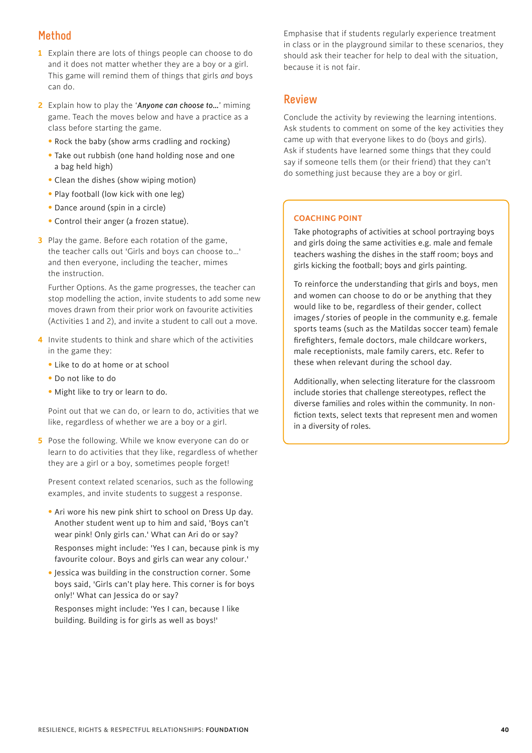## Method

1. Explain there are lots of things people can choose to do and it does not matter whether they are a boy or a girl. This game will remind them of things that girls *and* boys can do.

2. Explain how to play the '***Anyone can choose to…***' miming game. Teach the moves below and have a practice as a class before starting the game.
   - Rock the baby (show arms cradling and rocking)
   - Take out rubbish (one hand holding nose and one a bag held high)
   - Clean the dishes (show wiping motion)
   - Play football (low kick with one leg)
   - Dance around (spin in a circle)
   - Control their anger (a frozen statue).

3. Play the game. Before each rotation of the game, the teacher calls out 'Girls and boys can choose to…' and then everyone, including the teacher, mimes the instruction.

   Further Options. As the game progresses, the teacher can stop modelling the action, invite students to add some new moves drawn from their prior work on favourite activities (Activities 1 and 2), and invite a student to call out a move.

4. Invite students to think and share which of the activities in the game they:
   - Like to do at home or at school
   - Do not like to do
   - Might like to try or learn to do.

   Point out that we can do, or learn to do, activities that we like, regardless of whether we are a boy or a girl.

5. Pose the following. While we know everyone can do or learn to do activities that they like, regardless of whether they are a girl or a boy, sometimes people forget!

   Present context related scenarios, such as the following examples, and invite students to suggest a response.

   - Ari wore his new pink shirt to school on Dress Up day. Another student went up to him and said, 'Boys can't wear pink! Only girls can.' What can Ari do or say?

     Responses might include: 'Yes I can, because pink is my favourite colour. Boys and girls can wear any colour.'
   - Jessica was building in the construction corner. Some boys said, 'Girls can't play here. This corner is for boys only!' What can Jessica do or say?

     Responses might include: 'Yes I can, because I like building. Building is for girls as well as boys!'

Emphasise that if students regularly experience treatment in class or in the playground similar to these scenarios, they should ask their teacher for help to deal with the situation, because it is not fair.

## Review

Conclude the activity by reviewing the learning intentions. Ask students to comment on some of the key activities they came up with that everyone likes to do (boys and girls). Ask if students have learned some things that they could say if someone tells them (or their friend) that they can't do something just because they are a boy or girl.

**COACHING POINT**

Take photographs of activities at school portraying boys and girls doing the same activities e.g. male and female teachers washing the dishes in the staff room; boys and girls kicking the football; boys and girls painting.

To reinforce the understanding that girls and boys, men and women can choose to do or be anything that they would like to be, regardless of their gender, collect images / stories of people in the community e.g. female sports teams (such as the Matildas soccer team) female firefighters, female doctors, male childcare workers, male receptionists, male family carers, etc. Refer to these when relevant during the school day.

Additionally, when selecting literature for the classroom include stories that challenge stereotypes, reflect the diverse families and roles within the community. In non-fiction texts, select texts that represent men and women in a diversity of roles.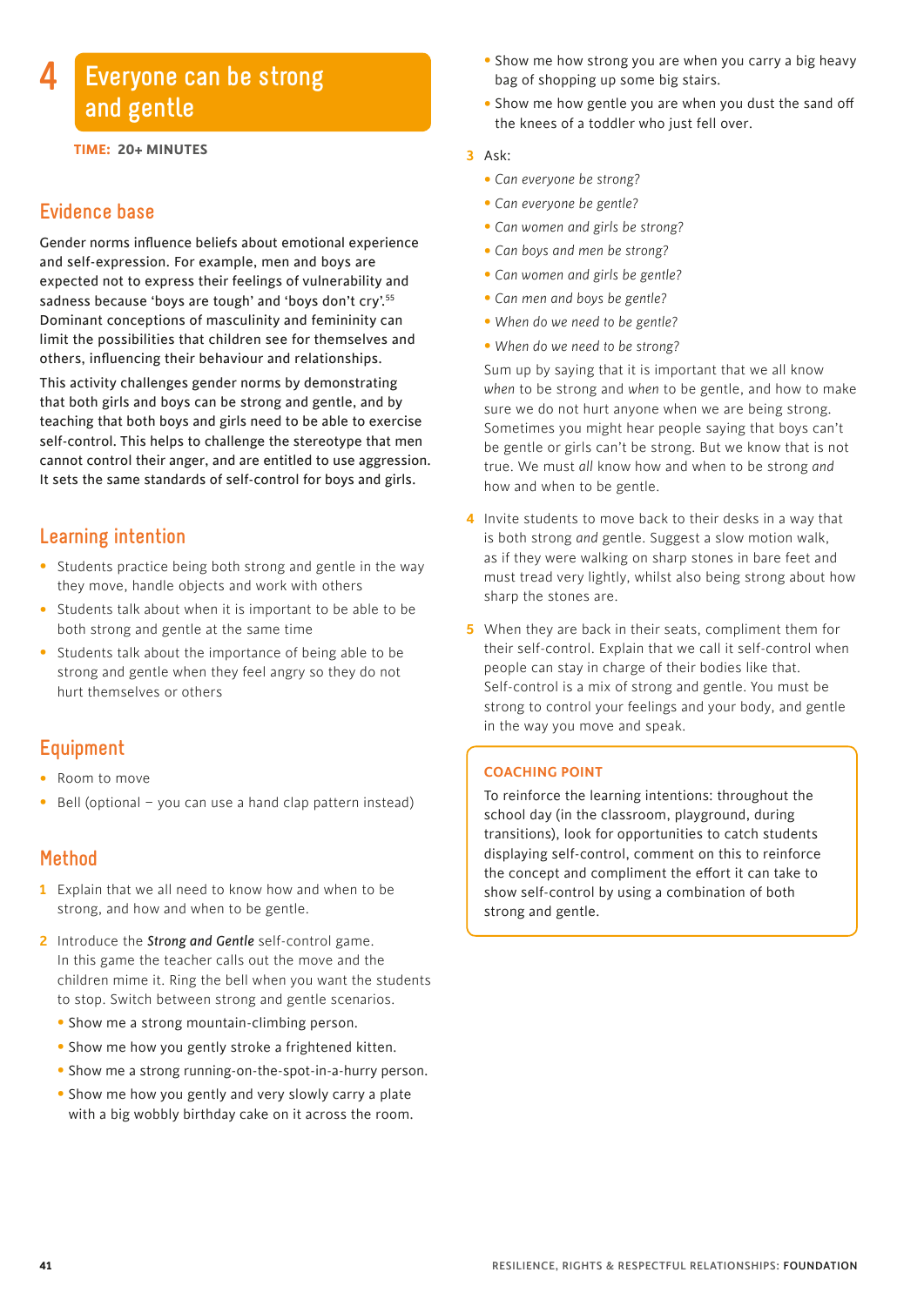# 4 Everyone can be strong and gentle

**TIME: 20+ MINUTES**

## Evidence base

Gender norms influence beliefs about emotional experience and self-expression. For example, men and boys are expected not to express their feelings of vulnerability and sadness because 'boys are tough' and 'boys don't cry'.[55] Dominant conceptions of masculinity and femininity can limit the possibilities that children see for themselves and others, influencing their behaviour and relationships.

This activity challenges gender norms by demonstrating that both girls and boys can be strong and gentle, and by teaching that both boys and girls need to be able to exercise self-control. This helps to challenge the stereotype that men cannot control their anger, and are entitled to use aggression. It sets the same standards of self-control for boys and girls.

## Learning intention

- Students practice being both strong and gentle in the way they move, handle objects and work with others
- Students talk about when it is important to be able to be both strong and gentle at the same time
- Students talk about the importance of being able to be strong and gentle when they feel angry so they do not hurt themselves or others

## Equipment

- Room to move
- Bell (optional – you can use a hand clap pattern instead)

## Method

1. Explain that we all need to know how and when to be strong, and how and when to be gentle.
2. Introduce the ***Strong and Gentle*** self-control game. In this game the teacher calls out the move and the children mime it. Ring the bell when you want the students to stop. Switch between strong and gentle scenarios.
   - Show me a strong mountain-climbing person.
   - Show me how you gently stroke a frightened kitten.
   - Show me a strong running-on-the-spot-in-a-hurry person.
   - Show me how you gently and very slowly carry a plate with a big wobbly birthday cake on it across the room.
   - Show me how strong you are when you carry a big heavy bag of shopping up some big stairs.
   - Show me how gentle you are when you dust the sand off the knees of a toddler who just fell over.
3. Ask:
   - *Can everyone be strong?*
   - *Can everyone be gentle?*
   - *Can women and girls be strong?*
   - *Can boys and men be strong?*
   - *Can women and girls be gentle?*
   - *Can men and boys be gentle?*
   - *When do we need to be gentle?*
   - *When do we need to be strong?*

   Sum up by saying that it is important that we all know *when* to be strong and *when* to be gentle, and how to make sure we do not hurt anyone when we are being strong. Sometimes you might hear people saying that boys can't be gentle or girls can't be strong. But we know that is not true. We must *all* know how and when to be strong *and* how and when to be gentle.
4. Invite students to move back to their desks in a way that is both strong *and* gentle. Suggest a slow motion walk, as if they were walking on sharp stones in bare feet and must tread very lightly, whilst also being strong about how sharp the stones are.
5. When they are back in their seats, compliment them for their self-control. Explain that we call it self-control when people can stay in charge of their bodies like that. Self-control is a mix of strong and gentle. You must be strong to control your feelings and your body, and gentle in the way you move and speak.

**COACHING POINT**

To reinforce the learning intentions: throughout the school day (in the classroom, playground, during transitions), look for opportunities to catch students displaying self-control, comment on this to reinforce the concept and compliment the effort it can take to show self-control by using a combination of both strong and gentle.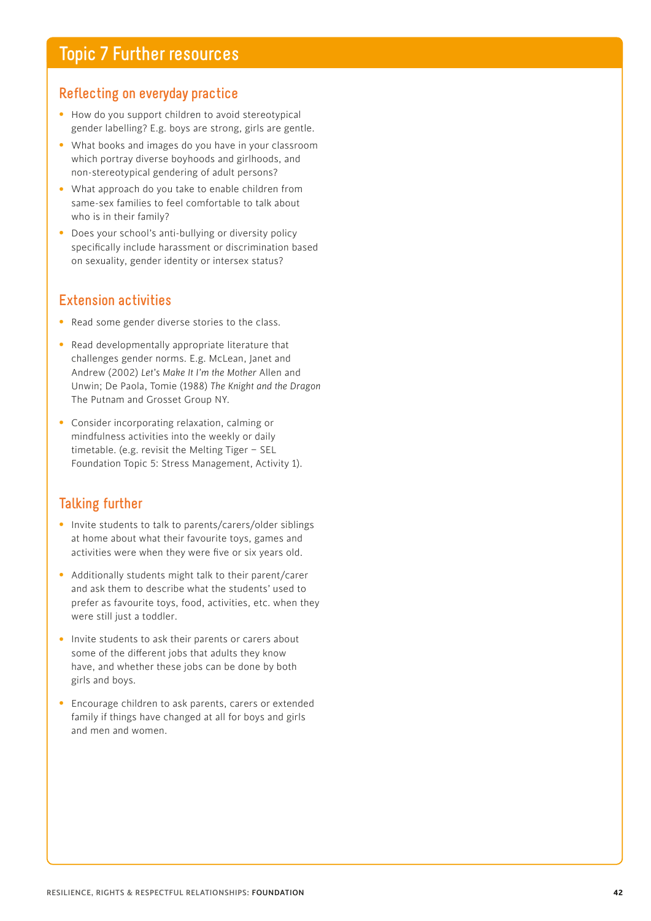# Topic 7 Further resources

## Reflecting on everyday practice

- How do you support children to avoid stereotypical gender labelling? E.g. boys are strong, girls are gentle.
- What books and images do you have in your classroom which portray diverse boyhoods and girlhoods, and non-stereotypical gendering of adult persons?
- What approach do you take to enable children from same-sex families to feel comfortable to talk about who is in their family?
- Does your school's anti-bullying or diversity policy specifically include harassment or discrimination based on sexuality, gender identity or intersex status?

## Extension activities

- Read some gender diverse stories to the class.
- Read developmentally appropriate literature that challenges gender norms. E.g. McLean, Janet and Andrew (2002) *Let's Make It I'm the Mother* Allen and Unwin; De Paola, Tomie (1988) *The Knight and the Dragon* The Putnam and Grosset Group NY.
- Consider incorporating relaxation, calming or mindfulness activities into the weekly or daily timetable. (e.g. revisit the Melting Tiger – SEL Foundation Topic 5: Stress Management, Activity 1).

## Talking further

- Invite students to talk to parents/carers/older siblings at home about what their favourite toys, games and activities were when they were five or six years old.
- Additionally students might talk to their parent/carer and ask them to describe what the students' used to prefer as favourite toys, food, activities, etc. when they were still just a toddler.
- Invite students to ask their parents or carers about some of the different jobs that adults they know have, and whether these jobs can be done by both girls and boys.
- Encourage children to ask parents, carers or extended family if things have changed at all for boys and girls and men and women.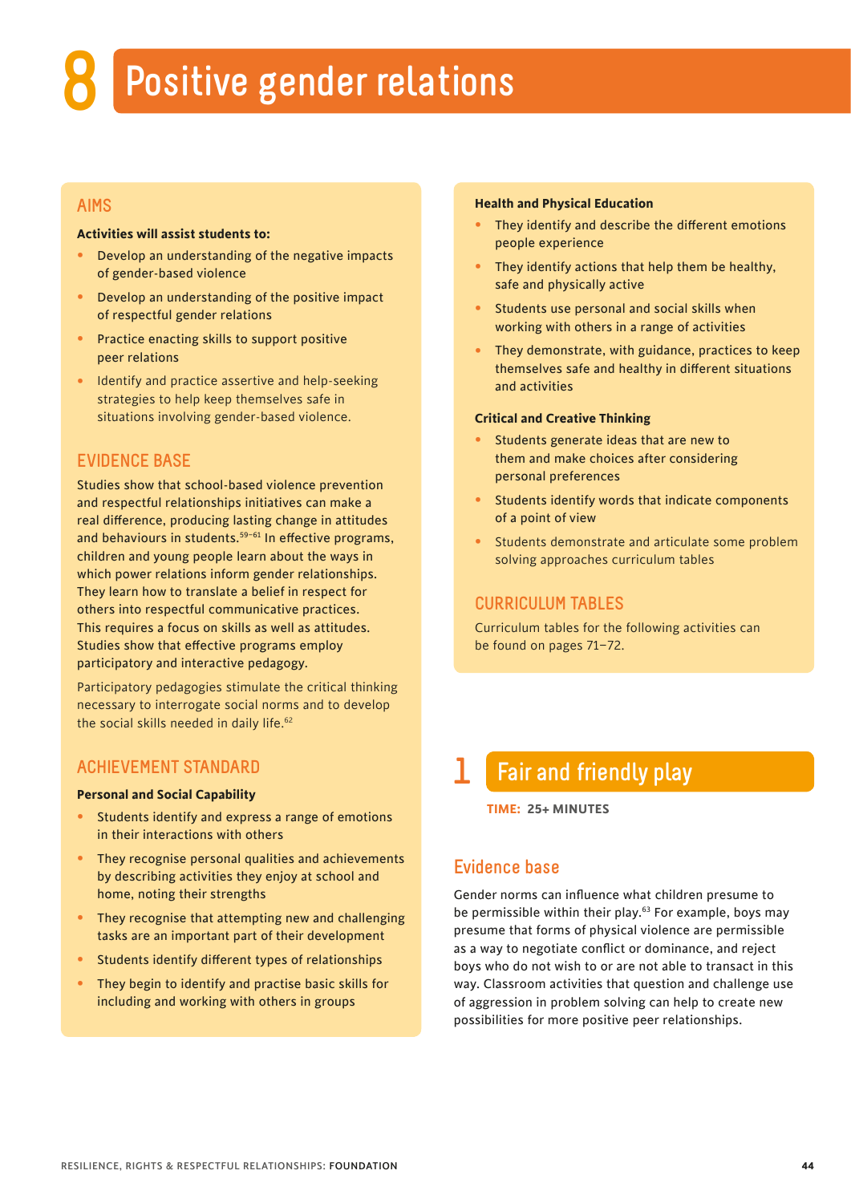# 8 Positive gender relations

## AIMS

**Activities will assist students to:**

- Develop an understanding of the negative impacts of gender-based violence
- Develop an understanding of the positive impact of respectful gender relations
- Practice enacting skills to support positive peer relations
- Identify and practice assertive and help-seeking strategies to help keep themselves safe in situations involving gender-based violence.

## EVIDENCE BASE

Studies show that school-based violence prevention and respectful relationships initiatives can make a real difference, producing lasting change in attitudes and behaviours in students.[59–61] In effective programs, children and young people learn about the ways in which power relations inform gender relationships. They learn how to translate a belief in respect for others into respectful communicative practices. This requires a focus on skills as well as attitudes. Studies show that effective programs employ participatory and interactive pedagogy.

Participatory pedagogies stimulate the critical thinking necessary to interrogate social norms and to develop the social skills needed in daily life.[62]

## ACHIEVEMENT STANDARD

**Personal and Social Capability**

- Students identify and express a range of emotions in their interactions with others
- They recognise personal qualities and achievements by describing activities they enjoy at school and home, noting their strengths
- They recognise that attempting new and challenging tasks are an important part of their development
- Students identify different types of relationships
- They begin to identify and practise basic skills for including and working with others in groups

**Health and Physical Education**

- They identify and describe the different emotions people experience
- They identify actions that help them be healthy, safe and physically active
- Students use personal and social skills when working with others in a range of activities
- They demonstrate, with guidance, practices to keep themselves safe and healthy in different situations and activities

**Critical and Creative Thinking**

- Students generate ideas that are new to them and make choices after considering personal preferences
- Students identify words that indicate components of a point of view
- Students demonstrate and articulate some problem solving approaches curriculum tables

## CURRICULUM TABLES

Curriculum tables for the following activities can be found on pages 71–72.

## 1 Fair and friendly play

**TIME: 25+ MINUTES**

### Evidence base

Gender norms can influence what children presume to be permissible within their play.[63] For example, boys may presume that forms of physical violence are permissible as a way to negotiate conflict or dominance, and reject boys who do not wish to or are not able to transact in this way. Classroom activities that question and challenge use of aggression in problem solving can help to create new possibilities for more positive peer relationships.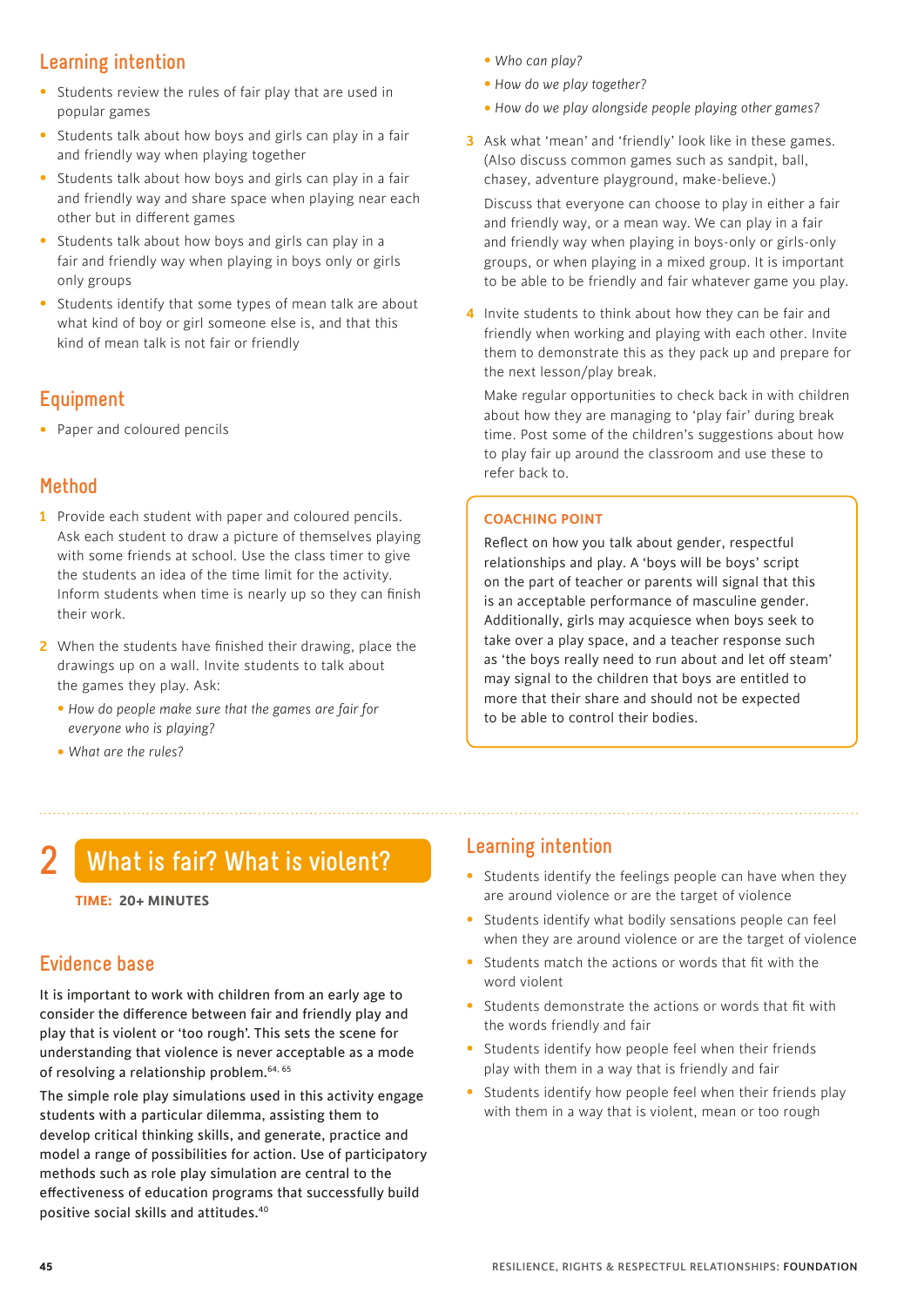## Learning intention

- Students review the rules of fair play that are used in popular games
- Students talk about how boys and girls can play in a fair and friendly way when playing together
- Students talk about how boys and girls can play in a fair and friendly way and share space when playing near each other but in different games
- Students talk about how boys and girls can play in a fair and friendly way when playing in boys only or girls only groups
- Students identify that some types of mean talk are about what kind of boy or girl someone else is, and that this kind of mean talk is not fair or friendly

## Equipment

- Paper and coloured pencils

## Method

1. Provide each student with paper and coloured pencils. Ask each student to draw a picture of themselves playing with some friends at school. Use the class timer to give the students an idea of the time limit for the activity. Inform students when time is nearly up so they can finish their work.
2. When the students have finished their drawing, place the drawings up on a wall. Invite students to talk about the games they play. Ask:
   - *How do people make sure that the games are fair for everyone who is playing?*
   - *What are the rules?*
   - *Who can play?*
   - *How do we play together?*
   - *How do we play alongside people playing other games?*
3. Ask what 'mean' and 'friendly' look like in these games. (Also discuss common games such as sandpit, ball, chasey, adventure playground, make-believe.)

   Discuss that everyone can choose to play in either a fair and friendly way, or a mean way. We can play in a fair and friendly way when playing in boys-only or girls-only groups, or when playing in a mixed group. It is important to be able to be friendly and fair whatever game you play.
4. Invite students to think about how they can be fair and friendly when working and playing with each other. Invite them to demonstrate this as they pack up and prepare for the next lesson/play break.

   Make regular opportunities to check back in with children about how they are managing to 'play fair' during break time. Post some of the children's suggestions about how to play fair up around the classroom and use these to refer back to.

**COACHING POINT**

Reflect on how you talk about gender, respectful relationships and play. A 'boys will be boys' script on the part of teacher or parents will signal that this is an acceptable performance of masculine gender. Additionally, girls may acquiesce when boys seek to take over a play space, and a teacher response such as 'the boys really need to run about and let off steam' may signal to the children that boys are entitled to more that their share and should not be expected to be able to control their bodies.

# 2 What is fair? What is violent?

**TIME: 20+ MINUTES**

## Evidence base

It is important to work with children from an early age to consider the difference between fair and friendly play and play that is violent or 'too rough'. This sets the scene for understanding that violence is never acceptable as a mode of resolving a relationship problem.[64, 65]

The simple role play simulations used in this activity engage students with a particular dilemma, assisting them to develop critical thinking skills, and generate, practice and model a range of possibilities for action. Use of participatory methods such as role play simulation are central to the effectiveness of education programs that successfully build positive social skills and attitudes.[40]

## Learning intention

- Students identify the feelings people can have when they are around violence or are the target of violence
- Students identify what bodily sensations people can feel when they are around violence or are the target of violence
- Students match the actions or words that fit with the word violent
- Students demonstrate the actions or words that fit with the words friendly and fair
- Students identify how people feel when their friends play with them in a way that is friendly and fair
- Students identify how people feel when their friends play with them in a way that is violent, mean or too rough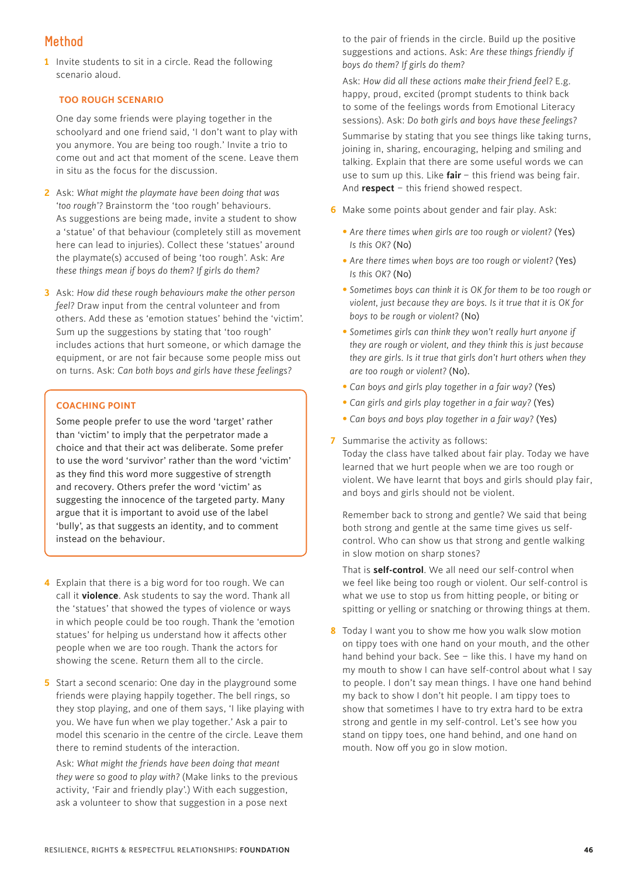## Method

1 Invite students to sit in a circle. Read the following scenario aloud.

### TOO ROUGH SCENARIO

One day some friends were playing together in the schoolyard and one friend said, 'I don't want to play with you anymore. You are being too rough.' Invite a trio to come out and act that moment of the scene. Leave them in situ as the focus for the discussion.

2 Ask: *What might the playmate have been doing that was 'too rough'*? Brainstorm the 'too rough' behaviours. As suggestions are being made, invite a student to show a 'statue' of that behaviour (completely still as movement here can lead to injuries). Collect these 'statues' around the playmate(s) accused of being 'too rough'. Ask: *Are these things mean if boys do them? If girls do them?*

3 Ask: *How did these rough behaviours make the other person feel?* Draw input from the central volunteer and from others. Add these as 'emotion statues' behind the 'victim'. Sum up the suggestions by stating that 'too rough' includes actions that hurt someone, or which damage the equipment, or are not fair because some people miss out on turns. Ask: *Can both boys and girls have these feelings?*

> **COACHING POINT**
>
> Some people prefer to use the word 'target' rather than 'victim' to imply that the perpetrator made a choice and that their act was deliberate. Some prefer to use the word 'survivor' rather than the word 'victim' as they find this word more suggestive of strength and recovery. Others prefer the word 'victim' as suggesting the innocence of the targeted party. Many argue that it is important to avoid use of the label 'bully', as that suggests an identity, and to comment instead on the behaviour.

4 Explain that there is a big word for too rough. We can call it **violence**. Ask students to say the word. Thank all the 'statues' that showed the types of violence or ways in which people could be too rough. Thank the 'emotion statues' for helping us understand how it affects other people when we are too rough. Thank the actors for showing the scene. Return them all to the circle.

5 Start a second scenario: One day in the playground some friends were playing happily together. The bell rings, so they stop playing, and one of them says, 'I like playing with you. We have fun when we play together.' Ask a pair to model this scenario in the centre of the circle. Leave them there to remind students of the interaction.

Ask: *What might the friends have been doing that meant they were so good to play with?* (Make links to the previous activity, 'Fair and friendly play'.) With each suggestion, ask a volunteer to show that suggestion in a pose next to the pair of friends in the circle. Build up the positive suggestions and actions. Ask: *Are these things friendly if boys do them? If girls do them?*

Ask: *How did all these actions make their friend feel?* E.g. happy, proud, excited (prompt students to think back to some of the feelings words from Emotional Literacy sessions). Ask: *Do both girls and boys have these feelings?*

Summarise by stating that you see things like taking turns, joining in, sharing, encouraging, helping and smiling and talking. Explain that there are some useful words we can use to sum up this. Like **fair** – this friend was being fair. And **respect** – this friend showed respect.

6 Make some points about gender and fair play. Ask:

- *Are there times when girls are too rough or violent?* (Yes) *Is this OK?* (No)
- *Are there times when boys are too rough or violent?* (Yes) *Is this OK?* (No)
- *Sometimes boys can think it is OK for them to be too rough or violent, just because they are boys. Is it true that it is OK for boys to be rough or violent?* (No)
- *Sometimes girls can think they won't really hurt anyone if they are rough or violent, and they think this is just because they are girls. Is it true that girls don't hurt others when they are too rough or violent?* (No).
- *Can boys and girls play together in a fair way?* (Yes)
- *Can girls and girls play together in a fair way?* (Yes)
- *Can boys and boys play together in a fair way?* (Yes)

7 Summarise the activity as follows:
Today the class have talked about fair play. Today we have learned that we hurt people when we are too rough or violent. We have learnt that boys and girls should play fair, and boys and girls should not be violent.

Remember back to strong and gentle? We said that being both strong and gentle at the same time gives us self-control. Who can show us that strong and gentle walking in slow motion on sharp stones?

That is **self-control**. We all need our self-control when we feel like being too rough or violent. Our self-control is what we use to stop us from hitting people, or biting or spitting or yelling or snatching or throwing things at them.

8 Today I want you to show me how you walk slow motion on tippy toes with one hand on your mouth, and the other hand behind your back. See – like this. I have my hand on my mouth to show I can have self-control about what I say to people. I don't say mean things. I have one hand behind my back to show I don't hit people. I am tippy toes to show that sometimes I have to try extra hard to be extra strong and gentle in my self-control. Let's see how you stand on tippy toes, one hand behind, and one hand on mouth. Now off you go in slow motion.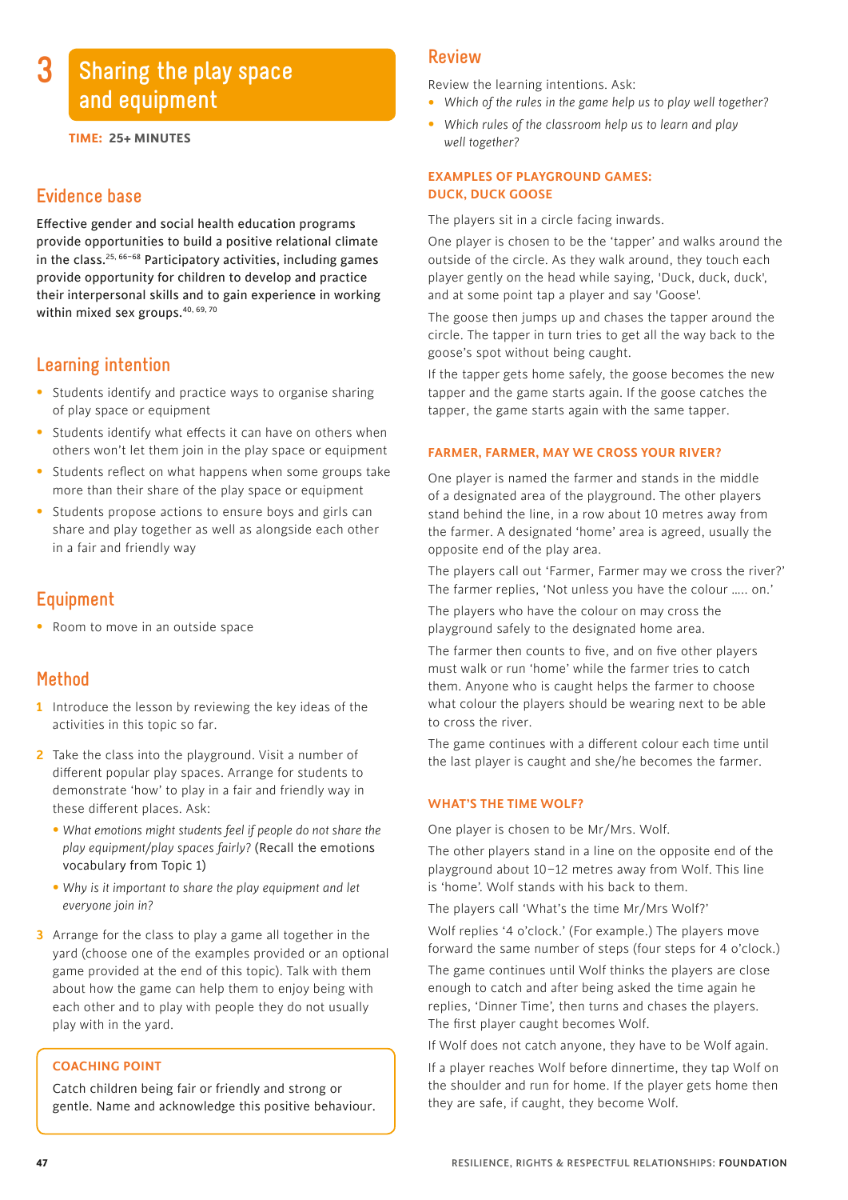# 3 Sharing the play space and equipment

**TIME: 25+ MINUTES**

## Evidence base

Effective gender and social health education programs provide opportunities to build a positive relational climate in the class.[25, 66–68] Participatory activities, including games provide opportunity for children to develop and practice their interpersonal skills and to gain experience in working within mixed sex groups.[40, 69, 70]

## Learning intention

- Students identify and practice ways to organise sharing of play space or equipment
- Students identify what effects it can have on others when others won't let them join in the play space or equipment
- Students reflect on what happens when some groups take more than their share of the play space or equipment
- Students propose actions to ensure boys and girls can share and play together as well as alongside each other in a fair and friendly way

## Equipment

- Room to move in an outside space

## Method

1. Introduce the lesson by reviewing the key ideas of the activities in this topic so far.
2. Take the class into the playground. Visit a number of different popular play spaces. Arrange for students to demonstrate 'how' to play in a fair and friendly way in these different places. Ask:
   - *What emotions might students feel if people do not share the play equipment/play spaces fairly?* (Recall the emotions vocabulary from Topic 1)
   - *Why is it important to share the play equipment and let everyone join in?*
3. Arrange for the class to play a game all together in the yard (choose one of the examples provided or an optional game provided at the end of this topic). Talk with them about how the game can help them to enjoy being with each other and to play with people they do not usually play with in the yard.

> **COACHING POINT**
>
> Catch children being fair or friendly and strong or gentle. Name and acknowledge this positive behaviour.

## Review

Review the learning intentions. Ask:

- *Which of the rules in the game help us to play well together?*
- *Which rules of the classroom help us to learn and play well together?*

### EXAMPLES OF PLAYGROUND GAMES: DUCK, DUCK GOOSE

The players sit in a circle facing inwards.

One player is chosen to be the 'tapper' and walks around the outside of the circle. As they walk around, they touch each player gently on the head while saying, 'Duck, duck, duck', and at some point tap a player and say 'Goose'.

The goose then jumps up and chases the tapper around the circle. The tapper in turn tries to get all the way back to the goose's spot without being caught.

If the tapper gets home safely, the goose becomes the new tapper and the game starts again. If the goose catches the tapper, the game starts again with the same tapper.

### FARMER, FARMER, MAY WE CROSS YOUR RIVER?

One player is named the farmer and stands in the middle of a designated area of the playground. The other players stand behind the line, in a row about 10 metres away from the farmer. A designated 'home' area is agreed, usually the opposite end of the play area.

The players call out 'Farmer, Farmer may we cross the river?' The farmer replies, 'Not unless you have the colour ….. on.'

The players who have the colour on may cross the playground safely to the designated home area.

The farmer then counts to five, and on five other players must walk or run 'home' while the farmer tries to catch them. Anyone who is caught helps the farmer to choose what colour the players should be wearing next to be able to cross the river.

The game continues with a different colour each time until the last player is caught and she/he becomes the farmer.

### WHAT'S THE TIME WOLF?

One player is chosen to be Mr/Mrs. Wolf.

The other players stand in a line on the opposite end of the playground about 10–12 metres away from Wolf. This line is 'home'. Wolf stands with his back to them.

The players call 'What's the time Mr/Mrs Wolf?'

Wolf replies '4 o'clock.' (For example.) The players move forward the same number of steps (four steps for 4 o'clock.)

The game continues until Wolf thinks the players are close enough to catch and after being asked the time again he replies, 'Dinner Time', then turns and chases the players. The first player caught becomes Wolf.

If Wolf does not catch anyone, they have to be Wolf again.

If a player reaches Wolf before dinnertime, they tap Wolf on the shoulder and run for home. If the player gets home then they are safe, if caught, they become Wolf.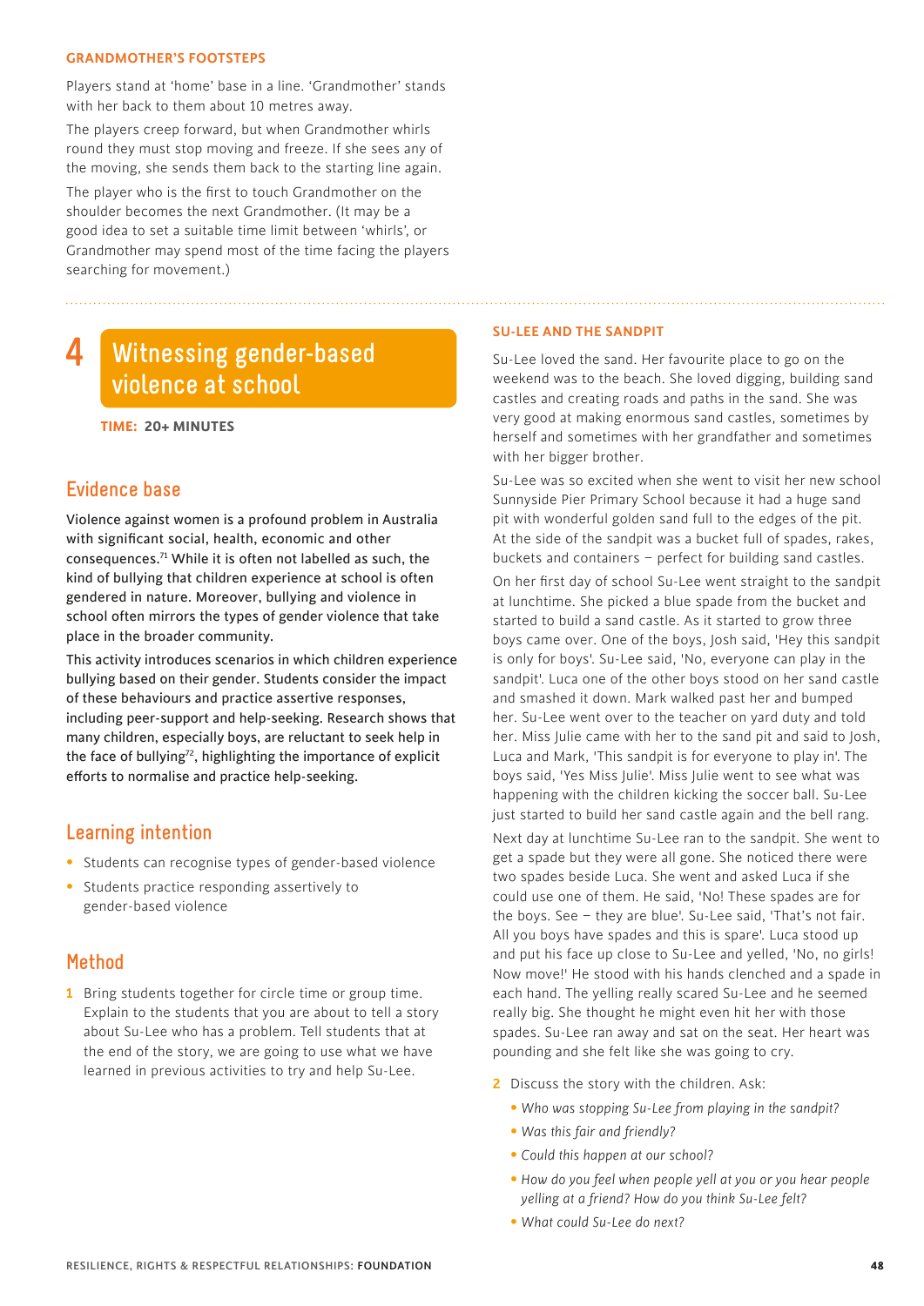### GRANDMOTHER'S FOOTSTEPS

Players stand at 'home' base in a line. 'Grandmother' stands with her back to them about 10 metres away.

The players creep forward, but when Grandmother whirls round they must stop moving and freeze. If she sees any of the moving, she sends them back to the starting line again.

The player who is the first to touch Grandmother on the shoulder becomes the next Grandmother. (It may be a good idea to set a suitable time limit between 'whirls', or Grandmother may spend most of the time facing the players searching for movement.)

# 4 Witnessing gender-based violence at school

**TIME: 20+ MINUTES**

## Evidence base

Violence against women is a profound problem in Australia with significant social, health, economic and other consequences.[71] While it is often not labelled as such, the kind of bullying that children experience at school is often gendered in nature. Moreover, bullying and violence in school often mirrors the types of gender violence that take place in the broader community.

This activity introduces scenarios in which children experience bullying based on their gender. Students consider the impact of these behaviours and practice assertive responses, including peer-support and help-seeking. Research shows that many children, especially boys, are reluctant to seek help in the face of bullying[72], highlighting the importance of explicit efforts to normalise and practice help-seeking.

## Learning intention

- Students can recognise types of gender-based violence
- Students practice responding assertively to gender-based violence

## Method

1. Bring students together for circle time or group time. Explain to the students that you are about to tell a story about Su-Lee who has a problem. Tell students that at the end of the story, we are going to use what we have learned in previous activities to try and help Su-Lee.

### SU-LEE AND THE SANDPIT

Su-Lee loved the sand. Her favourite place to go on the weekend was to the beach. She loved digging, building sand castles and creating roads and paths in the sand. She was very good at making enormous sand castles, sometimes by herself and sometimes with her grandfather and sometimes with her bigger brother.

Su-Lee was so excited when she went to visit her new school Sunnyside Pier Primary School because it had a huge sand pit with wonderful golden sand full to the edges of the pit. At the side of the sandpit was a bucket full of spades, rakes, buckets and containers – perfect for building sand castles.

On her first day of school Su-Lee went straight to the sandpit at lunchtime. She picked a blue spade from the bucket and started to build a sand castle. As it started to grow three boys came over. One of the boys, Josh said, 'Hey this sandpit is only for boys'. Su-Lee said, 'No, everyone can play in the sandpit'. Luca one of the other boys stood on her sand castle and smashed it down. Mark walked past her and bumped her. Su-Lee went over to the teacher on yard duty and told her. Miss Julie came with her to the sand pit and said to Josh, Luca and Mark, 'This sandpit is for everyone to play in'. The boys said, 'Yes Miss Julie'. Miss Julie went to see what was happening with the children kicking the soccer ball. Su-Lee just started to build her sand castle again and the bell rang.

Next day at lunchtime Su-Lee ran to the sandpit. She went to get a spade but they were all gone. She noticed there were two spades beside Luca. She went and asked Luca if she could use one of them. He said, 'No! These spades are for the boys. See – they are blue'. Su-Lee said, 'That's not fair. All you boys have spades and this is spare'. Luca stood up and put his face up close to Su-Lee and yelled, 'No, no girls! Now move!' He stood with his hands clenched and a spade in each hand. The yelling really scared Su-Lee and he seemed really big. She thought he might even hit her with those spades. Su-Lee ran away and sat on the seat. Her heart was pounding and she felt like she was going to cry.

2. Discuss the story with the children. Ask:
   - *Who was stopping Su-Lee from playing in the sandpit?*
   - *Was this fair and friendly?*
   - *Could this happen at our school?*
   - *How do you feel when people yell at you or you hear people yelling at a friend? How do you think Su-Lee felt?*
   - *What could Su-Lee do next?*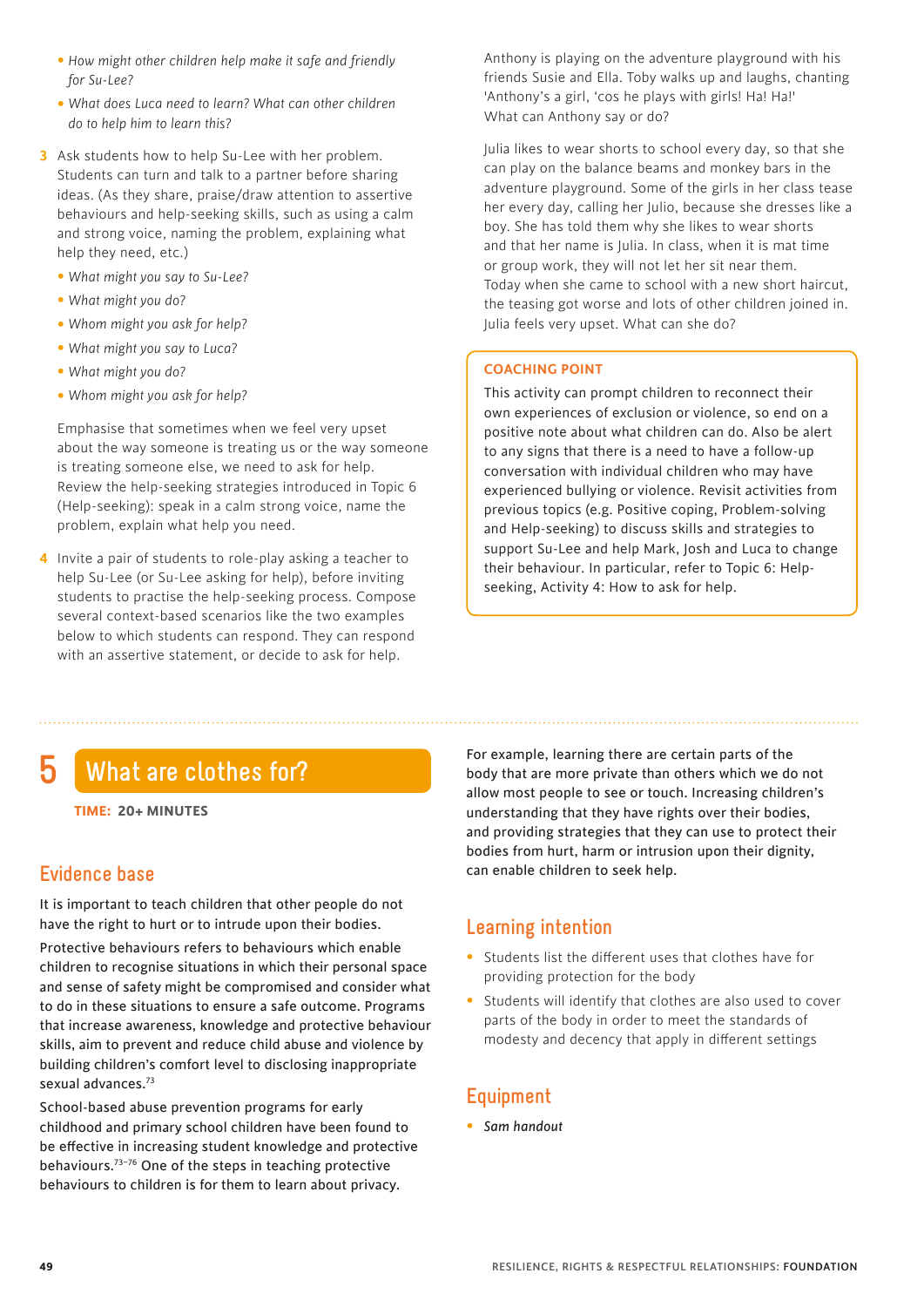- *How might other children help make it safe and friendly for Su-Lee?*
- *What does Luca need to learn? What can other children do to help him to learn this?*

3. Ask students how to help Su-Lee with her problem. Students can turn and talk to a partner before sharing ideas. (As they share, praise/draw attention to assertive behaviours and help-seeking skills, such as using a calm and strong voice, naming the problem, explaining what help they need, etc.)
   - *What might you say to Su-Lee?*
   - *What might you do?*
   - *Whom might you ask for help?*
   - *What might you say to Luca?*
   - *What might you do?*
   - *Whom might you ask for help?*

   Emphasise that sometimes when we feel very upset about the way someone is treating us or the way someone is treating someone else, we need to ask for help. Review the help-seeking strategies introduced in Topic 6 (Help-seeking): speak in a calm strong voice, name the problem, explain what help you need.

4. Invite a pair of students to role-play asking a teacher to help Su-Lee (or Su-Lee asking for help), before inviting students to practise the help-seeking process. Compose several context-based scenarios like the two examples below to which students can respond. They can respond with an assertive statement, or decide to ask for help.

   Anthony is playing on the adventure playground with his friends Susie and Ella. Toby walks up and laughs, chanting 'Anthony's a girl, 'cos he plays with girls! Ha! Ha!' What can Anthony say or do?

   Julia likes to wear shorts to school every day, so that she can play on the balance beams and monkey bars in the adventure playground. Some of the girls in her class tease her every day, calling her Julio, because she dresses like a boy. She has told them why she likes to wear shorts and that her name is Julia. In class, when it is mat time or group work, they will not let her sit near them. Today when she came to school with a new short haircut, the teasing got worse and lots of other children joined in. Julia feels very upset. What can she do?

> **COACHING POINT**
>
> This activity can prompt children to reconnect their own experiences of exclusion or violence, so end on a positive note about what children can do. Also be alert to any signs that there is a need to have a follow-up conversation with individual children who may have experienced bullying or violence. Revisit activities from previous topics (e.g. Positive coping, Problem-solving and Help-seeking) to discuss skills and strategies to support Su-Lee and help Mark, Josh and Luca to change their behaviour. In particular, refer to Topic 6: Help-seeking, Activity 4: How to ask for help.

# 5 What are clothes for?

**TIME: 20+ MINUTES**

## Evidence base

It is important to teach children that other people do not have the right to hurt or to intrude upon their bodies.

Protective behaviours refers to behaviours which enable children to recognise situations in which their personal space and sense of safety might be compromised and consider what to do in these situations to ensure a safe outcome. Programs that increase awareness, knowledge and protective behaviour skills, aim to prevent and reduce child abuse and violence by building children's comfort level to disclosing inappropriate sexual advances.[73]

School-based abuse prevention programs for early childhood and primary school children have been found to be effective in increasing student knowledge and protective behaviours.[73–76] One of the steps in teaching protective behaviours to children is for them to learn about privacy. For example, learning there are certain parts of the body that are more private than others which we do not allow most people to see or touch. Increasing children's understanding that they have rights over their bodies, and providing strategies that they can use to protect their bodies from hurt, harm or intrusion upon their dignity, can enable children to seek help.

## Learning intention

- Students list the different uses that clothes have for providing protection for the body
- Students will identify that clothes are also used to cover parts of the body in order to meet the standards of modesty and decency that apply in different settings

## Equipment

- *Sam handout*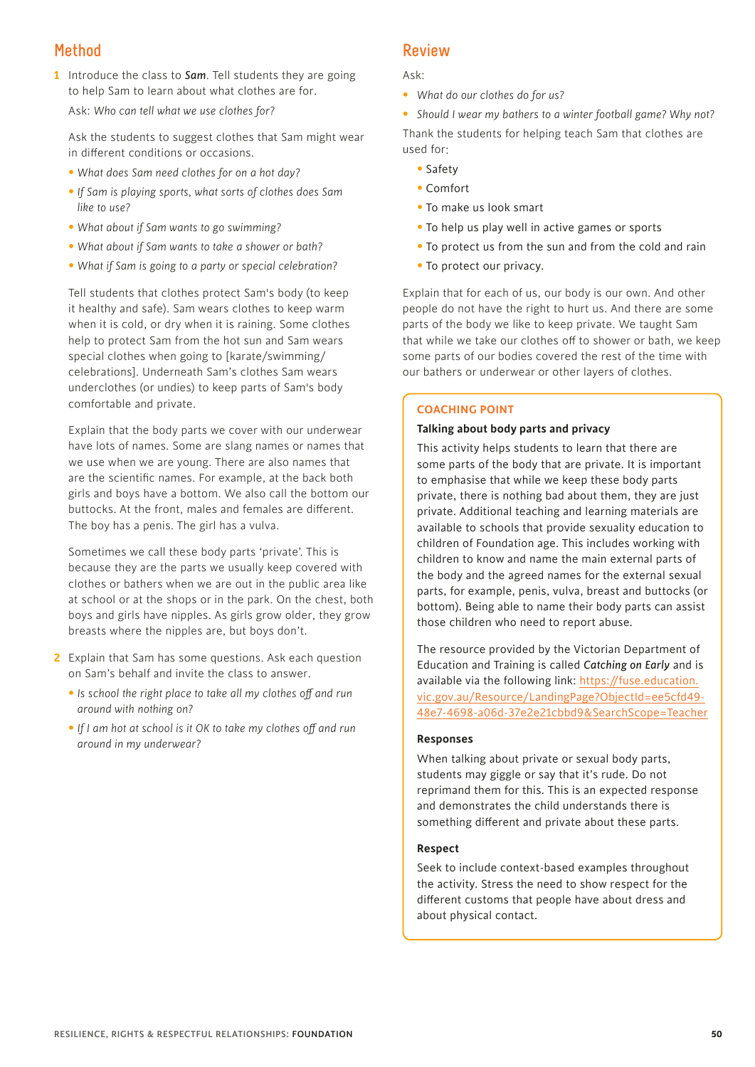## Method

1. Introduce the class to ***Sam***. Tell students they are going to help Sam to learn about what clothes are for.

   Ask: *Who can tell what we use clothes for?*

   Ask the students to suggest clothes that Sam might wear in different conditions or occasions.

   - *What does Sam need clothes for on a hot day?*
   - *If Sam is playing sports, what sorts of clothes does Sam like to use?*
   - *What about if Sam wants to go swimming?*
   - *What about if Sam wants to take a shower or bath?*
   - *What if Sam is going to a party or special celebration?*

   Tell students that clothes protect Sam's body (to keep it healthy and safe). Sam wears clothes to keep warm when it is cold, or dry when it is raining. Some clothes help to protect Sam from the hot sun and Sam wears special clothes when going to [karate/swimming/celebrations]. Underneath Sam's clothes Sam wears underclothes (or undies) to keep parts of Sam's body comfortable and private.

   Explain that the body parts we cover with our underwear have lots of names. Some are slang names or names that we use when we are young. There are also names that are the scientific names. For example, at the back both girls and boys have a bottom. We also call the bottom our buttocks. At the front, males and females are different. The boy has a penis. The girl has a vulva.

   Sometimes we call these body parts 'private'. This is because they are the parts we usually keep covered with clothes or bathers when we are out in the public area like at school or at the shops or in the park. On the chest, both boys and girls have nipples. As girls grow older, they grow breasts where the nipples are, but boys don't.

2. Explain that Sam has some questions. Ask each question on Sam's behalf and invite the class to answer.

   - *Is school the right place to take all my clothes off and run around with nothing on?*
   - *If I am hot at school is it OK to take my clothes off and run around in my underwear?*

## Review

Ask:

- *What do our clothes do for us?*
- *Should I wear my bathers to a winter football game? Why not?*

Thank the students for helping teach Sam that clothes are used for:

- Safety
- Comfort
- To make us look smart
- To help us play well in active games or sports
- To protect us from the sun and from the cold and rain
- To protect our privacy.

Explain that for each of us, our body is our own. And other people do not have the right to hurt us. And there are some parts of the body we like to keep private. We taught Sam that while we take our clothes off to shower or bath, we keep some parts of our bodies covered the rest of the time with our bathers or underwear or other layers of clothes.

### COACHING POINT

**Talking about body parts and privacy**

This activity helps students to learn that there are some parts of the body that are private. It is important to emphasise that while we keep these body parts private, there is nothing bad about them, they are just private. Additional teaching and learning materials are available to schools that provide sexuality education to children of Foundation age. This includes working with children to know and name the main external parts of the body and the agreed names for the external sexual parts, for example, penis, vulva, breast and buttocks (or bottom). Being able to name their body parts can assist those children who need to report abuse.

The resource provided by the Victorian Department of Education and Training is called *Catching on Early* and is available via the following link: https://fuse.education.vic.gov.au/Resource/LandingPage?ObjectId=ee5cfd49-48e7-4698-a06d-37e2e21cbbd9&SearchScope=Teacher

**Responses**

When talking about private or sexual body parts, students may giggle or say that it's rude. Do not reprimand them for this. This is an expected response and demonstrates the child understands there is something different and private about these parts.

**Respect**

Seek to include context-based examples throughout the activity. Stress the need to show respect for the different customs that people have about dress and about physical contact.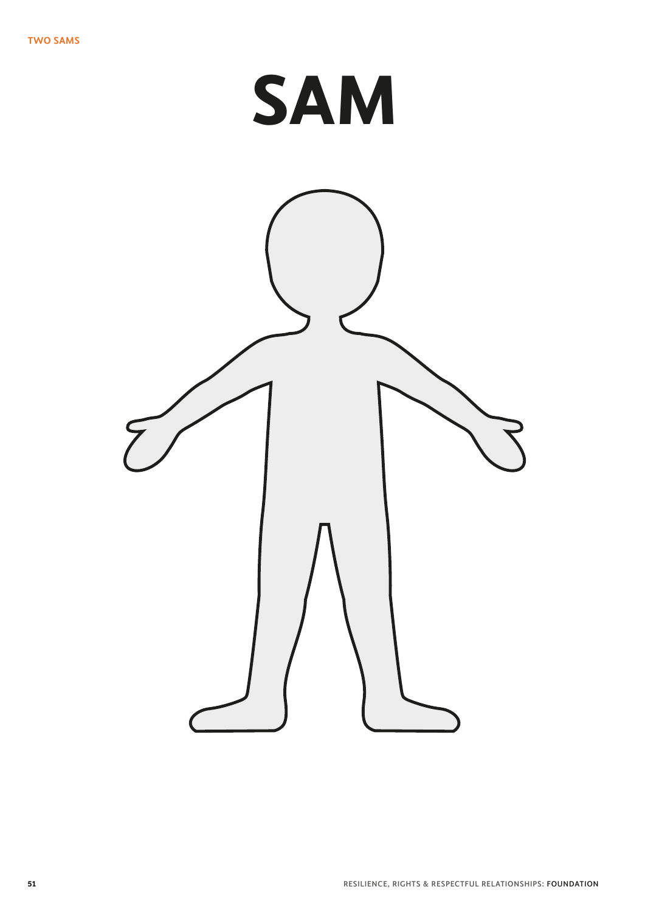# SAM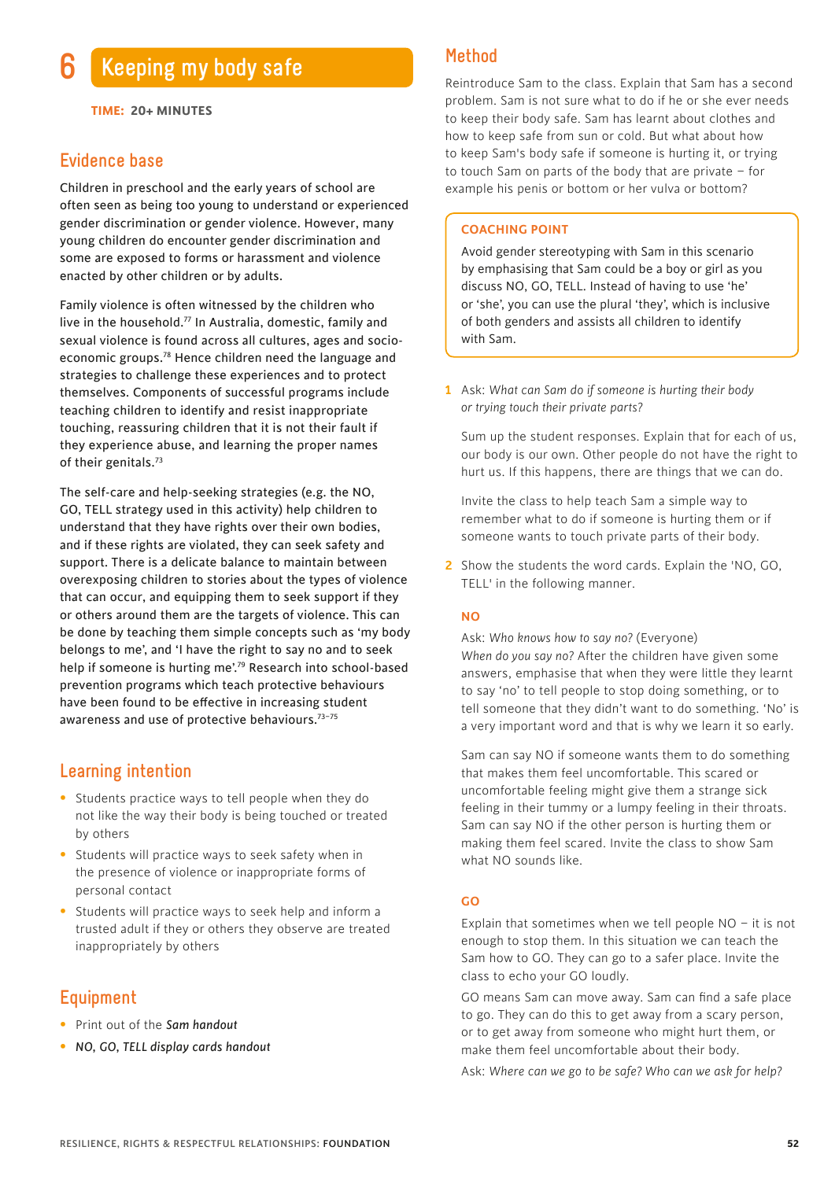# 6 Keeping my body safe

**TIME: 20+ MINUTES**

## Evidence base

Children in preschool and the early years of school are often seen as being too young to understand or experienced gender discrimination or gender violence. However, many young children do encounter gender discrimination and some are exposed to forms or harassment and violence enacted by other children or by adults.

Family violence is often witnessed by the children who live in the household.[77] In Australia, domestic, family and sexual violence is found across all cultures, ages and socio-economic groups.[78] Hence children need the language and strategies to challenge these experiences and to protect themselves. Components of successful programs include teaching children to identify and resist inappropriate touching, reassuring children that it is not their fault if they experience abuse, and learning the proper names of their genitals.[73]

The self-care and help-seeking strategies (e.g. the NO, GO, TELL strategy used in this activity) help children to understand that they have rights over their own bodies, and if these rights are violated, they can seek safety and support. There is a delicate balance to maintain between overexposing children to stories about the types of violence that can occur, and equipping them to seek support if they or others around them are the targets of violence. This can be done by teaching them simple concepts such as 'my body belongs to me', and 'I have the right to say no and to seek help if someone is hurting me'.[79] Research into school-based prevention programs which teach protective behaviours have been found to be effective in increasing student awareness and use of protective behaviours.[73–75]

## Learning intention

- Students practice ways to tell people when they do not like the way their body is being touched or treated by others
- Students will practice ways to seek safety when in the presence of violence or inappropriate forms of personal contact
- Students will practice ways to seek help and inform a trusted adult if they or others they observe are treated inappropriately by others

## Equipment

- Print out of the ***Sam handout***
- ***NO, GO, TELL display cards handout***

## Method

Reintroduce Sam to the class. Explain that Sam has a second problem. Sam is not sure what to do if he or she ever needs to keep their body safe. Sam has learnt about clothes and how to keep safe from sun or cold. But what about how to keep Sam's body safe if someone is hurting it, or trying to touch Sam on parts of the body that are private – for example his penis or bottom or her vulva or bottom?

> **COACHING POINT**
>
> Avoid gender stereotyping with Sam in this scenario by emphasising that Sam could be a boy or girl as you discuss NO, GO, TELL. Instead of having to use 'he' or 'she', you can use the plural 'they', which is inclusive of both genders and assists all children to identify with Sam.

1. Ask: *What can Sam do if someone is hurting their body or trying touch their private parts?*

   Sum up the student responses. Explain that for each of us, our body is our own. Other people do not have the right to hurt us. If this happens, there are things that we can do.

   Invite the class to help teach Sam a simple way to remember what to do if someone is hurting them or if someone wants to touch private parts of their body.

2. Show the students the word cards. Explain the 'NO, GO, TELL' in the following manner.

   **NO**

   Ask: *Who knows how to say no?* (Everyone)
   *When do you say no?* After the children have given some answers, emphasise that when they were little they learnt to say 'no' to tell people to stop doing something, or to tell someone that they didn't want to do something. 'No' is a very important word and that is why we learn it so early.

   Sam can say NO if someone wants them to do something that makes them feel uncomfortable. This scared or uncomfortable feeling might give them a strange sick feeling in their tummy or a lumpy feeling in their throats. Sam can say NO if the other person is hurting them or making them feel scared. Invite the class to show Sam what NO sounds like.

   **GO**

   Explain that sometimes when we tell people NO – it is not enough to stop them. In this situation we can teach the Sam how to GO. They can go to a safer place. Invite the class to echo your GO loudly.

   GO means Sam can move away. Sam can find a safe place to go. They can do this to get away from a scary person, or to get away from someone who might hurt them, or make them feel uncomfortable about their body.

   Ask: *Where can we go to be safe? Who can we ask for help?*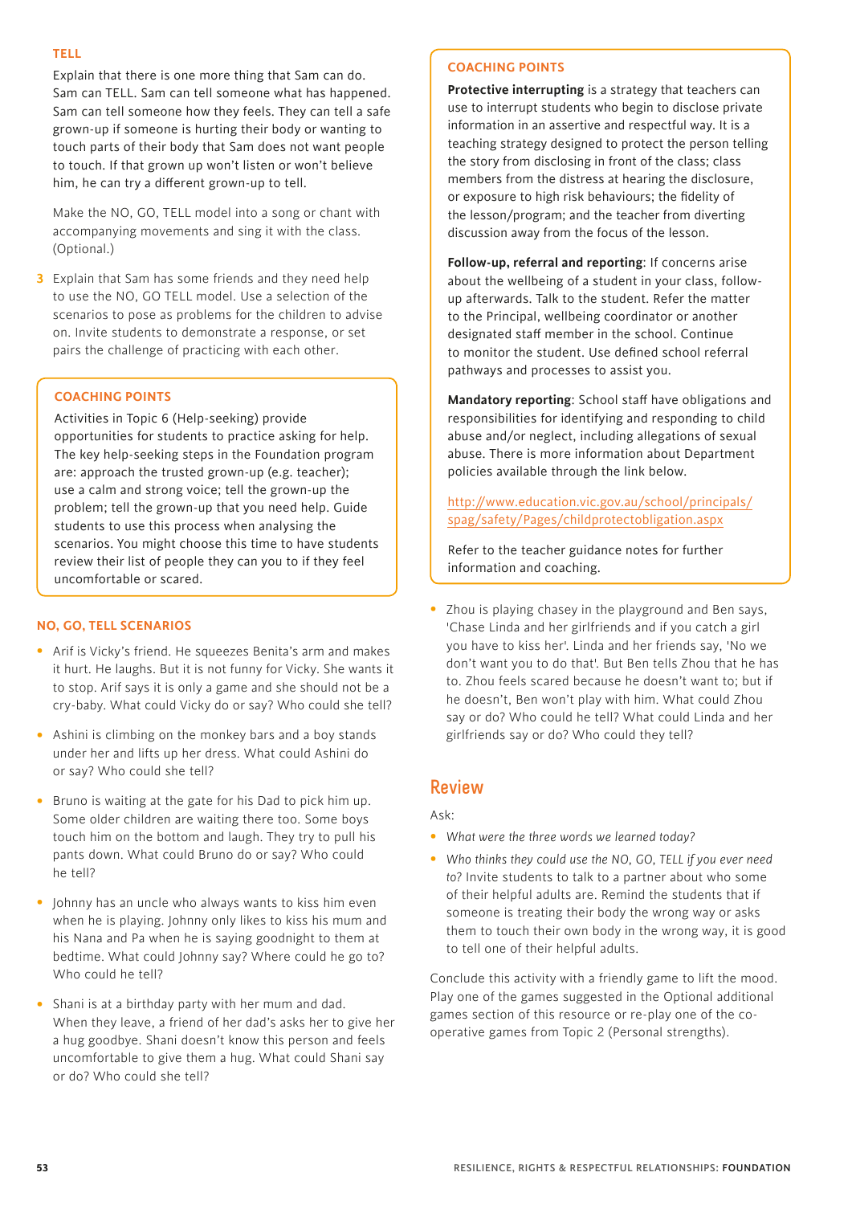### TELL

Explain that there is one more thing that Sam can do. Sam can TELL. Sam can tell someone what has happened. Sam can tell someone how they feels. They can tell a safe grown-up if someone is hurting their body or wanting to touch parts of their body that Sam does not want people to touch. If that grown up won't listen or won't believe him, he can try a different grown-up to tell.

Make the NO, GO, TELL model into a song or chant with accompanying movements and sing it with the class. (Optional.)

3. Explain that Sam has some friends and they need help to use the NO, GO TELL model. Use a selection of the scenarios to pose as problems for the children to advise on. Invite students to demonstrate a response, or set pairs the challenge of practicing with each other.

> **COACHING POINTS**
>
> Activities in Topic 6 (Help-seeking) provide opportunities for students to practice asking for help. The key help-seeking steps in the Foundation program are: approach the trusted grown-up (e.g. teacher); use a calm and strong voice; tell the grown-up the problem; tell the grown-up that you need help. Guide students to use this process when analysing the scenarios. You might choose this time to have students review their list of people they can you to if they feel uncomfortable or scared.

### NO, GO, TELL SCENARIOS

- Arif is Vicky's friend. He squeezes Benita's arm and makes it hurt. He laughs. But it is not funny for Vicky. She wants it to stop. Arif says it is only a game and she should not be a cry-baby. What could Vicky do or say? Who could she tell?
- Ashini is climbing on the monkey bars and a boy stands under her and lifts up her dress. What could Ashini do or say? Who could she tell?
- Bruno is waiting at the gate for his Dad to pick him up. Some older children are waiting there too. Some boys touch him on the bottom and laugh. They try to pull his pants down. What could Bruno do or say? Who could he tell?
- Johnny has an uncle who always wants to kiss him even when he is playing. Johnny only likes to kiss his mum and his Nana and Pa when he is saying goodnight to them at bedtime. What could Johnny say? Where could he go to? Who could he tell?
- Shani is at a birthday party with her mum and dad. When they leave, a friend of her dad's asks her to give her a hug goodbye. Shani doesn't know this person and feels uncomfortable to give them a hug. What could Shani say or do? Who could she tell?

> **COACHING POINTS**
>
> **Protective interrupting** is a strategy that teachers can use to interrupt students who begin to disclose private information in an assertive and respectful way. It is a teaching strategy designed to protect the person telling the story from disclosing in front of the class; class members from the distress at hearing the disclosure, or exposure to high risk behaviours; the fidelity of the lesson/program; and the teacher from diverting discussion away from the focus of the lesson.
>
> **Follow-up, referral and reporting**: If concerns arise about the wellbeing of a student in your class, follow-up afterwards. Talk to the student. Refer the matter to the Principal, wellbeing coordinator or another designated staff member in the school. Continue to monitor the student. Use defined school referral pathways and processes to assist you.
>
> **Mandatory reporting**: School staff have obligations and responsibilities for identifying and responding to child abuse and/or neglect, including allegations of sexual abuse. There is more information about Department policies available through the link below.
>
> http://www.education.vic.gov.au/school/principals/spag/safety/Pages/childprotectobligation.aspx
>
> Refer to the teacher guidance notes for further information and coaching.

- Zhou is playing chasey in the playground and Ben says, 'Chase Linda and her girlfriends and if you catch a girl you have to kiss her'. Linda and her friends say, 'No we don't want you to do that'. But Ben tells Zhou that he has to. Zhou feels scared because he doesn't want to; but if he doesn't, Ben won't play with him. What could Zhou say or do? Who could he tell? What could Linda and her girlfriends say or do? Who could they tell?

## Review

Ask:

- *What were the three words we learned today?*
- *Who thinks they could use the NO, GO, TELL if you ever need to?* Invite students to talk to a partner about who some of their helpful adults are. Remind the students that if someone is treating their body the wrong way or asks them to touch their own body in the wrong way, it is good to tell one of their helpful adults.

Conclude this activity with a friendly game to lift the mood. Play one of the games suggested in the Optional additional games section of this resource or re-play one of the co-operative games from Topic 2 (Personal strengths).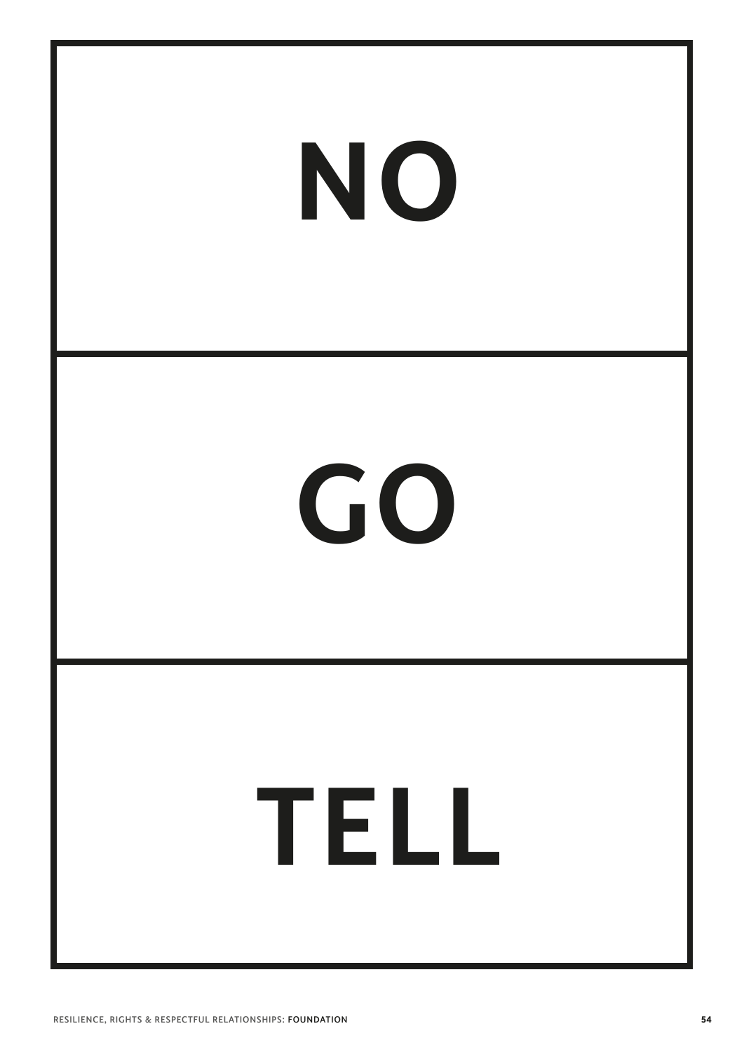# NO

# GO

# TELL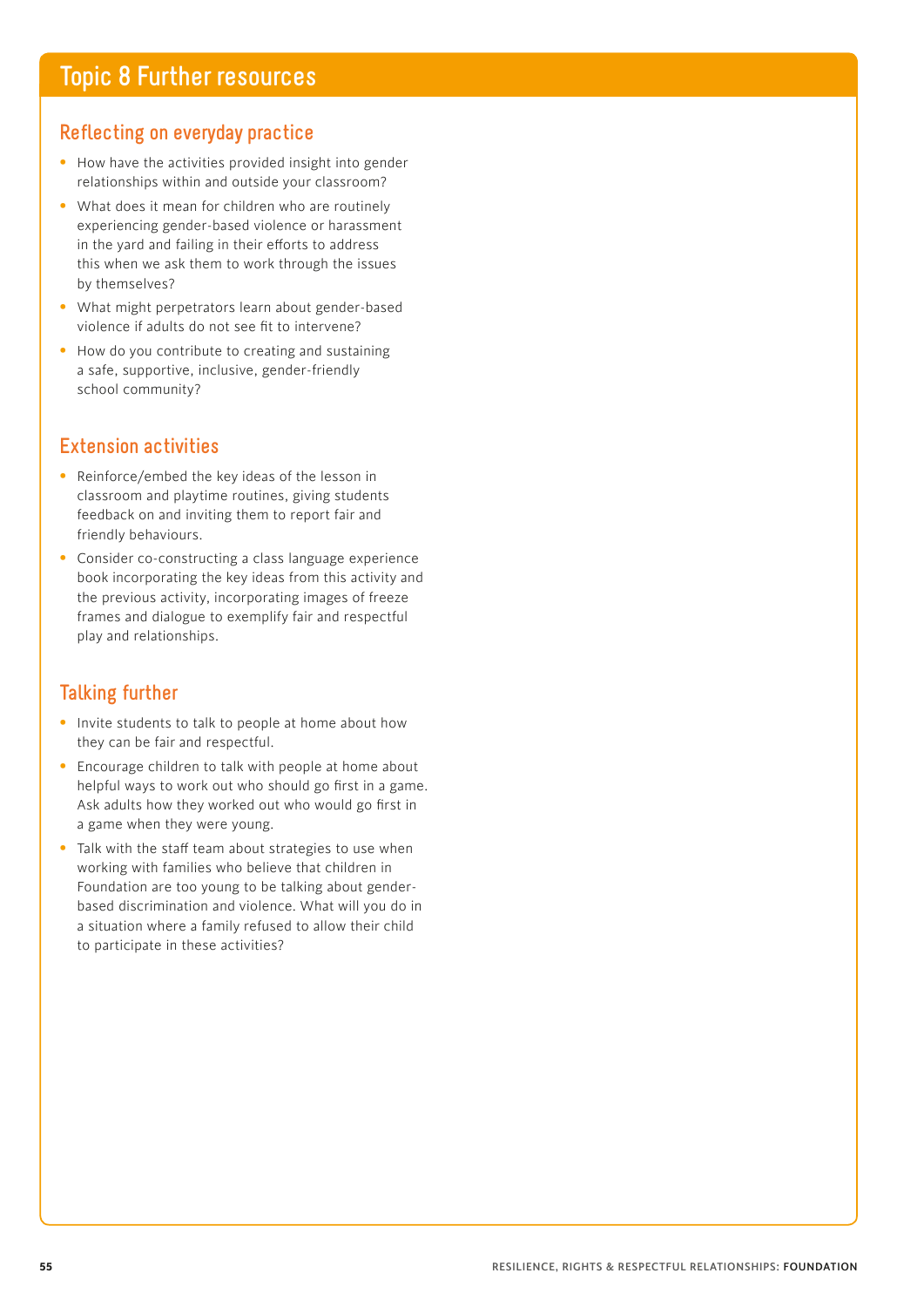# Topic 8 Further resources

## Reflecting on everyday practice

- How have the activities provided insight into gender relationships within and outside your classroom?
- What does it mean for children who are routinely experiencing gender-based violence or harassment in the yard and failing in their efforts to address this when we ask them to work through the issues by themselves?
- What might perpetrators learn about gender-based violence if adults do not see fit to intervene?
- How do you contribute to creating and sustaining a safe, supportive, inclusive, gender-friendly school community?

## Extension activities

- Reinforce/embed the key ideas of the lesson in classroom and playtime routines, giving students feedback on and inviting them to report fair and friendly behaviours.
- Consider co-constructing a class language experience book incorporating the key ideas from this activity and the previous activity, incorporating images of freeze frames and dialogue to exemplify fair and respectful play and relationships.

## Talking further

- Invite students to talk to people at home about how they can be fair and respectful.
- Encourage children to talk with people at home about helpful ways to work out who should go first in a game. Ask adults how they worked out who would go first in a game when they were young.
- Talk with the staff team about strategies to use when working with families who believe that children in Foundation are too young to be talking about gender-based discrimination and violence. What will you do in a situation where a family refused to allow their child to participate in these activities?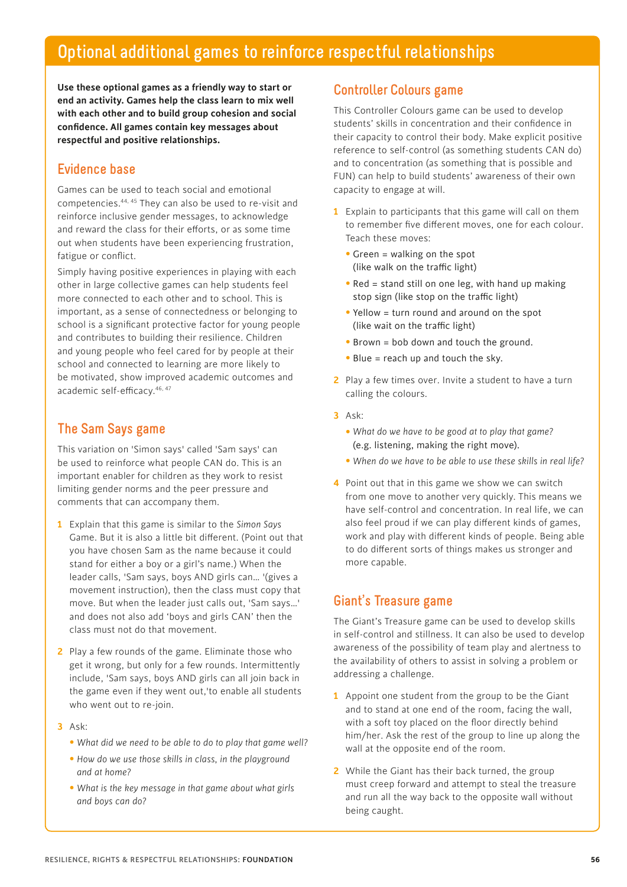# Optional additional games to reinforce respectful relationships

**Use these optional games as a friendly way to start or end an activity. Games help the class learn to mix well with each other and to build group cohesion and social confidence. All games contain key messages about respectful and positive relationships.**

## Evidence base

Games can be used to teach social and emotional competencies.[44, 45] They can also be used to re-visit and reinforce inclusive gender messages, to acknowledge and reward the class for their efforts, or as some time out when students have been experiencing frustration, fatigue or conflict.

Simply having positive experiences in playing with each other in large collective games can help students feel more connected to each other and to school. This is important, as a sense of connectedness or belonging to school is a significant protective factor for young people and contributes to building their resilience. Children and young people who feel cared for by people at their school and connected to learning are more likely to be motivated, show improved academic outcomes and academic self-efficacy.[46, 47]

## The Sam Says game

This variation on 'Simon says' called 'Sam says' can be used to reinforce what people CAN do. This is an important enabler for children as they work to resist limiting gender norms and the peer pressure and comments that can accompany them.

1. Explain that this game is similar to the *Simon Says* Game. But it is also a little bit different. (Point out that you have chosen Sam as the name because it could stand for either a boy or a girl's name.) When the leader calls, 'Sam says, boys AND girls can… '(gives a movement instruction), then the class must copy that move. But when the leader just calls out, 'Sam says…' and does not also add 'boys and girls CAN' then the class must not do that movement.
2. Play a few rounds of the game. Eliminate those who get it wrong, but only for a few rounds. Intermittently include, 'Sam says, boys AND girls can all join back in the game even if they went out,'to enable all students who went out to re-join.
3. Ask:
   - *What did we need to be able to do to play that game well?*
   - *How do we use those skills in class, in the playground and at home?*
   - *What is the key message in that game about what girls and boys can do?*

## Controller Colours game

This Controller Colours game can be used to develop students' skills in concentration and their confidence in their capacity to control their body. Make explicit positive reference to self-control (as something students CAN do) and to concentration (as something that is possible and FUN) can help to build students' awareness of their own capacity to engage at will.

1. Explain to participants that this game will call on them to remember five different moves, one for each colour. Teach these moves:
   - Green = walking on the spot (like walk on the traffic light)
   - Red = stand still on one leg, with hand up making stop sign (like stop on the traffic light)
   - Yellow = turn round and around on the spot (like wait on the traffic light)
   - Brown = bob down and touch the ground.
   - Blue = reach up and touch the sky.
2. Play a few times over. Invite a student to have a turn calling the colours.
3. Ask:
   - *What do we have to be good at to play that game?* (e.g. listening, making the right move).
   - *When do we have to be able to use these skills in real life?*
4. Point out that in this game we show we can switch from one move to another very quickly. This means we have self-control and concentration. In real life, we can also feel proud if we can play different kinds of games, work and play with different kinds of people. Being able to do different sorts of things makes us stronger and more capable.

## Giant's Treasure game

The Giant's Treasure game can be used to develop skills in self-control and stillness. It can also be used to develop awareness of the possibility of team play and alertness to the availability of others to assist in solving a problem or addressing a challenge.

1. Appoint one student from the group to be the Giant and to stand at one end of the room, facing the wall, with a soft toy placed on the floor directly behind him/her. Ask the rest of the group to line up along the wall at the opposite end of the room.
2. While the Giant has their back turned, the group must creep forward and attempt to steal the treasure and run all the way back to the opposite wall without being caught.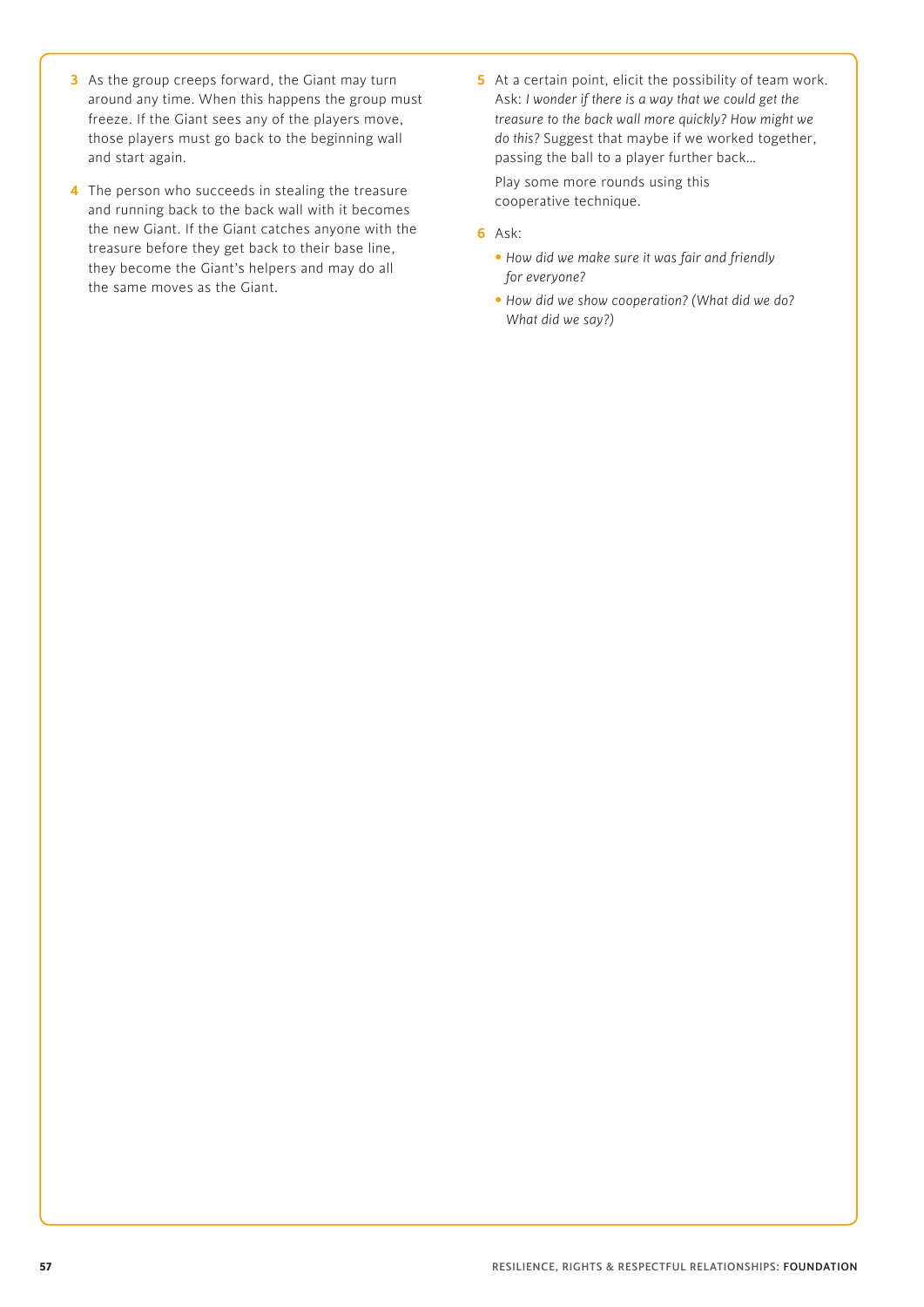3 As the group creeps forward, the Giant may turn around any time. When this happens the group must freeze. If the Giant sees any of the players move, those players must go back to the beginning wall and start again.

4 The person who succeeds in stealing the treasure and running back to the back wall with it becomes the new Giant. If the Giant catches anyone with the treasure before they get back to their base line, they become the Giant's helpers and may do all the same moves as the Giant.

5 At a certain point, elicit the possibility of team work. Ask: *I wonder if there is a way that we could get the treasure to the back wall more quickly? How might we do this?* Suggest that maybe if we worked together, passing the ball to a player further back…

   Play some more rounds using this cooperative technique.

6 Ask:

   - *How did we make sure it was fair and friendly for everyone?*
   - *How did we show cooperation? (What did we do? What did we say?)*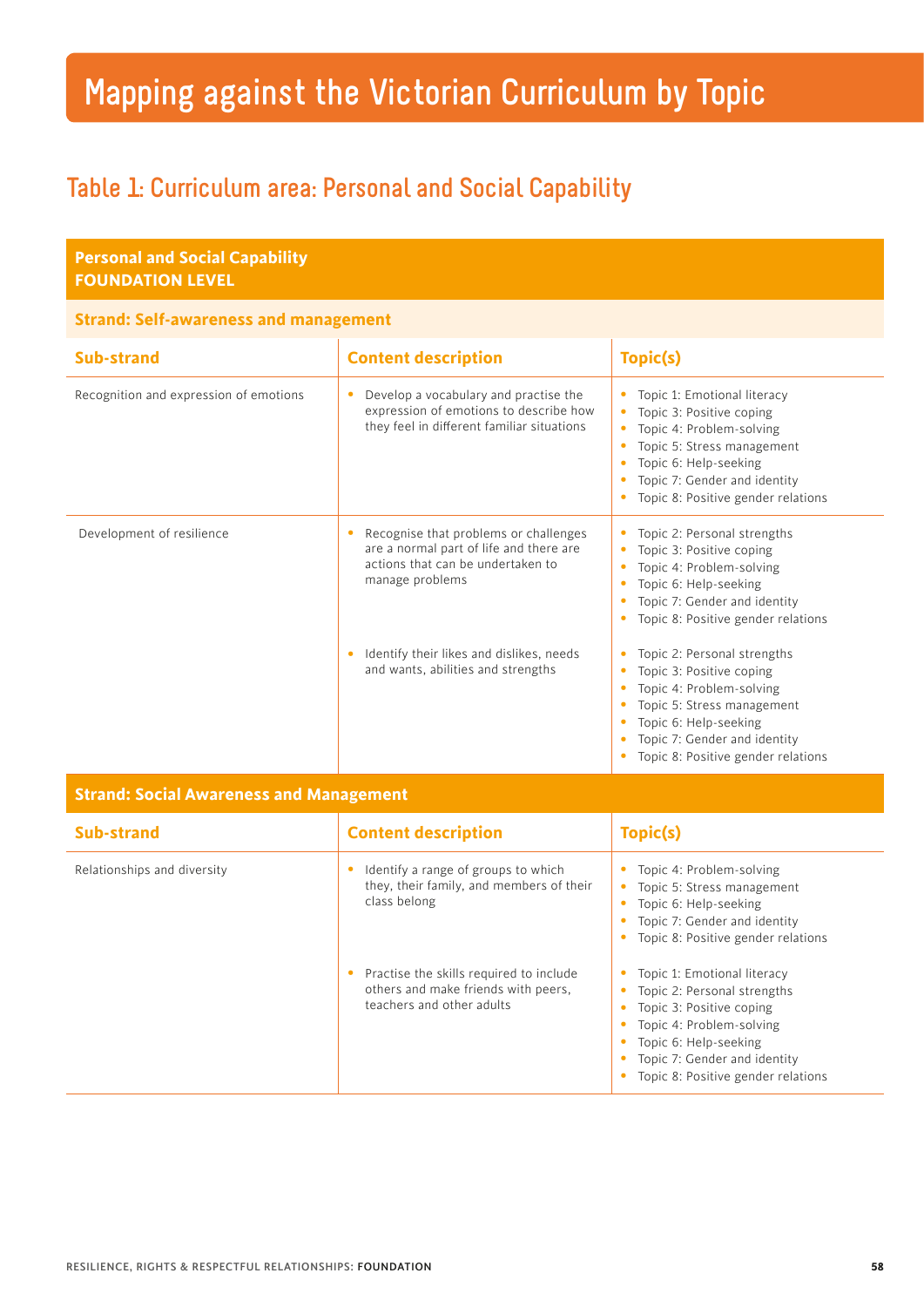# Mapping against the Victorian Curriculum by Topic

## Table 1: Curriculum area: Personal and Social Capability

| Personal and Social Capability FOUNDATION LEVEL | | |
|---|---|---|
| **Strand: Self-awareness and management** | | |
| **Sub-strand** | **Content description** | **Topic(s)** |
| Recognition and expression of emotions | • Develop a vocabulary and practise the expression of emotions to describe how they feel in different familiar situations | • Topic 1: Emotional literacy<br>• Topic 3: Positive coping<br>• Topic 4: Problem-solving<br>• Topic 5: Stress management<br>• Topic 6: Help-seeking<br>• Topic 7: Gender and identity<br>• Topic 8: Positive gender relations |
| Development of resilience | • Recognise that problems or challenges are a normal part of life and there are actions that can be undertaken to manage problems | • Topic 2: Personal strengths<br>• Topic 3: Positive coping<br>• Topic 4: Problem-solving<br>• Topic 6: Help-seeking<br>• Topic 7: Gender and identity<br>• Topic 8: Positive gender relations |
| | • Identify their likes and dislikes, needs and wants, abilities and strengths | • Topic 2: Personal strengths<br>• Topic 3: Positive coping<br>• Topic 4: Problem-solving<br>• Topic 5: Stress management<br>• Topic 6: Help-seeking<br>• Topic 7: Gender and identity<br>• Topic 8: Positive gender relations |
| **Strand: Social Awareness and Management** | | |
| **Sub-strand** | **Content description** | **Topic(s)** |
| Relationships and diversity | • Identify a range of groups to which they, their family, and members of their class belong | • Topic 4: Problem-solving<br>• Topic 5: Stress management<br>• Topic 6: Help-seeking<br>• Topic 7: Gender and identity<br>• Topic 8: Positive gender relations |
| | • Practise the skills required to include others and make friends with peers, teachers and other adults | • Topic 1: Emotional literacy<br>• Topic 2: Personal strengths<br>• Topic 3: Positive coping<br>• Topic 4: Problem-solving<br>• Topic 6: Help-seeking<br>• Topic 7: Gender and identity<br>• Topic 8: Positive gender relations |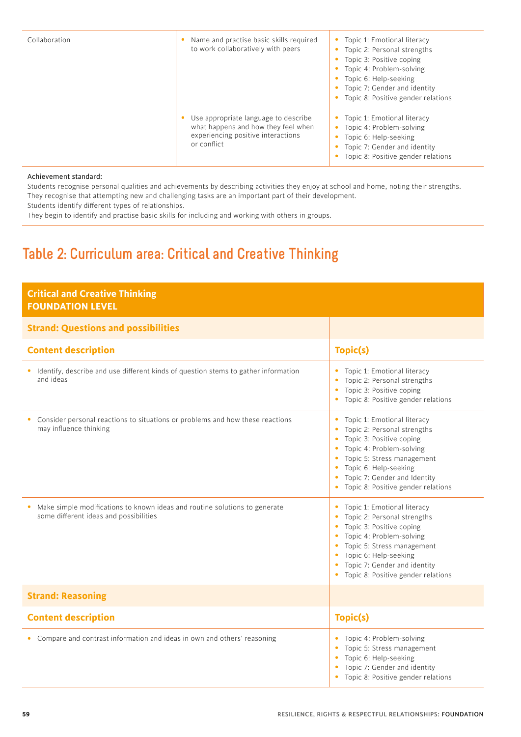| | | |
|---|---|---|
| Collaboration | • Name and practise basic skills required to work collaboratively with peers | • Topic 1: Emotional literacy<br>• Topic 2: Personal strengths<br>• Topic 3: Positive coping<br>• Topic 4: Problem-solving<br>• Topic 6: Help-seeking<br>• Topic 7: Gender and identity<br>• Topic 8: Positive gender relations |
| | • Use appropriate language to describe what happens and how they feel when experiencing positive interactions or conflict | • Topic 1: Emotional literacy<br>• Topic 4: Problem-solving<br>• Topic 6: Help-seeking<br>• Topic 7: Gender and identity<br>• Topic 8: Positive gender relations |

Achievement standard:
Students recognise personal qualities and achievements by describing activities they enjoy at school and home, noting their strengths.
They recognise that attempting new and challenging tasks are an important part of their development.
Students identify different types of relationships.
They begin to identify and practise basic skills for including and working with others in groups.

## Table 2: Curriculum area: Critical and Creative Thinking

| **Critical and Creative Thinking<br>FOUNDATION LEVEL** | |
|---|---|
| **Strand: Questions and possibilities** | |
| **Content description** | **Topic(s)** |
| • Identify, describe and use different kinds of question stems to gather information and ideas | • Topic 1: Emotional literacy<br>• Topic 2: Personal strengths<br>• Topic 3: Positive coping<br>• Topic 8: Positive gender relations |
| • Consider personal reactions to situations or problems and how these reactions may influence thinking | • Topic 1: Emotional literacy<br>• Topic 2: Personal strengths<br>• Topic 3: Positive coping<br>• Topic 4: Problem-solving<br>• Topic 5: Stress management<br>• Topic 6: Help-seeking<br>• Topic 7: Gender and Identity<br>• Topic 8: Positive gender relations |
| • Make simple modifications to known ideas and routine solutions to generate some different ideas and possibilities | • Topic 1: Emotional literacy<br>• Topic 2: Personal strengths<br>• Topic 3: Positive coping<br>• Topic 4: Problem-solving<br>• Topic 5: Stress management<br>• Topic 6: Help-seeking<br>• Topic 7: Gender and identity<br>• Topic 8: Positive gender relations |
| **Strand: Reasoning** | |
| **Content description** | **Topic(s)** |
| • Compare and contrast information and ideas in own and others' reasoning | • Topic 4: Problem-solving<br>• Topic 5: Stress management<br>• Topic 6: Help-seeking<br>• Topic 7: Gender and identity<br>• Topic 8: Positive gender relations |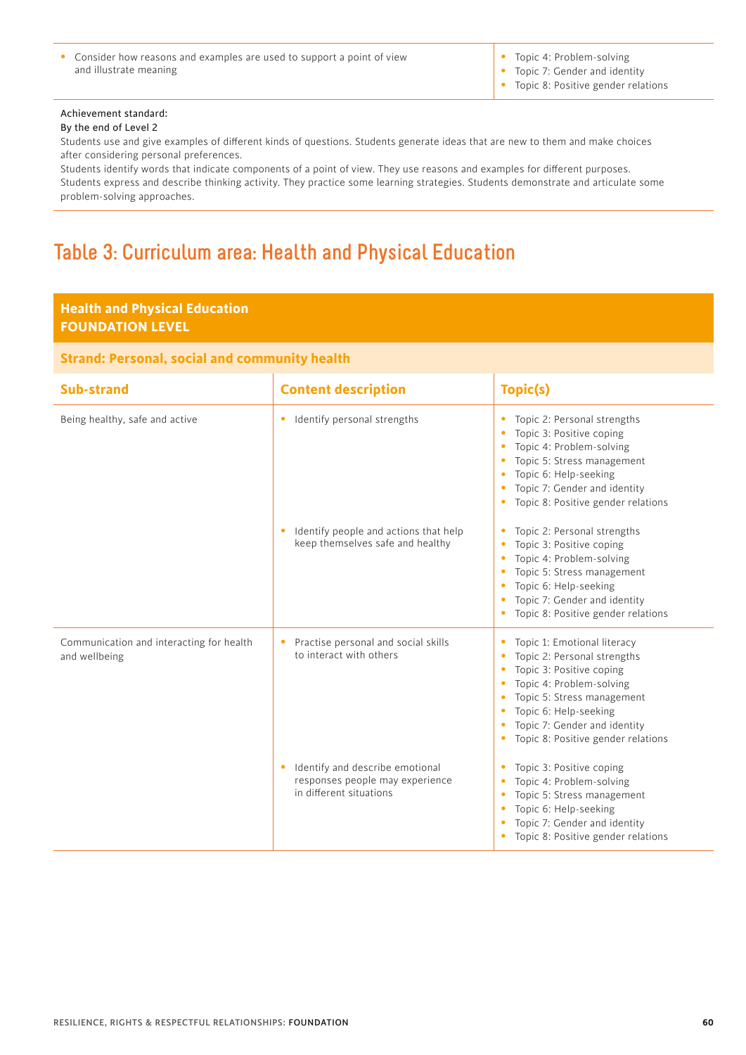| | |
|---|---|
| • Consider how reasons and examples are used to support a point of view and illustrate meaning | • Topic 4: Problem-solving<br>• Topic 7: Gender and identity<br>• Topic 8: Positive gender relations |

Achievement standard:

By the end of Level 2

Students use and give examples of different kinds of questions. Students generate ideas that are new to them and make choices after considering personal preferences.

Students identify words that indicate components of a point of view. They use reasons and examples for different purposes. Students express and describe thinking activity. They practice some learning strategies. Students demonstrate and articulate some problem-solving approaches.

# Table 3: Curriculum area: Health and Physical Education

**Health and Physical Education**
**FOUNDATION LEVEL**

**Strand: Personal, social and community health**

| Sub-strand | Content description | Topic(s) |
|---|---|---|
| Being healthy, safe and active | • Identify personal strengths | • Topic 2: Personal strengths<br>• Topic 3: Positive coping<br>• Topic 4: Problem-solving<br>• Topic 5: Stress management<br>• Topic 6: Help-seeking<br>• Topic 7: Gender and identity<br>• Topic 8: Positive gender relations |
| | • Identify people and actions that help keep themselves safe and healthy | • Topic 2: Personal strengths<br>• Topic 3: Positive coping<br>• Topic 4: Problem-solving<br>• Topic 5: Stress management<br>• Topic 6: Help-seeking<br>• Topic 7: Gender and identity<br>• Topic 8: Positive gender relations |
| Communication and interacting for health and wellbeing | • Practise personal and social skills to interact with others | • Topic 1: Emotional literacy<br>• Topic 2: Personal strengths<br>• Topic 3: Positive coping<br>• Topic 4: Problem-solving<br>• Topic 5: Stress management<br>• Topic 6: Help-seeking<br>• Topic 7: Gender and identity<br>• Topic 8: Positive gender relations |
| | • Identify and describe emotional responses people may experience in different situations | • Topic 3: Positive coping<br>• Topic 4: Problem-solving<br>• Topic 5: Stress management<br>• Topic 6: Help-seeking<br>• Topic 7: Gender and identity<br>• Topic 8: Positive gender relations |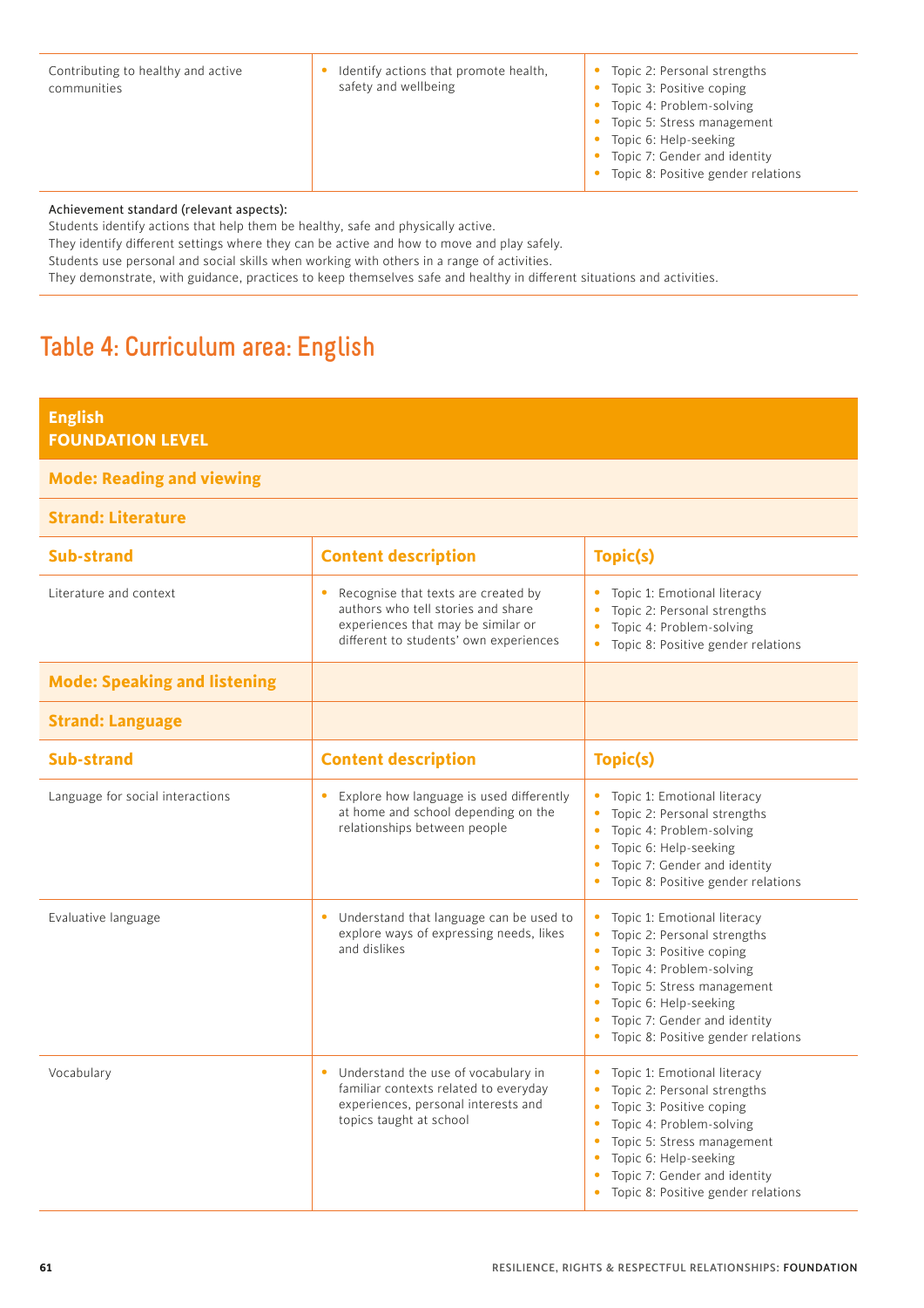| | | |
|---|---|---|
| Contributing to healthy and active communities | • Identify actions that promote health, safety and wellbeing | • Topic 2: Personal strengths<br>• Topic 3: Positive coping<br>• Topic 4: Problem-solving<br>• Topic 5: Stress management<br>• Topic 6: Help-seeking<br>• Topic 7: Gender and identity<br>• Topic 8: Positive gender relations |

Achievement standard (relevant aspects):
Students identify actions that help them be healthy, safe and physically active.
They identify different settings where they can be active and how to move and play safely.
Students use personal and social skills when working with others in a range of activities.
They demonstrate, with guidance, practices to keep themselves safe and healthy in different situations and activities.

## Table 4: Curriculum area: English

| **English**<br>**FOUNDATION LEVEL** | | |
|---|---|---|
| **Mode: Reading and viewing** | | |
| **Strand: Literature** | | |
| **Sub-strand** | **Content description** | **Topic(s)** |
| Literature and context | • Recognise that texts are created by authors who tell stories and share experiences that may be similar or different to students' own experiences | • Topic 1: Emotional literacy<br>• Topic 2: Personal strengths<br>• Topic 4: Problem-solving<br>• Topic 8: Positive gender relations |
| **Mode: Speaking and listening** | | |
| **Strand: Language** | | |
| **Sub-strand** | **Content description** | **Topic(s)** |
| Language for social interactions | • Explore how language is used differently at home and school depending on the relationships between people | • Topic 1: Emotional literacy<br>• Topic 2: Personal strengths<br>• Topic 4: Problem-solving<br>• Topic 6: Help-seeking<br>• Topic 7: Gender and identity<br>• Topic 8: Positive gender relations |
| Evaluative language | • Understand that language can be used to explore ways of expressing needs, likes and dislikes | • Topic 1: Emotional literacy<br>• Topic 2: Personal strengths<br>• Topic 3: Positive coping<br>• Topic 4: Problem-solving<br>• Topic 5: Stress management<br>• Topic 6: Help-seeking<br>• Topic 7: Gender and identity<br>• Topic 8: Positive gender relations |
| Vocabulary | • Understand the use of vocabulary in familiar contexts related to everyday experiences, personal interests and topics taught at school | • Topic 1: Emotional literacy<br>• Topic 2: Personal strengths<br>• Topic 3: Positive coping<br>• Topic 4: Problem-solving<br>• Topic 5: Stress management<br>• Topic 6: Help-seeking<br>• Topic 7: Gender and identity<br>• Topic 8: Positive gender relations |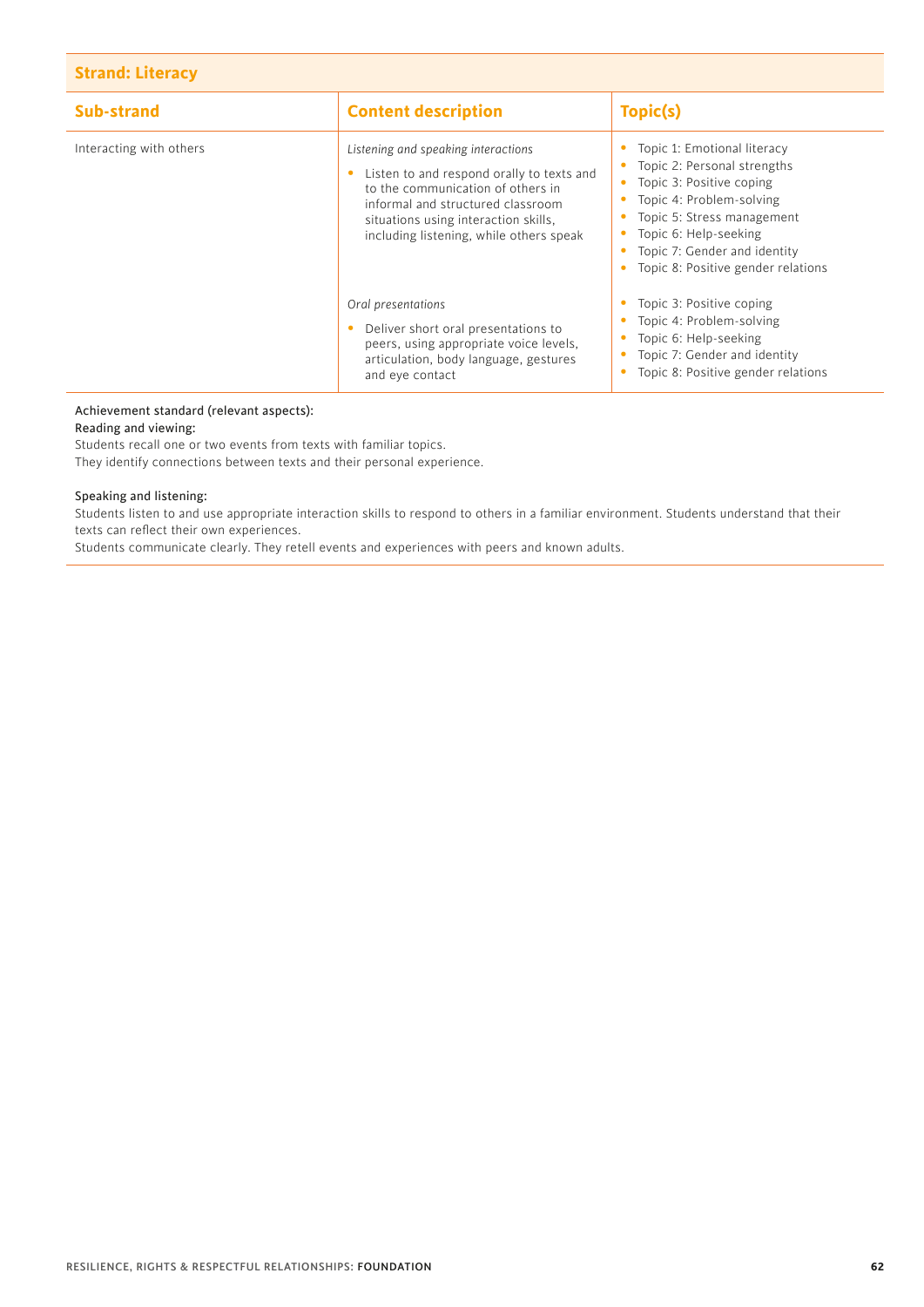| Strand: Literacy | | |
|---|---|---|
| **Sub-strand** | **Content description** | **Topic(s)** |
| Interacting with others | *Listening and speaking interactions*<br>• Listen to and respond orally to texts and to the communication of others in informal and structured classroom situations using interaction skills, including listening, while others speak | • Topic 1: Emotional literacy<br>• Topic 2: Personal strengths<br>• Topic 3: Positive coping<br>• Topic 4: Problem-solving<br>• Topic 5: Stress management<br>• Topic 6: Help-seeking<br>• Topic 7: Gender and identity<br>• Topic 8: Positive gender relations |
| | *Oral presentations*<br>• Deliver short oral presentations to peers, using appropriate voice levels, articulation, body language, gestures and eye contact | • Topic 3: Positive coping<br>• Topic 4: Problem-solving<br>• Topic 6: Help-seeking<br>• Topic 7: Gender and identity<br>• Topic 8: Positive gender relations |

Achievement standard (relevant aspects):

Reading and viewing:

Students recall one or two events from texts with familiar topics.
They identify connections between texts and their personal experience.

Speaking and listening:

Students listen to and use appropriate interaction skills to respond to others in a familiar environment. Students understand that their texts can reflect their own experiences.
Students communicate clearly. They retell events and experiences with peers and known adults.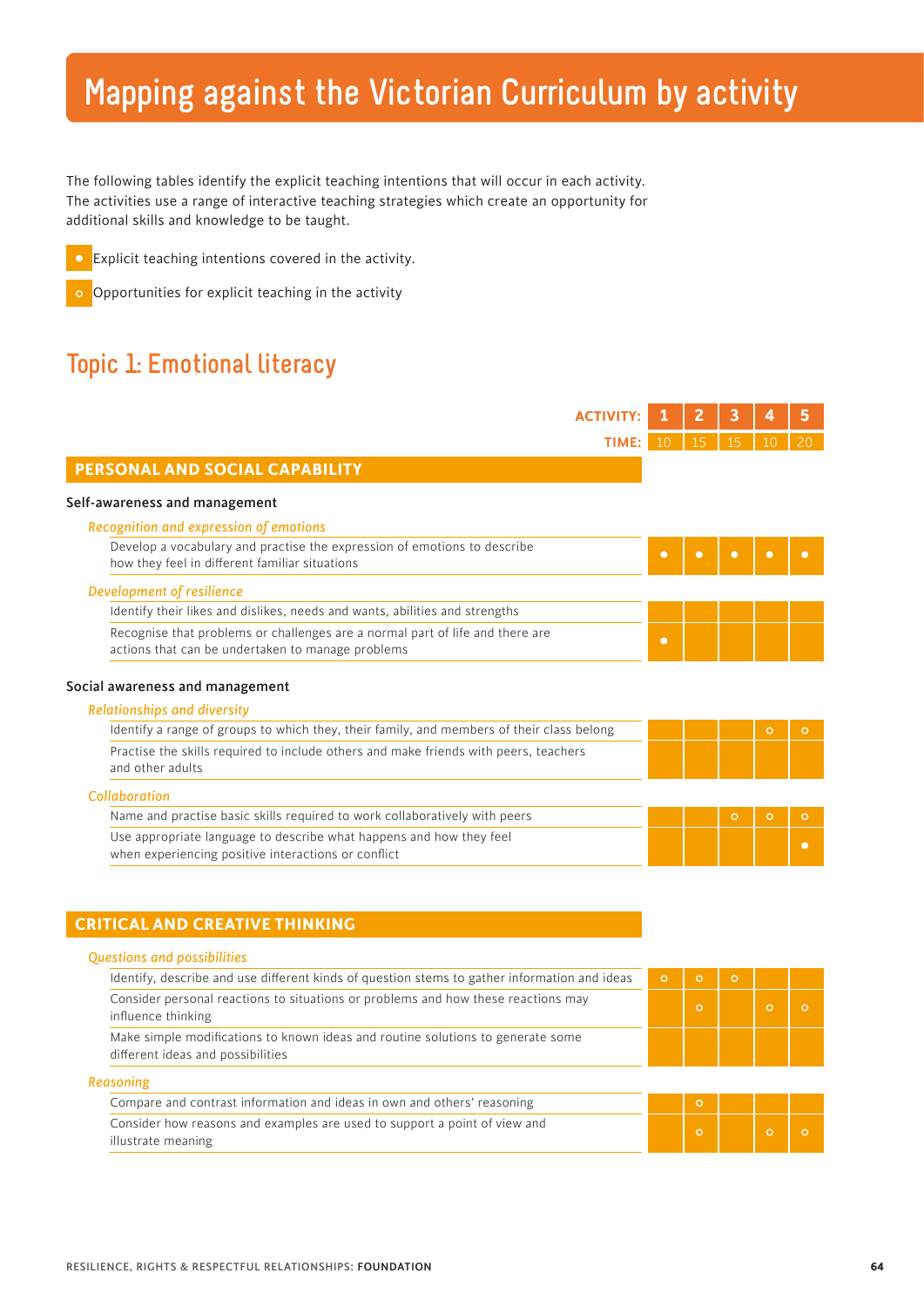# Mapping against the Victorian Curriculum by activity

The following tables identify the explicit teaching intentions that will occur in each activity. The activities use a range of interactive teaching strategies which create an opportunity for additional skills and knowledge to be taught.

● Explicit teaching intentions covered in the activity.

○ Opportunities for explicit teaching in the activity

## Topic 1: Emotional literacy

| ACTIVITY: | 1 | 2 | 3 | 4 | 5 |
|---|---|---|---|---|---|
| TIME: | 10 | 15 | 15 | 10 | 20 |
| **PERSONAL AND SOCIAL CAPABILITY** | | | | | |
| **Self-awareness and management** | | | | | |
| *Recognition and expression of emotions* | | | | | |
| Develop a vocabulary and practise the expression of emotions to describe how they feel in different familiar situations | ● | ● | ● | ● | ● |
| *Development of resilience* | | | | | |
| Identify their likes and dislikes, needs and wants, abilities and strengths | | | | | |
| Recognise that problems or challenges are a normal part of life and there are actions that can be undertaken to manage problems | ● | | | | |
| **Social awareness and management** | | | | | |
| *Relationships and diversity* | | | | | |
| Identify a range of groups to which they, their family, and members of their class belong | | | | ○ | ○ |
| Practise the skills required to include others and make friends with peers, teachers and other adults | | | | | |
| *Collaboration* | | | | | |
| Name and practise basic skills required to work collaboratively with peers | | | ○ | ○ | ○ |
| Use appropriate language to describe what happens and how they feel when experiencing positive interactions or conflict | | | | | ● |

| ACTIVITY: | 1 | 2 | 3 | 4 | 5 |
|---|---|---|---|---|---|
| **CRITICAL AND CREATIVE THINKING** | | | | | |
| *Questions and possibilities* | | | | | |
| Identify, describe and use different kinds of question stems to gather information and ideas | ○ | ○ | ○ | | |
| Consider personal reactions to situations or problems and how these reactions may influence thinking | | ○ | | ○ | ○ |
| Make simple modifications to known ideas and routine solutions to generate some different ideas and possibilities | | | | | |
| *Reasoning* | | | | | |
| Compare and contrast information and ideas in own and others' reasoning | | ○ | | | |
| Consider how reasons and examples are used to support a point of view and illustrate meaning | | ○ | | ○ | ○ |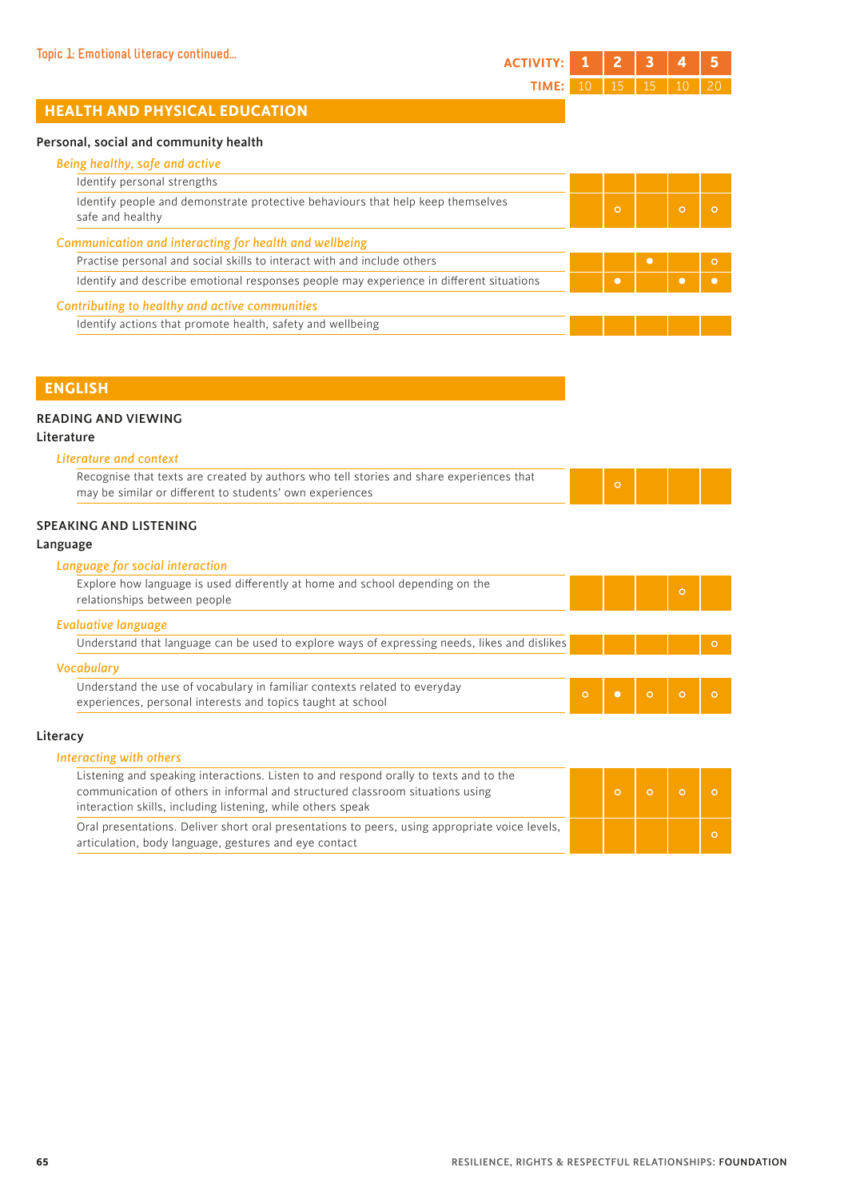Topic 1: Emotional literacy continued...

| | ACTIVITY: 1 | 2 | 3 | 4 | 5 |
|---|---|---|---|---|---|
| | TIME: 10 | 15 | 15 | 10 | 20 |

## HEALTH AND PHYSICAL EDUCATION

### Personal, social and community health

| | 1 | 2 | 3 | 4 | 5 |
|---|---|---|---|---|---|
| *Being healthy, safe and active* | | | | | |
| Identify personal strengths | | | | | |
| Identify people and demonstrate protective behaviours that help keep themselves safe and healthy | | ○ | | ○ | ○ |
| *Communication and interacting for health and wellbeing* | | | | | |
| Practise personal and social skills to interact with and include others | | | ● | | ○ |
| Identify and describe emotional responses people may experience in different situations | | ● | | ● | ● |
| *Contributing to healthy and active communities* | | | | | |
| Identify actions that promote health, safety and wellbeing | | | | | |

## ENGLISH

### READING AND VIEWING

#### Literature

| | 1 | 2 | 3 | 4 | 5 |
|---|---|---|---|---|---|
| *Literature and context* | | | | | |
| Recognise that texts are created by authors who tell stories and share experiences that may be similar or different to students' own experiences | | ○ | | | |

### SPEAKING AND LISTENING

#### Language

| | 1 | 2 | 3 | 4 | 5 |
|---|---|---|---|---|---|
| *Language for social interaction* | | | | | |
| Explore how language is used differently at home and school depending on the relationships between people | | | | ○ | |
| *Evaluative language* | | | | | |
| Understand that language can be used to explore ways of expressing needs, likes and dislikes | | | | | ○ |
| *Vocabulary* | | | | | |
| Understand the use of vocabulary in familiar contexts related to everyday experiences, personal interests and topics taught at school | ○ | ● | ○ | ○ | ○ |

#### Literacy

| | 1 | 2 | 3 | 4 | 5 |
|---|---|---|---|---|---|
| *Interacting with others* | | | | | |
| Listening and speaking interactions. Listen to and respond orally to texts and to the communication of others in informal and structured classroom situations using interaction skills, including listening, while others speak | | ○ | ○ | ○ | ○ |
| Oral presentations. Deliver short oral presentations to peers, using appropriate voice levels, articulation, body language, gestures and eye contact | | | | | ○ |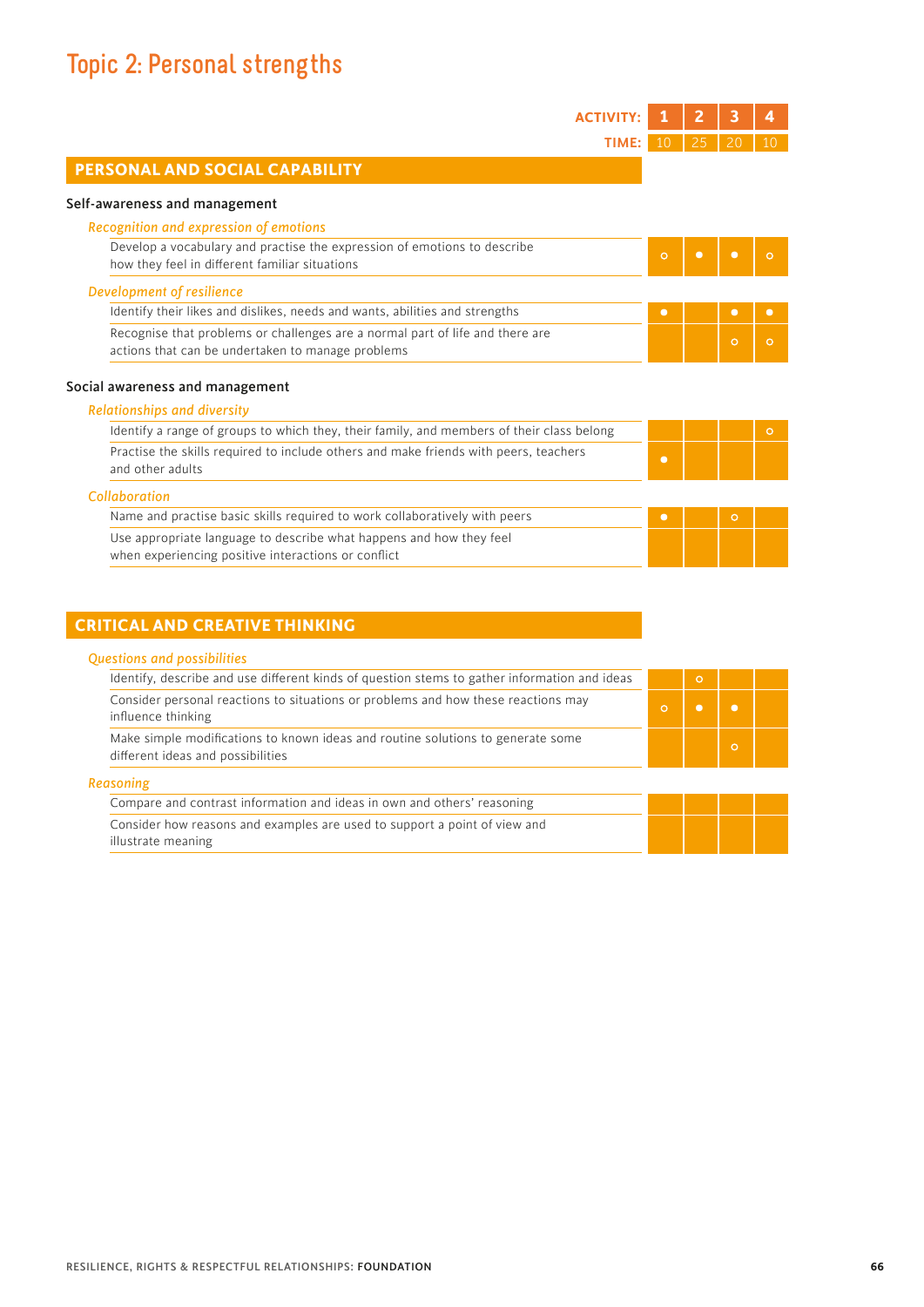# Topic 2: Personal strengths

| | 1 | 2 | 3 | 4 |
|---|---|---|---|---|
| **TIME:** | 10 | 25 | 20 | 10 |
| **PERSONAL AND SOCIAL CAPABILITY** | | | | |
| **Self-awareness and management** | | | | |
| *Recognition and expression of emotions* | | | | |
| Develop a vocabulary and practise the expression of emotions to describe how they feel in different familiar situations | ○ | ● | ● | ○ |
| *Development of resilience* | | | | |
| Identify their likes and dislikes, needs and wants, abilities and strengths | ● | | ● | ● |
| Recognise that problems or challenges are a normal part of life and there are actions that can be undertaken to manage problems | | | ○ | ○ |
| **Social awareness and management** | | | | |
| *Relationships and diversity* | | | | |
| Identify a range of groups to which they, their family, and members of their class belong | | | | ○ |
| Practise the skills required to include others and make friends with peers, teachers and other adults | ● | | | |
| *Collaboration* | | | | |
| Name and practise basic skills required to work collaboratively with peers | ● | | ○ | |
| Use appropriate language to describe what happens and how they feel when experiencing positive interactions or conflict | | | | |
| **CRITICAL AND CREATIVE THINKING** | | | | |
| *Questions and possibilities* | | | | |
| Identify, describe and use different kinds of question stems to gather information and ideas | | ○ | | |
| Consider personal reactions to situations or problems and how these reactions may influence thinking | ○ | ● | ● | |
| Make simple modifications to known ideas and routine solutions to generate some different ideas and possibilities | | | ○ | |
| *Reasoning* | | | | |
| Compare and contrast information and ideas in own and others' reasoning | | | | |
| Consider how reasons and examples are used to support a point of view and illustrate meaning | | | | |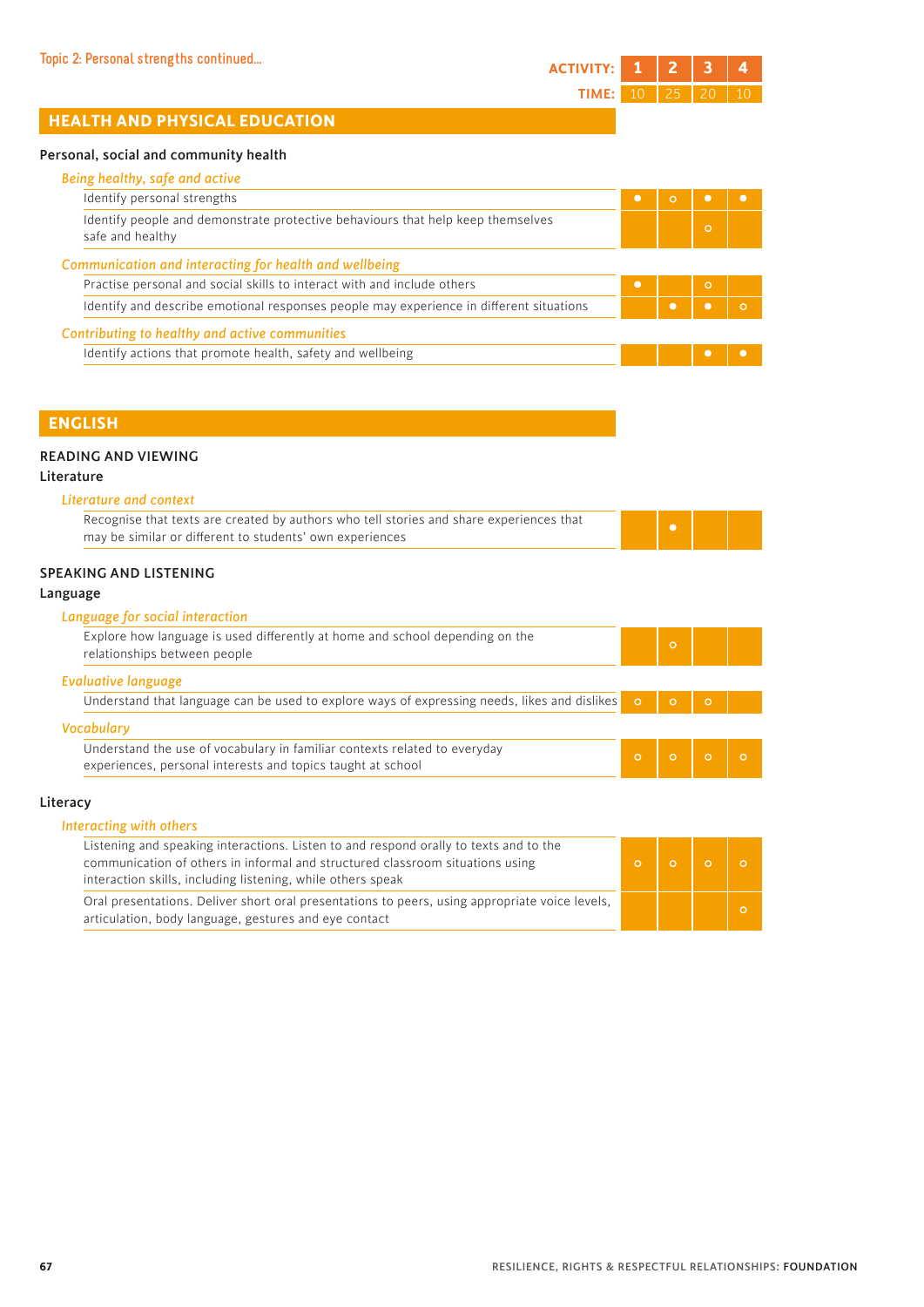Topic 2: Personal strengths continued...

| ACTIVITY: | 1 | 2 | 3 | 4 |
|---|---|---|---|---|
| TIME: | 10 | 25 | 20 | 10 |

## HEALTH AND PHYSICAL EDUCATION

### Personal, social and community health

| *Being healthy, safe and active* | 1 | 2 | 3 | 4 |
|---|---|---|---|---|
| Identify personal strengths | ● | ○ | ● | ● |
| Identify people and demonstrate protective behaviours that help keep themselves safe and healthy | | | ○ | |
| ***Communication and interacting for health and wellbeing*** | | | | |
| Practise personal and social skills to interact with and include others | ● | | ○ | |
| Identify and describe emotional responses people may experience in different situations | | ● | ● | ○ |
| ***Contributing to healthy and active communities*** | | | | |
| Identify actions that promote health, safety and wellbeing | | | ● | ● |

## ENGLISH

### READING AND VIEWING

#### Literature

| *Literature and context* | 1 | 2 | 3 | 4 |
|---|---|---|---|---|
| Recognise that texts are created by authors who tell stories and share experiences that may be similar or different to students' own experiences | | ● | | |

### SPEAKING AND LISTENING

#### Language

| *Language for social interaction* | 1 | 2 | 3 | 4 |
|---|---|---|---|---|
| Explore how language is used differently at home and school depending on the relationships between people | | ○ | | |
| ***Evaluative language*** | | | | |
| Understand that language can be used to explore ways of expressing needs, likes and dislikes | ○ | ○ | ○ | |
| ***Vocabulary*** | | | | |
| Understand the use of vocabulary in familiar contexts related to everyday experiences, personal interests and topics taught at school | ○ | ○ | ○ | ○ |

#### Literacy

| *Interacting with others* | 1 | 2 | 3 | 4 |
|---|---|---|---|---|
| Listening and speaking interactions. Listen to and respond orally to texts and to the communication of others in informal and structured classroom situations using interaction skills, including listening, while others speak | ○ | ○ | ○ | ○ |
| Oral presentations. Deliver short oral presentations to peers, using appropriate voice levels, articulation, body language, gestures and eye contact | | | | ○ |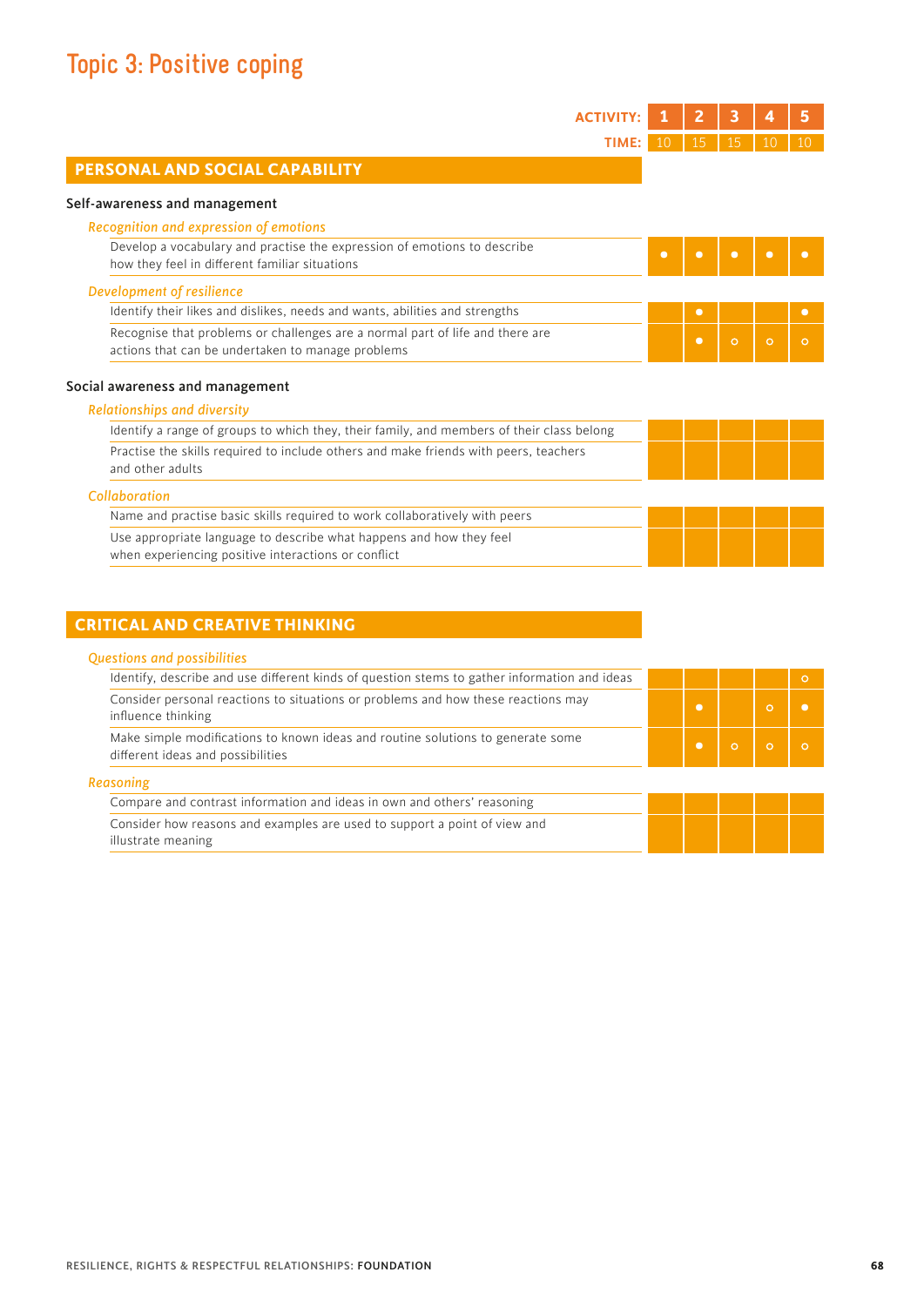# Topic 3: Positive coping

| ACTIVITY: | 1 | 2 | 3 | 4 | 5 |
|---|---|---|---|---|---|
| TIME: | 10 | 15 | 15 | 10 | 10 |
| **PERSONAL AND SOCIAL CAPABILITY** | | | | | |
| **Self-awareness and management** | | | | | |
| *Recognition and expression of emotions* | | | | | |
| Develop a vocabulary and practise the expression of emotions to describe how they feel in different familiar situations | ● | ● | ● | ● | ● |
| *Development of resilience* | | | | | |
| Identify their likes and dislikes, needs and wants, abilities and strengths | | ● | | | ● |
| Recognise that problems or challenges are a normal part of life and there are actions that can be undertaken to manage problems | | ● | ○ | ○ | ○ |
| **Social awareness and management** | | | | | |
| *Relationships and diversity* | | | | | |
| Identify a range of groups to which they, their family, and members of their class belong | | | | | |
| Practise the skills required to include others and make friends with peers, teachers and other adults | | | | | |
| *Collaboration* | | | | | |
| Name and practise basic skills required to work collaboratively with peers | | | | | |
| Use appropriate language to describe what happens and how they feel when experiencing positive interactions or conflict | | | | | |

| ACTIVITY: | 1 | 2 | 3 | 4 | 5 |
|---|---|---|---|---|---|
| **CRITICAL AND CREATIVE THINKING** | | | | | |
| *Questions and possibilities* | | | | | |
| Identify, describe and use different kinds of question stems to gather information and ideas | | | | | ○ |
| Consider personal reactions to situations or problems and how these reactions may influence thinking | | ● | | ○ | ● |
| Make simple modifications to known ideas and routine solutions to generate some different ideas and possibilities | | ● | ○ | ○ | ○ |
| *Reasoning* | | | | | |
| Compare and contrast information and ideas in own and others' reasoning | | | | | |
| Consider how reasons and examples are used to support a point of view and illustrate meaning | | | | | |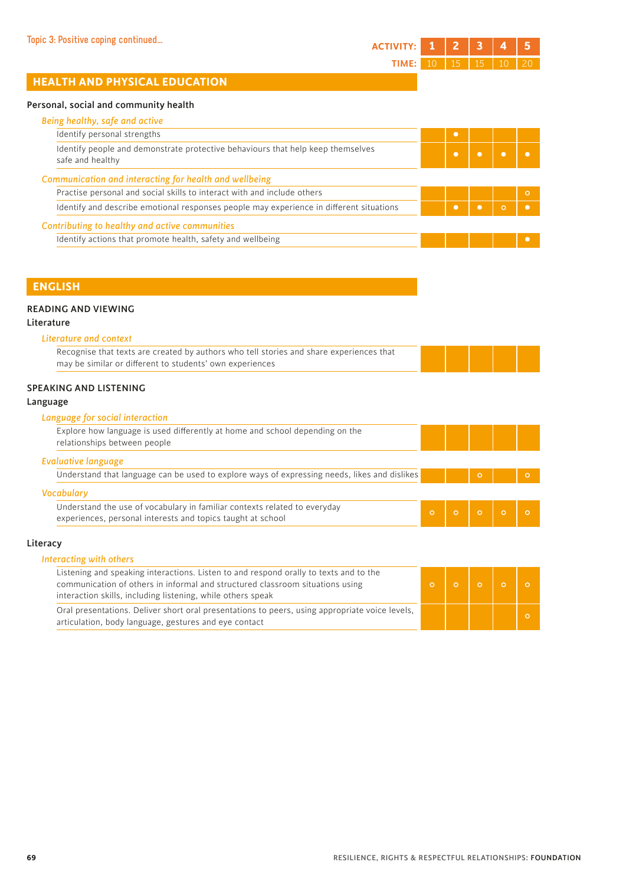Topic 3: Positive coping continued...

| ACTIVITY: | 1 | 2 | 3 | 4 | 5 |
|---|---|---|---|---|---|
| TIME: | 10 | 15 | 15 | 10 | 20 |

## HEALTH AND PHYSICAL EDUCATION

### Personal, social and community health

| | 1 | 2 | 3 | 4 | 5 |
|---|---|---|---|---|---|
| ***Being healthy, safe and active*** | | | | | |
| Identify personal strengths | | ● | | | |
| Identify people and demonstrate protective behaviours that help keep themselves safe and healthy | | ● | ● | ● | ● |
| ***Communication and interacting for health and wellbeing*** | | | | | |
| Practise personal and social skills to interact with and include others | | | | | ○ |
| Identify and describe emotional responses people may experience in different situations | | ● | ● | ○ | ● |
| ***Contributing to healthy and active communities*** | | | | | |
| Identify actions that promote health, safety and wellbeing | | | | | ● |

## ENGLISH

### READING AND VIEWING

#### Literature

| | 1 | 2 | 3 | 4 | 5 |
|---|---|---|---|---|---|
| ***Literature and context*** | | | | | |
| Recognise that texts are created by authors who tell stories and share experiences that may be similar or different to students' own experiences | | | | | |

### SPEAKING AND LISTENING

#### Language

| | 1 | 2 | 3 | 4 | 5 |
|---|---|---|---|---|---|
| ***Language for social interaction*** | | | | | |
| Explore how language is used differently at home and school depending on the relationships between people | | | | | |
| ***Evaluative language*** | | | | | |
| Understand that language can be used to explore ways of expressing needs, likes and dislikes | | | ○ | | ○ |
| ***Vocabulary*** | | | | | |
| Understand the use of vocabulary in familiar contexts related to everyday experiences, personal interests and topics taught at school | ○ | ○ | ○ | ○ | ○ |

#### Literacy

| | 1 | 2 | 3 | 4 | 5 |
|---|---|---|---|---|---|
| ***Interacting with others*** | | | | | |
| Listening and speaking interactions. Listen to and respond orally to texts and to the communication of others in informal and structured classroom situations using interaction skills, including listening, while others speak | ○ | ○ | ○ | ○ | ○ |
| Oral presentations. Deliver short oral presentations to peers, using appropriate voice levels, articulation, body language, gestures and eye contact | | | | | ○ |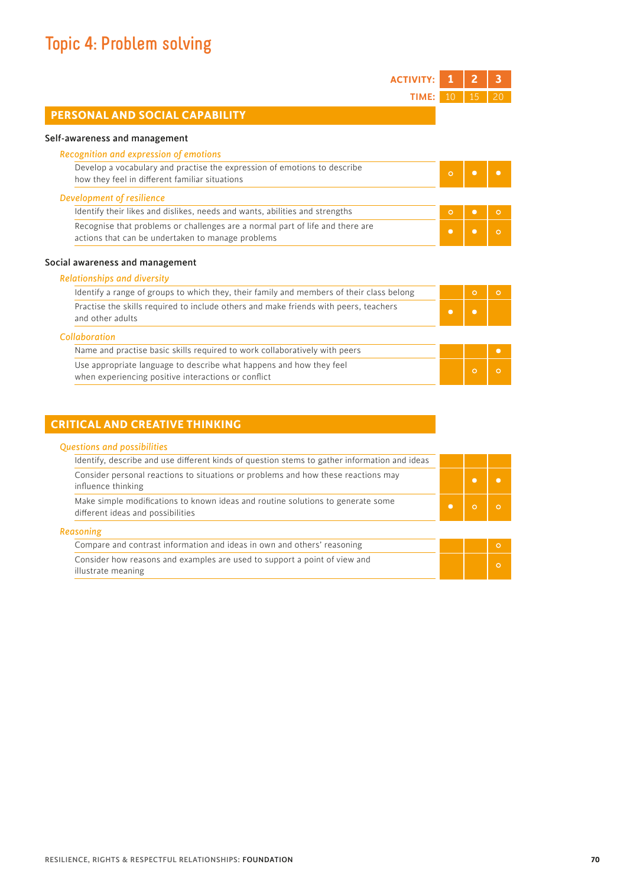# Topic 4: Problem solving

| | ACTIVITY: 1 | 2 | 3 |
|---|---|---|---|
| | TIME: 10 | 15 | 20 |
| **PERSONAL AND SOCIAL CAPABILITY** | | | |
| **Self-awareness and management** | | | |
| *Recognition and expression of emotions* | | | |
| Develop a vocabulary and practise the expression of emotions to describe how they feel in different familiar situations | ○ | ● | ● |
| *Development of resilience* | | | |
| Identify their likes and dislikes, needs and wants, abilities and strengths | ○ | ● | ○ |
| Recognise that problems or challenges are a normal part of life and there are actions that can be undertaken to manage problems | ● | ● | ○ |
| **Social awareness and management** | | | |
| *Relationships and diversity* | | | |
| Identify a range of groups to which they, their family and members of their class belong | | ○ | ○ |
| Practise the skills required to include others and make friends with peers, teachers and other adults | ● | ● | |
| *Collaboration* | | | |
| Name and practise basic skills required to work collaboratively with peers | | | ● |
| Use appropriate language to describe what happens and how they feel when experiencing positive interactions or conflict | | ○ | ○ |
| **CRITICAL AND CREATIVE THINKING** | | | |
| *Questions and possibilities* | | | |
| Identify, describe and use different kinds of question stems to gather information and ideas | | | |
| Consider personal reactions to situations or problems and how these reactions may influence thinking | | ● | ● |
| Make simple modifications to known ideas and routine solutions to generate some different ideas and possibilities | ● | ○ | ○ |
| *Reasoning* | | | |
| Compare and contrast information and ideas in own and others' reasoning | | | ○ |
| Consider how reasons and examples are used to support a point of view and illustrate meaning | | | ○ |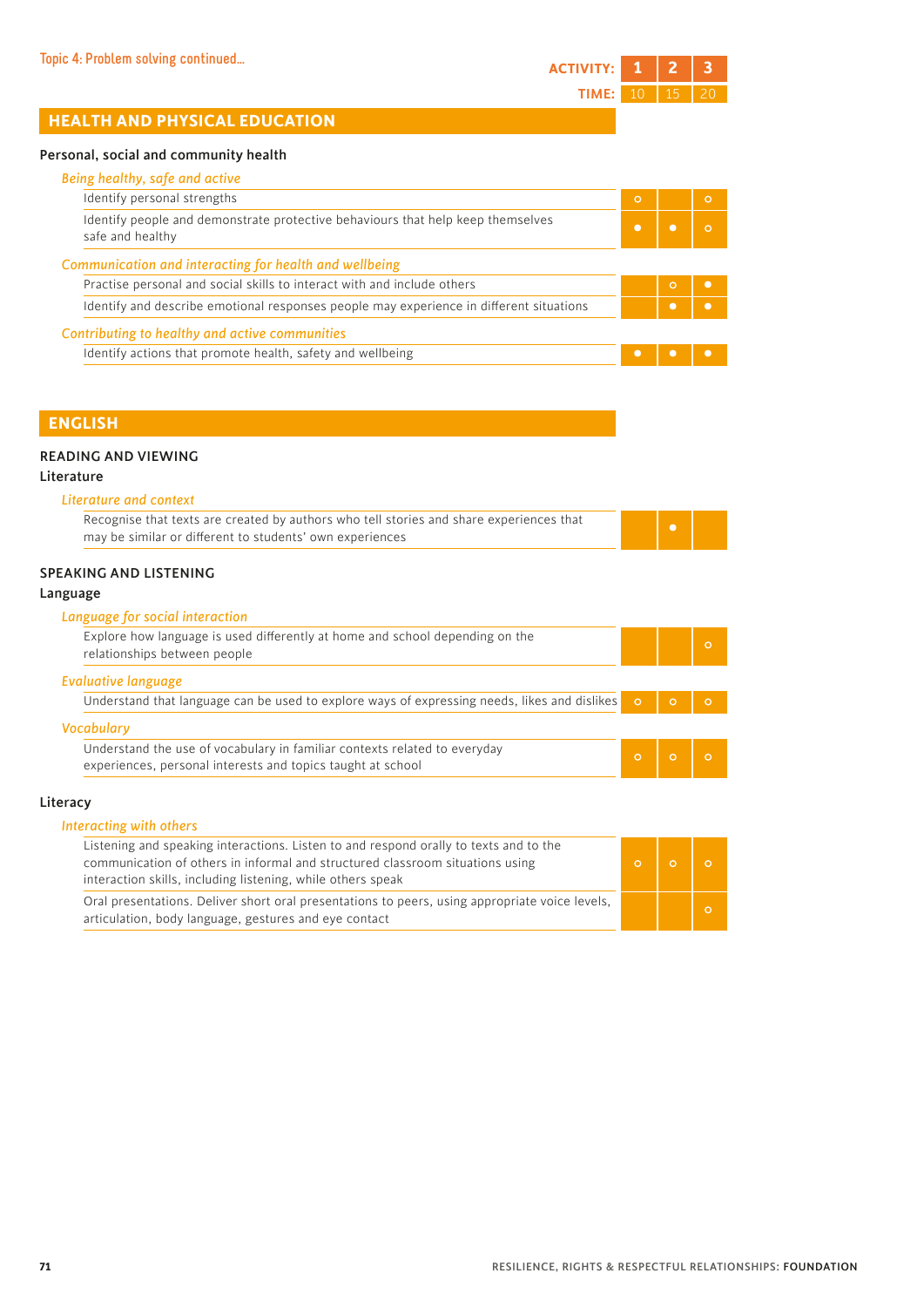Topic 4: Problem solving continued...

| ACTIVITY: | 1 | 2 | 3 |
|---|---|---|---|
| TIME: | 10 | 15 | 20 |

## HEALTH AND PHYSICAL EDUCATION

### Personal, social and community health

| | 1 | 2 | 3 |
|---|---|---|---|
| ***Being healthy, safe and active*** | | | |
| Identify personal strengths | ○ | | ○ |
| Identify people and demonstrate protective behaviours that help keep themselves safe and healthy | ● | ● | ○ |
| ***Communication and interacting for health and wellbeing*** | | | |
| Practise personal and social skills to interact with and include others | | ○ | ● |
| Identify and describe emotional responses people may experience in different situations | | ● | ● |
| ***Contributing to healthy and active communities*** | | | |
| Identify actions that promote health, safety and wellbeing | ● | ● | ● |

## ENGLISH

### READING AND VIEWING

#### Literature

| | 1 | 2 | 3 |
|---|---|---|---|
| ***Literature and context*** | | | |
| Recognise that texts are created by authors who tell stories and share experiences that may be similar or different to students' own experiences | | ● | |

### SPEAKING AND LISTENING

#### Language

| | 1 | 2 | 3 |
|---|---|---|---|
| ***Language for social interaction*** | | | |
| Explore how language is used differently at home and school depending on the relationships between people | | | ○ |
| ***Evaluative language*** | | | |
| Understand that language can be used to explore ways of expressing needs, likes and dislikes | ○ | ○ | ○ |
| ***Vocabulary*** | | | |
| Understand the use of vocabulary in familiar contexts related to everyday experiences, personal interests and topics taught at school | ○ | ○ | ○ |

#### Literacy

| | 1 | 2 | 3 |
|---|---|---|---|
| ***Interacting with others*** | | | |
| Listening and speaking interactions. Listen to and respond orally to texts and to the communication of others in informal and structured classroom situations using interaction skills, including listening, while others speak | ○ | ○ | ○ |
| Oral presentations. Deliver short oral presentations to peers, using appropriate voice levels, articulation, body language, gestures and eye contact | | | ○ |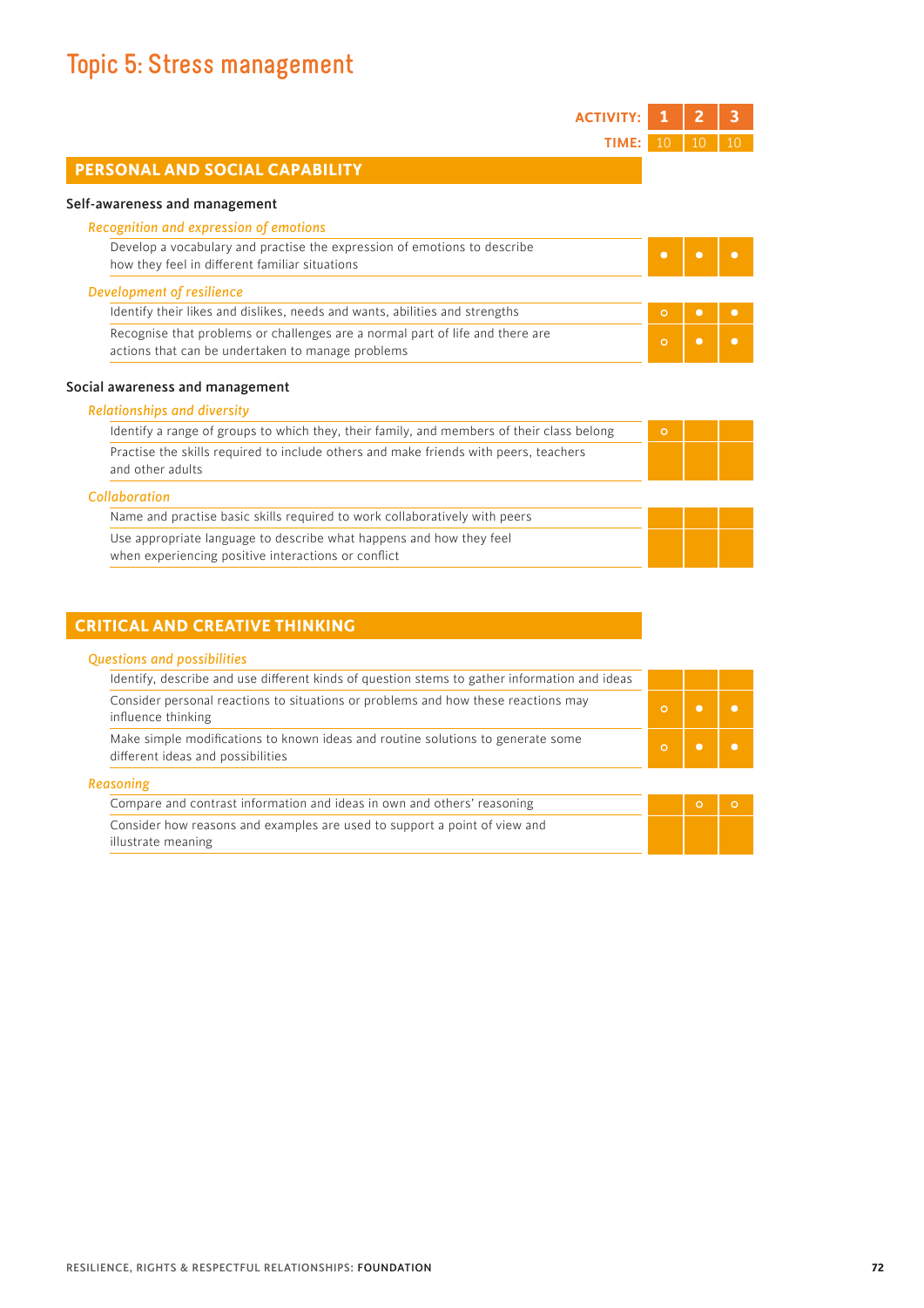# Topic 5: Stress management

| | ACTIVITY: 1 | 2 | 3 |
|---|---|---|---|
| TIME: | 10 | 10 | 10 |
| **PERSONAL AND SOCIAL CAPABILITY** | | | |
| **Self-awareness and management** | | | |
| *Recognition and expression of emotions* | | | |
| Develop a vocabulary and practise the expression of emotions to describe how they feel in different familiar situations | ● | ● | ● |
| *Development of resilience* | | | |
| Identify their likes and dislikes, needs and wants, abilities and strengths | ○ | ● | ● |
| Recognise that problems or challenges are a normal part of life and there are actions that can be undertaken to manage problems | ○ | ● | ● |
| **Social awareness and management** | | | |
| *Relationships and diversity* | | | |
| Identify a range of groups to which they, their family, and members of their class belong | ○ | | |
| Practise the skills required to include others and make friends with peers, teachers and other adults | | | |
| *Collaboration* | | | |
| Name and practise basic skills required to work collaboratively with peers | | | |
| Use appropriate language to describe what happens and how they feel when experiencing positive interactions or conflict | | | |
| **CRITICAL AND CREATIVE THINKING** | | | |
| *Questions and possibilities* | | | |
| Identify, describe and use different kinds of question stems to gather information and ideas | | | |
| Consider personal reactions to situations or problems and how these reactions may influence thinking | ○ | ● | ● |
| Make simple modifications to known ideas and routine solutions to generate some different ideas and possibilities | ○ | ● | ● |
| *Reasoning* | | | |
| Compare and contrast information and ideas in own and others' reasoning | | ○ | ○ |
| Consider how reasons and examples are used to support a point of view and illustrate meaning | | | |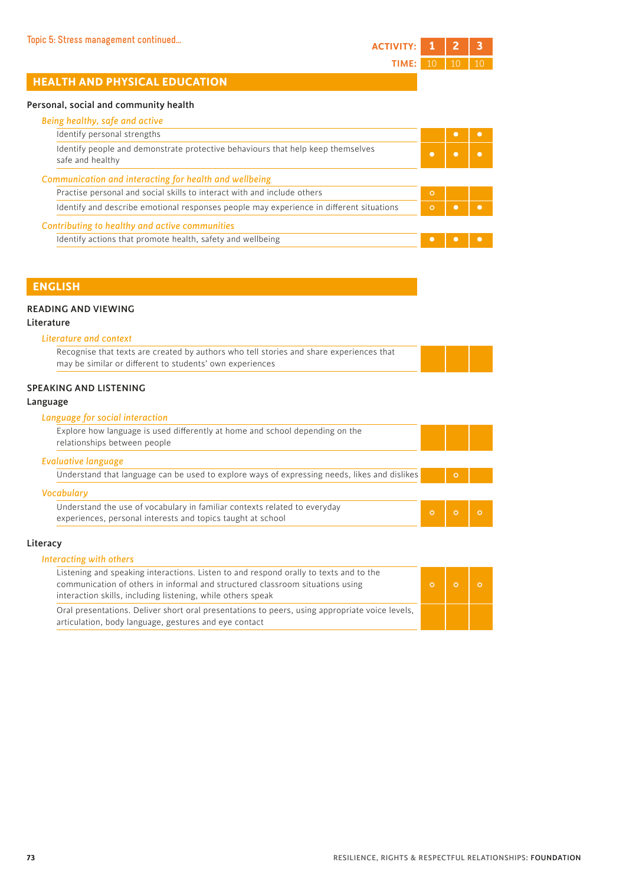Topic 5: Stress management continued...

| | ACTIVITY: 1 | 2 | 3 |
|---|---|---|---|
| | TIME: 10 | 10 | 10 |

## HEALTH AND PHYSICAL EDUCATION

**Personal, social and community health**

| *Being healthy, safe and active* | 1 | 2 | 3 |
|---|---|---|---|
| Identify personal strengths | | ● | ● |
| Identify people and demonstrate protective behaviours that help keep themselves safe and healthy | ● | ● | ● |
| ***Communication and interacting for health and wellbeing*** | | | |
| Practise personal and social skills to interact with and include others | ○ | | |
| Identify and describe emotional responses people may experience in different situations | ○ | ● | ● |
| ***Contributing to healthy and active communities*** | | | |
| Identify actions that promote health, safety and wellbeing | ● | ● | ● |

## ENGLISH

**READING AND VIEWING**

**Literature**

| *Literature and context* | 1 | 2 | 3 |
|---|---|---|---|
| Recognise that texts are created by authors who tell stories and share experiences that may be similar or different to students' own experiences | | | |

**SPEAKING AND LISTENING**

**Language**

| *Language for social interaction* | 1 | 2 | 3 |
|---|---|---|---|
| Explore how language is used differently at home and school depending on the relationships between people | | | |
| ***Evaluative language*** | | | |
| Understand that language can be used to explore ways of expressing needs, likes and dislikes | | ○ | |
| ***Vocabulary*** | | | |
| Understand the use of vocabulary in familiar contexts related to everyday experiences, personal interests and topics taught at school | ○ | ○ | ○ |

**Literacy**

| *Interacting with others* | 1 | 2 | 3 |
|---|---|---|---|
| Listening and speaking interactions. Listen to and respond orally to texts and to the communication of others in informal and structured classroom situations using interaction skills, including listening, while others speak | ○ | ○ | ○ |
| Oral presentations. Deliver short oral presentations to peers, using appropriate voice levels, articulation, body language, gestures and eye contact | | | |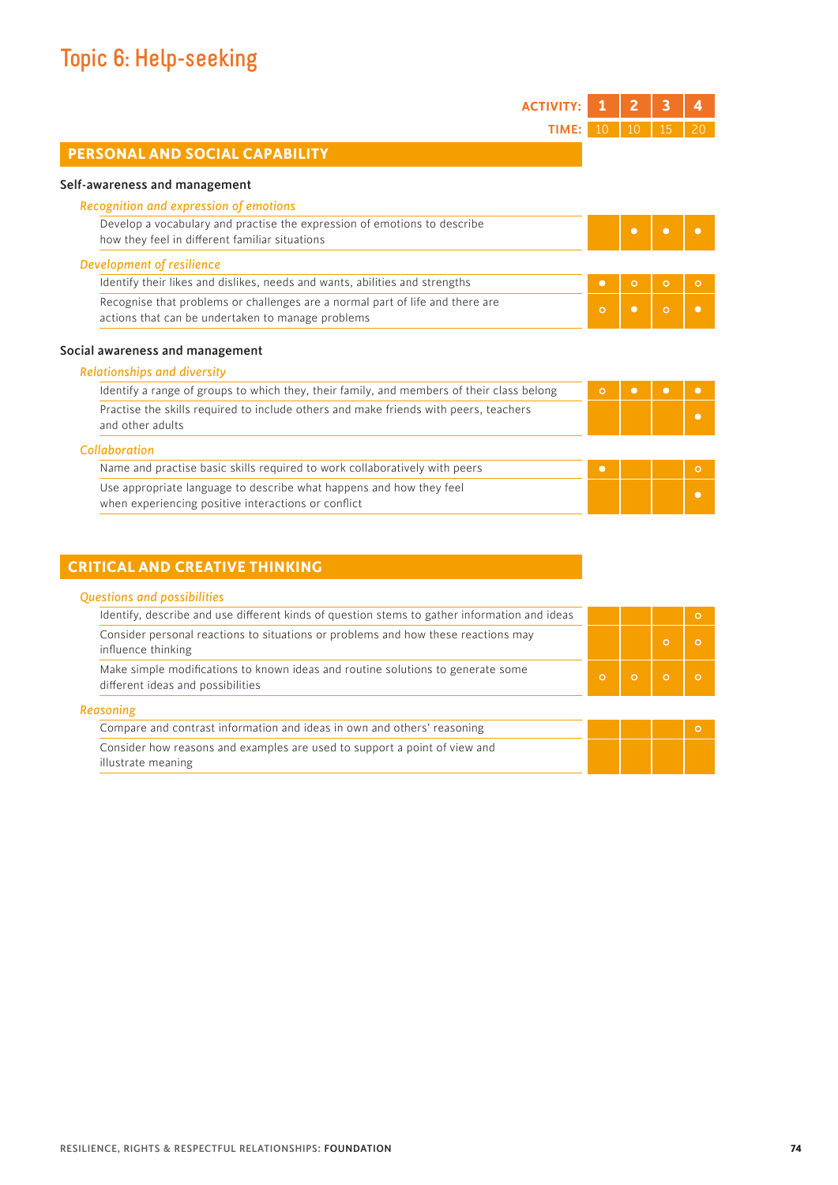# Topic 6: Help-seeking

| | 1 | 2 | 3 | 4 |
|---|---|---|---|---|
| **TIME:** | 10 | 10 | 15 | 20 |
| **PERSONAL AND SOCIAL CAPABILITY** | | | | |
| **Self-awareness and management** | | | | |
| *Recognition and expression of emotions* | | | | |
| Develop a vocabulary and practise the expression of emotions to describe how they feel in different familiar situations | | ● | ● | ● |
| *Development of resilience* | | | | |
| Identify their likes and dislikes, needs and wants, abilities and strengths | ● | ○ | ○ | ○ |
| Recognise that problems or challenges are a normal part of life and there are actions that can be undertaken to manage problems | ○ | ● | ○ | ● |
| **Social awareness and management** | | | | |
| *Relationships and diversity* | | | | |
| Identify a range of groups to which they, their family, and members of their class belong | ○ | ● | ● | ● |
| Practise the skills required to include others and make friends with peers, teachers and other adults | | | | ● |
| *Collaboration* | | | | |
| Name and practise basic skills required to work collaboratively with peers | ● | | | ○ |
| Use appropriate language to describe what happens and how they feel when experiencing positive interactions or conflict | | | | ● |

| | 1 | 2 | 3 | 4 |
|---|---|---|---|---|
| **CRITICAL AND CREATIVE THINKING** | | | | |
| *Questions and possibilities* | | | | |
| Identify, describe and use different kinds of question stems to gather information and ideas | | | | ○ |
| Consider personal reactions to situations or problems and how these reactions may influence thinking | | | ○ | ○ |
| Make simple modifications to known ideas and routine solutions to generate some different ideas and possibilities | ○ | ○ | ○ | ○ |
| *Reasoning* | | | | |
| Compare and contrast information and ideas in own and others' reasoning | | | | ○ |
| Consider how reasons and examples are used to support a point of view and illustrate meaning | | | | |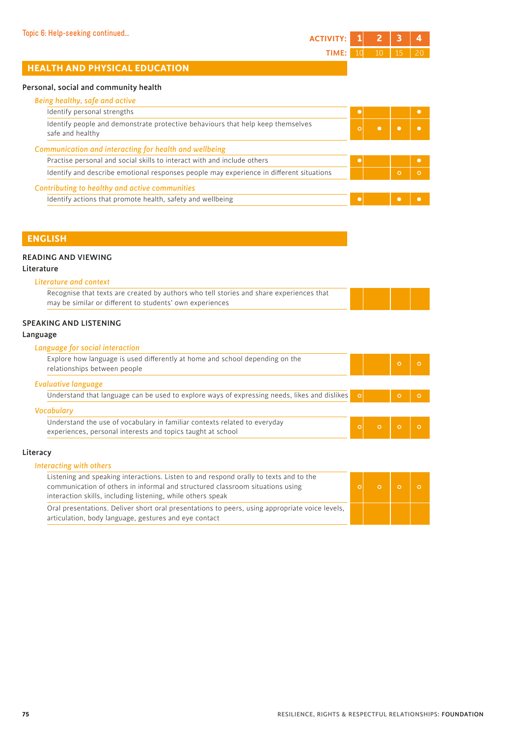Topic 6: Help-seeking continued...

| | ACTIVITY: 1 | 2 | 3 | 4 |
|---|---|---|---|---|
| | TIME: 10 | 10 | 15 | 20 |

## HEALTH AND PHYSICAL EDUCATION

**Personal, social and community health**

| *Being healthy, safe and active* | 1 | 2 | 3 | 4 |
|---|---|---|---|---|
| Identify personal strengths | ● | | | ● |
| Identify people and demonstrate protective behaviours that help keep themselves safe and healthy | ○ | ● | ● | ● |
| *Communication and interacting for health and wellbeing* | | | | |
| Practise personal and social skills to interact with and include others | ● | | | ● |
| Identify and describe emotional responses people may experience in different situations | | | ○ | ○ |
| *Contributing to healthy and active communities* | | | | |
| Identify actions that promote health, safety and wellbeing | ● | | ● | ● |

## ENGLISH

**READING AND VIEWING**

**Literature**

| *Literature and context* | 1 | 2 | 3 | 4 |
|---|---|---|---|---|
| Recognise that texts are created by authors who tell stories and share experiences that may be similar or different to students' own experiences | | | | |

**SPEAKING AND LISTENING**

**Language**

| *Language for social interaction* | 1 | 2 | 3 | 4 |
|---|---|---|---|---|
| Explore how language is used differently at home and school depending on the relationships between people | | | ○ | ○ |
| *Evaluative language* | | | | |
| Understand that language can be used to explore ways of expressing needs, likes and dislikes | ○ | | ○ | ○ |
| *Vocabulary* | | | | |
| Understand the use of vocabulary in familiar contexts related to everyday experiences, personal interests and topics taught at school | ○ | ○ | ○ | ○ |

**Literacy**

| *Interacting with others* | 1 | 2 | 3 | 4 |
|---|---|---|---|---|
| Listening and speaking interactions. Listen to and respond orally to texts and to the communication of others in informal and structured classroom situations using interaction skills, including listening, while others speak | ○ | ○ | ○ | ○ |
| Oral presentations. Deliver short oral presentations to peers, using appropriate voice levels, articulation, body language, gestures and eye contact | | | | |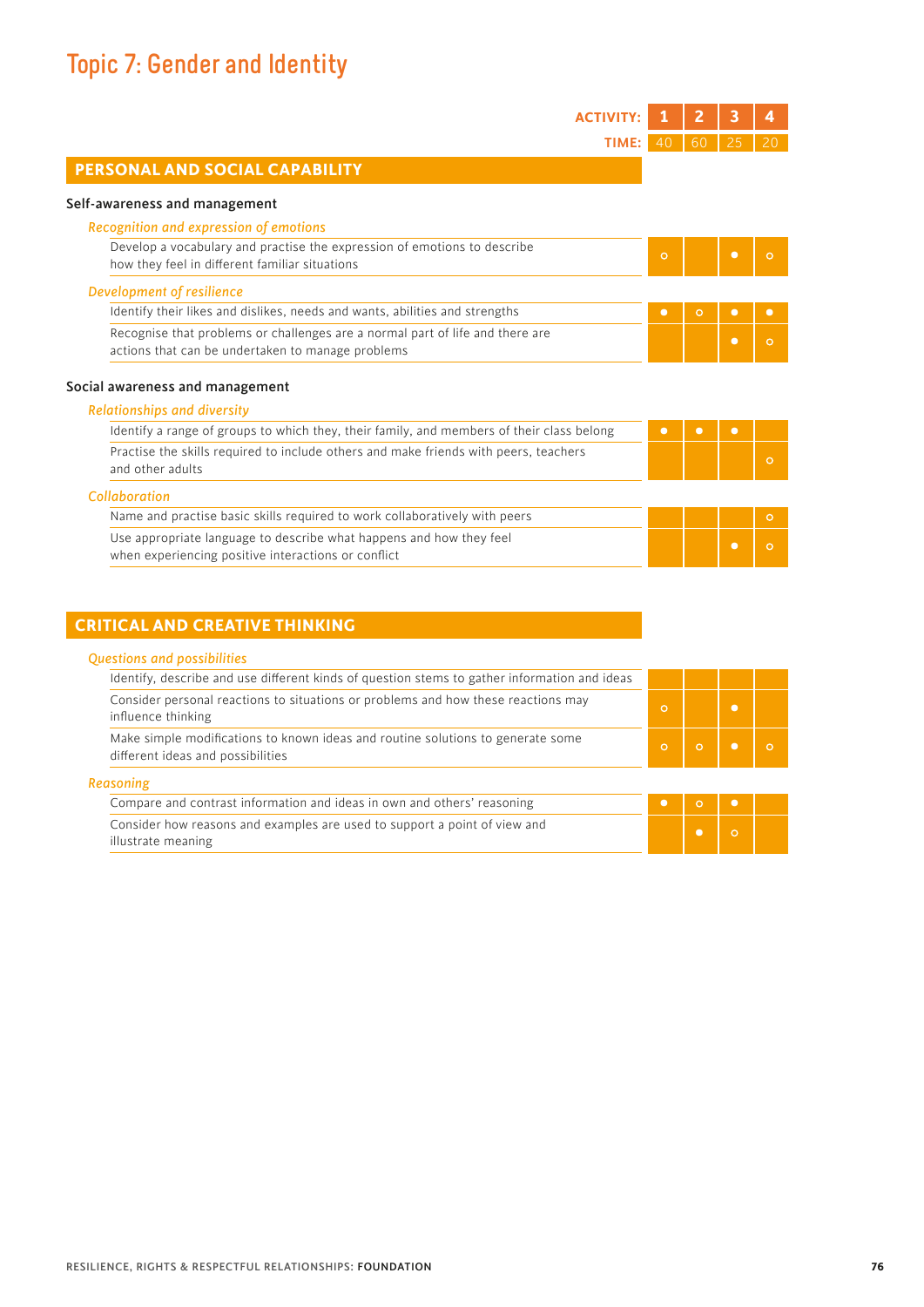# Topic 7: Gender and Identity

| | ACTIVITY: 1 | 2 | 3 | 4 |
|---|---|---|---|---|
| | TIME: 40 | 60 | 25 | 20 |
| **PERSONAL AND SOCIAL CAPABILITY** | | | | |
| **Self-awareness and management** | | | | |
| *Recognition and expression of emotions* | | | | |
| Develop a vocabulary and practise the expression of emotions to describe how they feel in different familiar situations | ○ | | ● | ○ |
| *Development of resilience* | | | | |
| Identify their likes and dislikes, needs and wants, abilities and strengths | ● | ○ | ● | ● |
| Recognise that problems or challenges are a normal part of life and there are actions that can be undertaken to manage problems | | | ● | ○ |
| **Social awareness and management** | | | | |
| *Relationships and diversity* | | | | |
| Identify a range of groups to which they, their family, and members of their class belong | ● | ● | ● | |
| Practise the skills required to include others and make friends with peers, teachers and other adults | | | | ○ |
| *Collaboration* | | | | |
| Name and practise basic skills required to work collaboratively with peers | | | | ○ |
| Use appropriate language to describe what happens and how they feel when experiencing positive interactions or conflict | | | ● | ○ |
| **CRITICAL AND CREATIVE THINKING** | | | | |
| *Questions and possibilities* | | | | |
| Identify, describe and use different kinds of question stems to gather information and ideas | | | | |
| Consider personal reactions to situations or problems and how these reactions may influence thinking | ○ | | ● | |
| Make simple modifications to known ideas and routine solutions to generate some different ideas and possibilities | ○ | ○ | ● | ○ |
| *Reasoning* | | | | |
| Compare and contrast information and ideas in own and others' reasoning | ● | ○ | ● | |
| Consider how reasons and examples are used to support a point of view and illustrate meaning | | ● | ○ | |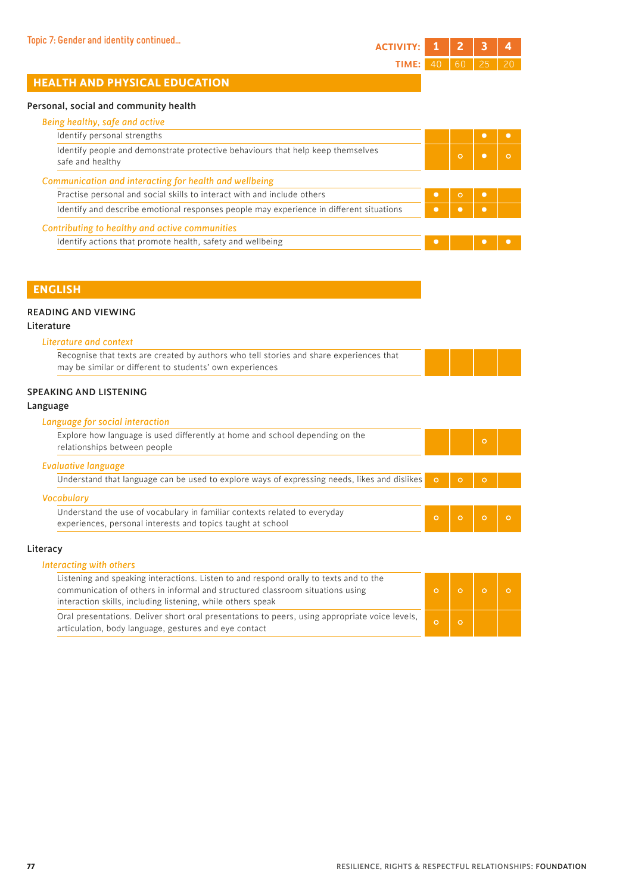Topic 7: Gender and identity continued...

| | ACTIVITY: 1 | 2 | 3 | 4 |
|---|---|---|---|---|
| | TIME: 40 | 60 | 25 | 20 |

## HEALTH AND PHYSICAL EDUCATION

**Personal, social and community health**

| *Being healthy, safe and active* | 1 | 2 | 3 | 4 |
|---|---|---|---|---|
| Identify personal strengths | | | ● | ● |
| Identify people and demonstrate protective behaviours that help keep themselves safe and healthy | | ○ | ● | ○ |
| ***Communication and interacting for health and wellbeing*** | | | | |
| Practise personal and social skills to interact with and include others | ● | ○ | ● | |
| Identify and describe emotional responses people may experience in different situations | ● | ● | ● | |
| ***Contributing to healthy and active communities*** | | | | |
| Identify actions that promote health, safety and wellbeing | ● | | ● | ● |

## ENGLISH

### READING AND VIEWING

**Literature**

| *Literature and context* | 1 | 2 | 3 | 4 |
|---|---|---|---|---|
| Recognise that texts are created by authors who tell stories and share experiences that may be similar or different to students' own experiences | | | | |

### SPEAKING AND LISTENING

**Language**

| *Language for social interaction* | 1 | 2 | 3 | 4 |
|---|---|---|---|---|
| Explore how language is used differently at home and school depending on the relationships between people | | | ○ | |
| ***Evaluative language*** | | | | |
| Understand that language can be used to explore ways of expressing needs, likes and dislikes | ○ | ○ | ○ | |
| ***Vocabulary*** | | | | |
| Understand the use of vocabulary in familiar contexts related to everyday experiences, personal interests and topics taught at school | ○ | ○ | ○ | ○ |

**Literacy**

| *Interacting with others* | 1 | 2 | 3 | 4 |
|---|---|---|---|---|
| Listening and speaking interactions. Listen to and respond orally to texts and to the communication of others in informal and structured classroom situations using interaction skills, including listening, while others speak | ○ | ○ | ○ | ○ |
| Oral presentations. Deliver short oral presentations to peers, using appropriate voice levels, articulation, body language, gestures and eye contact | ○ | ○ | | |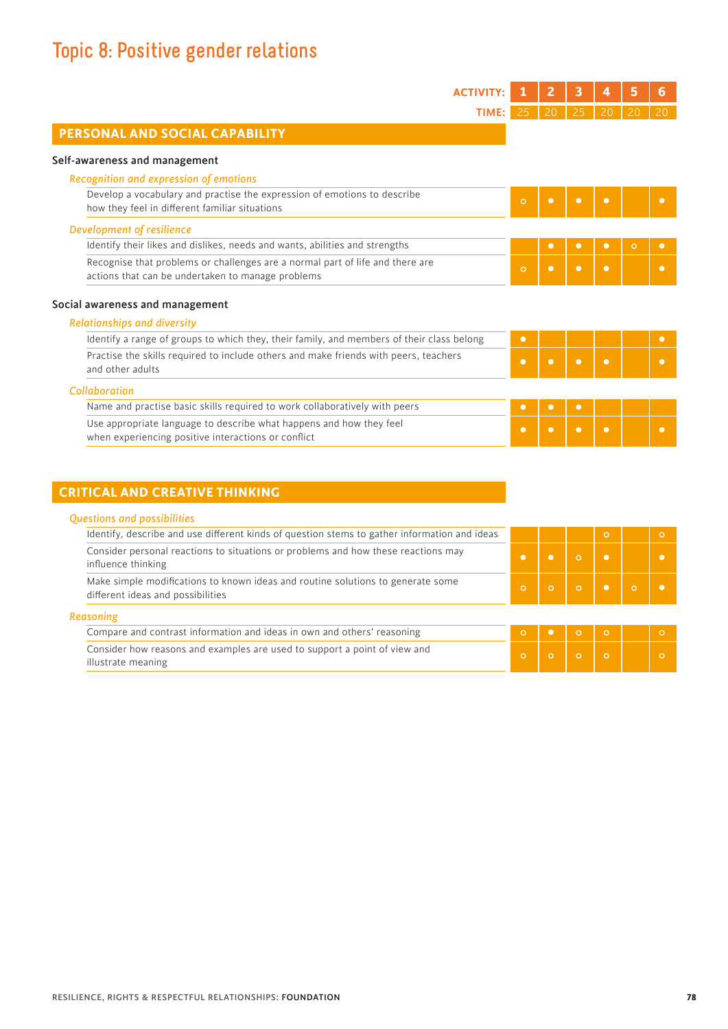# Topic 8: Positive gender relations

| ACTIVITY: | 1 | 2 | 3 | 4 | 5 | 6 |
|---|---|---|---|---|---|---|
| TIME: | 25 | 20 | 25 | 20 | 20 | 20 |
| **PERSONAL AND SOCIAL CAPABILITY** | | | | | | |
| **Self-awareness and management** | | | | | | |
| *Recognition and expression of emotions* | | | | | | |
| Develop a vocabulary and practise the expression of emotions to describe how they feel in different familiar situations | ○ | ● | ● | ● | | ● |
| *Development of resilience* | | | | | | |
| Identify their likes and dislikes, needs and wants, abilities and strengths | | ● | ● | ● | ○ | ● |
| Recognise that problems or challenges are a normal part of life and there are actions that can be undertaken to manage problems | ○ | ● | ● | ● | | ● |
| **Social awareness and management** | | | | | | |
| *Relationships and diversity* | | | | | | |
| Identify a range of groups to which they, their family, and members of their class belong | ● | | | | | ● |
| Practise the skills required to include others and make friends with peers, teachers and other adults | ● | ● | ● | ● | | ● |
| *Collaboration* | | | | | | |
| Name and practise basic skills required to work collaboratively with peers | ● | ● | ● | | | |
| Use appropriate language to describe what happens and how they feel when experiencing positive interactions or conflict | ● | ● | ● | ● | | ● |
| **CRITICAL AND CREATIVE THINKING** | | | | | | |
| *Questions and possibilities* | | | | | | |
| Identify, describe and use different kinds of question stems to gather information and ideas | | | | ○ | | ○ |
| Consider personal reactions to situations or problems and how these reactions may influence thinking | ● | ● | ○ | ● | | ● |
| Make simple modifications to known ideas and routine solutions to generate some different ideas and possibilities | ○ | ○ | ○ | ● | ○ | ● |
| *Reasoning* | | | | | | |
| Compare and contrast information and ideas in own and others' reasoning | ○ | ● | ○ | ○ | | ○ |
| Consider how reasons and examples are used to support a point of view and illustrate meaning | ○ | ○ | ○ | ○ | | ○ |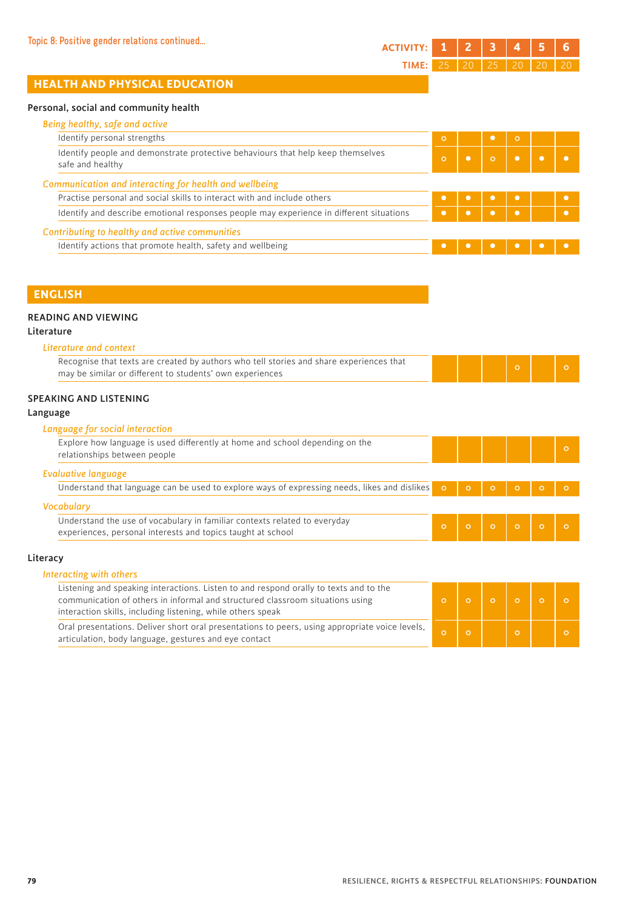Topic 8: Positive gender relations continued...

| ACTIVITY: | 1 | 2 | 3 | 4 | 5 | 6 |
|---|---|---|---|---|---|---|
| TIME: | 25 | 20 | 25 | 20 | 20 | 20 |

## HEALTH AND PHYSICAL EDUCATION

### Personal, social and community health

| | 1 | 2 | 3 | 4 | 5 | 6 |
|---|---|---|---|---|---|---|
| ***Being healthy, safe and active*** | | | | | | |
| Identify personal strengths | ○ | | ● | ○ | | |
| Identify people and demonstrate protective behaviours that help keep themselves safe and healthy | ○ | ● | ○ | ● | ● | ● |
| ***Communication and interacting for health and wellbeing*** | | | | | | |
| Practise personal and social skills to interact with and include others | ● | ● | ● | ● | | ● |
| Identify and describe emotional responses people may experience in different situations | ● | ● | ● | ● | | ● |
| ***Contributing to healthy and active communities*** | | | | | | |
| Identify actions that promote health, safety and wellbeing | ● | ● | ● | ● | ● | ● |

## ENGLISH

### READING AND VIEWING

#### Literature

| | 1 | 2 | 3 | 4 | 5 | 6 |
|---|---|---|---|---|---|---|
| ***Literature and context*** | | | | | | |
| Recognise that texts are created by authors who tell stories and share experiences that may be similar or different to students' own experiences | | | | ○ | | ○ |

### SPEAKING AND LISTENING

#### Language

| | 1 | 2 | 3 | 4 | 5 | 6 |
|---|---|---|---|---|---|---|
| ***Language for social interaction*** | | | | | | |
| Explore how language is used differently at home and school depending on the relationships between people | | | | | | ○ |
| ***Evaluative language*** | | | | | | |
| Understand that language can be used to explore ways of expressing needs, likes and dislikes | ○ | ○ | ○ | ○ | ○ | ○ |
| ***Vocabulary*** | | | | | | |
| Understand the use of vocabulary in familiar contexts related to everyday experiences, personal interests and topics taught at school | ○ | ○ | ○ | ○ | ○ | ○ |

#### Literacy

| | 1 | 2 | 3 | 4 | 5 | 6 |
|---|---|---|---|---|---|---|
| ***Interacting with others*** | | | | | | |
| Listening and speaking interactions. Listen to and respond orally to texts and to the communication of others in informal and structured classroom situations using interaction skills, including listening, while others speak | ○ | ○ | ○ | ○ | ○ | ○ |
| Oral presentations. Deliver short oral presentations to peers, using appropriate voice levels, articulation, body language, gestures and eye contact | ○ | ○ | | ○ | | ○ |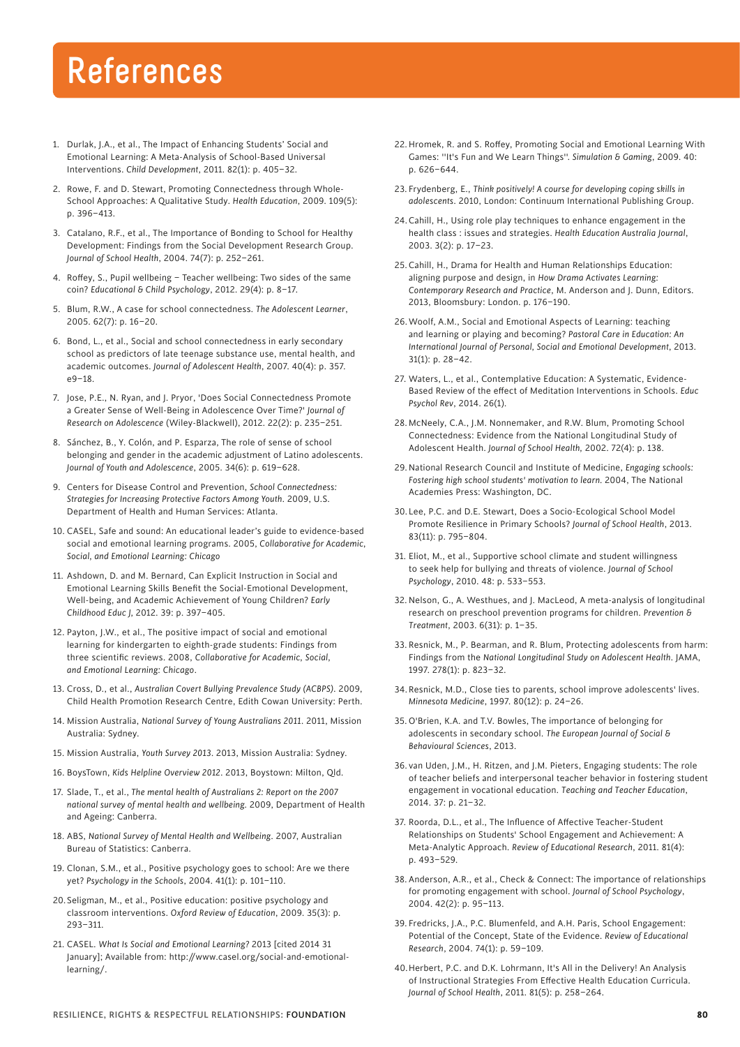# References

1. Durlak, J.A., et al., The Impact of Enhancing Students' Social and Emotional Learning: A Meta-Analysis of School-Based Universal Interventions. *Child Development*, 2011. 82(1): p. 405–32.
2. Rowe, F. and D. Stewart, Promoting Connectedness through Whole-School Approaches: A Qualitative Study. *Health Education*, 2009. 109(5): p. 396–413.
3. Catalano, R.F., et al., The Importance of Bonding to School for Healthy Development: Findings from the Social Development Research Group. *Journal of School Health*, 2004. 74(7): p. 252–261.
4. Roffey, S., Pupil wellbeing – Teacher wellbeing: Two sides of the same coin? *Educational & Child Psychology*, 2012. 29(4): p. 8–17.
5. Blum, R.W., A case for school connectedness. *The Adolescent Learner*, 2005. 62(7): p. 16–20.
6. Bond, L., et al., Social and school connectedness in early secondary school as predictors of late teenage substance use, mental health, and academic outcomes. *Journal of Adolescent Health*, 2007. 40(4): p. 357. e9–18.
7. Jose, P.E., N. Ryan, and J. Pryor, 'Does Social Connectedness Promote a Greater Sense of Well-Being in Adolescence Over Time?' *Journal of Research on Adolescence* (Wiley-Blackwell), 2012. 22(2): p. 235–251.
8. Sánchez, B., Y. Colón, and P. Esparza, The role of sense of school belonging and gender in the academic adjustment of Latino adolescents. *Journal of Youth and Adolescence*, 2005. 34(6): p. 619–628.
9. Centers for Disease Control and Prevention, *School Connectedness: Strategies for Increasing Protective Factors Among Youth*. 2009, U.S. Department of Health and Human Services: Atlanta.
10. CASEL, Safe and sound: An educational leader's guide to evidence-based social and emotional learning programs. 2005, *Collaborative for Academic, Social, and Emotional Learning: Chicago*
11. Ashdown, D. and M. Bernard, Can Explicit Instruction in Social and Emotional Learning Skills Benefit the Social-Emotional Development, Well-being, and Academic Achievement of Young Children? *Early Childhood Educ J*, 2012. 39: p. 397–405.
12. Payton, J.W., et al., The positive impact of social and emotional learning for kindergarten to eighth-grade students: Findings from three scientific reviews. 2008, *Collaborative for Academic, Social, and Emotional Learning: Chicago*.
13. Cross, D., et al., *Australian Covert Bullying Prevalence Study (ACBPS)*. 2009, Child Health Promotion Research Centre, Edith Cowan University: Perth.
14. Mission Australia, *National Survey of Young Australians 2011*. 2011, Mission Australia: Sydney.
15. Mission Australia, *Youth Survey 2013*. 2013, Mission Australia: Sydney.
16. BoysTown, *Kids Helpline Overview 2012*. 2013, Boystown: Milton, Qld.
17. Slade, T., et al., *The mental health of Australians 2: Report on the 2007 national survey of mental health and wellbeing*. 2009, Department of Health and Ageing: Canberra.
18. ABS, *National Survey of Mental Health and Wellbeing*. 2007, Australian Bureau of Statistics: Canberra.
19. Clonan, S.M., et al., Positive psychology goes to school: Are we there yet? *Psychology in the Schools*, 2004. 41(1): p. 101–110.
20. Seligman, M., et al., Positive education: positive psychology and classroom interventions. *Oxford Review of Education*, 2009. 35(3): p. 293–311.
21. CASEL. *What Is Social and Emotional Learning?* 2013 [cited 2014 31 January]; Available from: http://www.casel.org/social-and-emotional-learning/.
22. Hromek, R. and S. Roffey, Promoting Social and Emotional Learning With Games: "It's Fun and We Learn Things". *Simulation & Gaming*, 2009. 40: p. 626–644.
23. Frydenberg, E., *Think positively! A course for developing coping skills in adolescents*. 2010, London: Continuum International Publishing Group.
24. Cahill, H., Using role play techniques to enhance engagement in the health class : issues and strategies. *Health Education Australia Journal*, 2003. 3(2): p. 17–23.
25. Cahill, H., Drama for Health and Human Relationships Education: aligning purpose and design, in *How Drama Activates Learning: Contemporary Research and Practice*, M. Anderson and J. Dunn, Editors. 2013, Bloomsbury: London. p. 176–190.
26. Woolf, A.M., Social and Emotional Aspects of Learning: teaching and learning or playing and becoming? *Pastoral Care in Education: An International Journal of Personal, Social and Emotional Development*, 2013. 31(1): p. 28–42.
27. Waters, L., et al., Contemplative Education: A Systematic, Evidence-Based Review of the effect of Meditation Interventions in Schools. *Educ Psychol Rev*, 2014. 26(1).
28. McNeely, C.A., J.M. Nonnemaker, and R.W. Blum, Promoting School Connectedness: Evidence from the National Longitudinal Study of Adolescent Health. *Journal of School Health*, 2002. 72(4): p. 138.
29. National Research Council and Institute of Medicine, *Engaging schools: Fostering high school students' motivation to learn*. 2004, The National Academies Press: Washington, DC.
30. Lee, P.C. and D.E. Stewart, Does a Socio-Ecological School Model Promote Resilience in Primary Schools? *Journal of School Health*, 2013. 83(11): p. 795–804.
31. Eliot, M., et al., Supportive school climate and student willingness to seek help for bullying and threats of violence. *Journal of School Psychology*, 2010. 48: p. 533–553.
32. Nelson, G., A. Westhues, and J. MacLeod, A meta-analysis of longitudinal research on preschool prevention programs for children. *Prevention & Treatment*, 2003. 6(31): p. 1–35.
33. Resnick, M., P. Bearman, and R. Blum, Protecting adolescents from harm: Findings from the *National Longitudinal Study on Adolescent Health*. JAMA, 1997. 278(1): p. 823–32.
34. Resnick, M.D., Close ties to parents, school improve adolescents' lives. *Minnesota Medicine*, 1997. 80(12): p. 24–26.
35. O'Brien, K.A. and T.V. Bowles, The importance of belonging for adolescents in secondary school. *The European Journal of Social & Behavioural Sciences*, 2013.
36. van Uden, J.M., H. Ritzen, and J.M. Pieters, Engaging students: The role of teacher beliefs and interpersonal teacher behavior in fostering student engagement in vocational education. *Teaching and Teacher Education*, 2014. 37: p. 21–32.
37. Roorda, D.L., et al., The Influence of Affective Teacher-Student Relationships on Students' School Engagement and Achievement: A Meta-Analytic Approach. *Review of Educational Research*, 2011. 81(4): p. 493–529.
38. Anderson, A.R., et al., Check & Connect: The importance of relationships for promoting engagement with school. *Journal of School Psychology*, 2004. 42(2): p. 95–113.
39. Fredricks, J.A., P.C. Blumenfeld, and A.H. Paris, School Engagement: Potential of the Concept, State of the Evidence. *Review of Educational Research*, 2004. 74(1): p. 59–109.
40. Herbert, P.C. and D.K. Lohrmann, It's All in the Delivery! An Analysis of Instructional Strategies From Effective Health Education Curricula. *Journal of School Health*, 2011. 81(5): p. 258–264.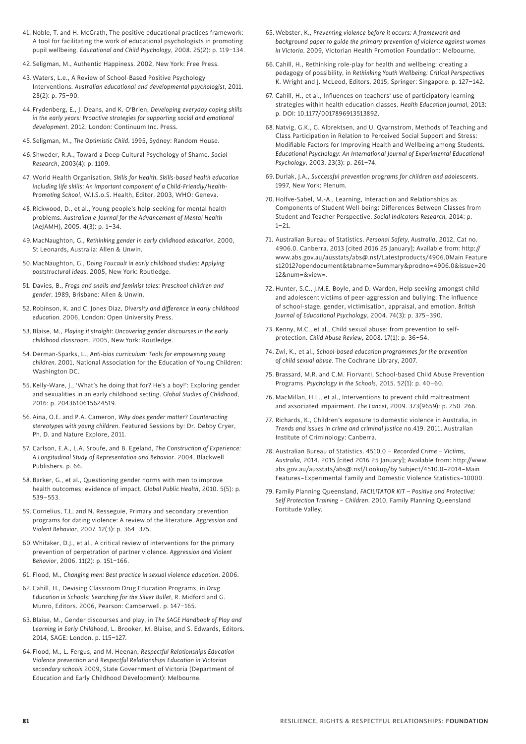41. Noble, T. and H. McGrath, The positive educational practices framework: A tool for facilitating the work of educational psychologists in promoting pupil wellbeing. *Educational and Child Psychology*, 2008. 25(2): p. 119–134.

42. Seligman, M., Authentic Happiness. 2002, New York: Free Press.

43. Waters, L.e., A Review of School-Based Positive Psychology Interventions. *Australian educational and developmental psychologist*, 2011. 28(2): p. 75–90.

44. Frydenberg, E., J. Deans, and K. O'Brien, *Developing everyday coping skills in the early years: Proactive strategies for supporting social and emotional development*. 2012, London: Continuum Inc. Press.

45. Seligman, M., *The Optimistic Child*. 1995, Sydney: Random House.

46. Shweder, R.A., Toward a Deep Cultural Psychology of Shame. *Social Research*, 2003(4): p. 1109.

47. World Health Organisation, *Skills for Health, Skills-based health education including life skills: An important component of a Child-Friendly/Health-Promoting School*, W.I.S.o.S. Health, Editor. 2003, WHO: Geneva.

48. Rickwood, D., et al., Young people's help-seeking for mental health problems. *Australian e-Journal for the Advancement of Mental Health* (AeJAMH), 2005. 4(3): p. 1–34.

49. MacNaughton, G., *Rethinking gender in early childhood education*. 2000, St Leonards, Australia: Allen & Unwin.

50. MacNaughton, G., *Doing Foucault in early childhood studies: Applying poststructural ideas*. 2005, New York: Routledge.

51. Davies, B., *Frogs and snails and feminist tales: Preschool children and gender*. 1989, Brisbane: Allen & Unwin.

52. Robinson, K. and C. Jones Diaz, *Diversity and difference in early childhood education*. 2006, London: Open University Press.

53. Blaise, M., *Playing it straight: Uncovering gender discourses in the early childhood classroom*. 2005, New York: Routledge.

54. Derman-Sparks, L., *Anti-bias curriculum: Tools for empowering young children*. 2001, National Association for the Education of Young Children: Washington DC.

55. Kelly-Ware, J., 'What's he doing that for? He's a boy!': Exploring gender and sexualities in an early childhood setting. *Global Studies of Childhood*, 2016: p. 2043610615624519.

56. Aina, O.E. and P.A. Cameron, *Why does gender matter? Counteracting stereotypes with young children*. Featured Sessions by: Dr. Debby Cryer, Ph. D. and Nature Explore, 2011.

57. Carlson, E.A., L.A. Sroufe, and B. Egeland, *The Construction of Experience: A Longitudinal Study of Representation and Behavior*. 2004, Blackwell Publishers. p. 66.

58. Barker, G., et al., Questioning gender norms with men to improve health outcomes: evidence of impact. *Global Public Health*, 2010. 5(5): p. 539–553.

59. Cornelius, T.L. and N. Resseguie, Primary and secondary prevention programs for dating violence: A review of the literature. *Aggression and Violent Behavior*, 2007. 12(3): p. 364–375.

60. Whitaker, D.J., et al., A critical review of interventions for the primary prevention of perpetration of partner violence. *Aggression and Violent Behavior*, 2006. 11(2): p. 151–166.

61. Flood, M., *Changing men: Best practice in sexual violence education*. 2006.

62. Cahill, H., Devising Classroom Drug Education Programs, in *Drug Education in Schools: Searching for the Silver Bullet*, R. Midford and G. Munro, Editors. 2006, Pearson: Camberwell. p. 147–165.

63. Blaise, M., Gender discourses and play, in *The SAGE Handbook of Play and Learning in Early Childhood*, L. Brooker, M. Blaise, and S. Edwards, Editors. 2014, SAGE: London. p. 115–127.

64. Flood, M., L. Fergus, and M. Heenan, *Respectful Relationships Education Violence prevention and Respectful Relationships Education in Victorian secondary schools* 2009, State Government of Victoria (Department of Education and Early Childhood Development): Melbourne.

65. Webster, K., *Preventing violence before it occurs: A framework and background paper to guide the primary prevention of violence against women in Victoria*. 2009, Victorian Health Promotion Foundation: Melbourne.

66. Cahill, H., Rethinking role-play for health and wellbeing: creating a pedagogy of possibility, in *Rethinking Youth Wellbeing: Critical Perspectives* K. Wright and J. McLeod, Editors. 2015, Springer: Singapore. p. 127–142.

67. Cahill, H., et al., Influences on teachers' use of participatory learning strategies within health education classes. *Health Education Journal*, 2013: p. DOI: 10.1177/0017896913513892.

68. Natvig, G.K., G. Albrektsen, and U. Qvarnstrom, Methods of Teaching and Class Participation in Relation to Perceived Social Support and Stress: Modifiable Factors for Improving Health and Wellbeing among Students. *Educational Psychology: An International Journal of Experimental Educational Psychology*, 2003. 23(3): p. 261–74.

69. Durlak, J.A., *Successful prevention programs for children and adolescents*. 1997, New York: Plenum.

70. Holfve-Sabel, M.-A., Learning, Interaction and Relationships as Components of Student Well-being: Differences Between Classes from Student and Teacher Perspective. *Social Indicators Research*, 2014: p. 1–21.

71. Australian Bureau of Statistics. *Personal Safety, Australia*, 2012, Cat no. 4906.0. Canberra. 2013 [cited 2016 25 January]; Available from: http://www.abs.gov.au/ausstats/abs@.nsf/Latestproducts/4906.0Main Features12012?opendocument&tabname=Summary&prodno=4906.0&issue=2012&num=&view=.

72. Hunter, S.C., J.M.E. Boyle, and D. Warden, Help seeking amongst child and adolescent victims of peer-aggression and bullying: The influence of school-stage, gender, victimisation, appraisal, and emotion. *British Journal of Educational Psychology*, 2004. 74(3): p. 375–390.

73. Kenny, M.C., et al., Child sexual abuse: from prevention to self-protection. *Child Abuse Review*, 2008. 17(1): p. 36–54.

74. Zwi, K., et al., *School-based education programmes for the prevention of child sexual abuse*. The Cochrane Library, 2007.

75. Brassard, M.R. and C.M. Fiorvanti, School-based Child Abuse Prevention Programs. *Psychology in the Schools*, 2015. 52(1): p. 40–60.

76. MacMillan, H.L., et al., Interventions to prevent child maltreatment and associated impairment. *The Lancet*, 2009. 373(9659): p. 250–266.

77. Richards, K., Children's exposure to domestic violence in Australia, in *Trends and issues in crime and criminal justice* no.419. 2011, Australian Institute of Criminology: Canberra.

78. Australian Bureau of Statistics. 4510.0 – *Recorded Crime – Victims, Australia*, 2014. 2015 [cited 2016 25 January]; Available from: http://www.abs.gov.au/ausstats/abs@.nsf/Lookup/by Subject/4510.0~2014~Main Features~Experimental Family and Domestic Violence Statistics~10000.

79. Family Planning Queensland, *FACILITATOR KIT – Positive and Protective: Self Protection Training – Children*. 2010, Family Planning Queensland Fortitude Valley.